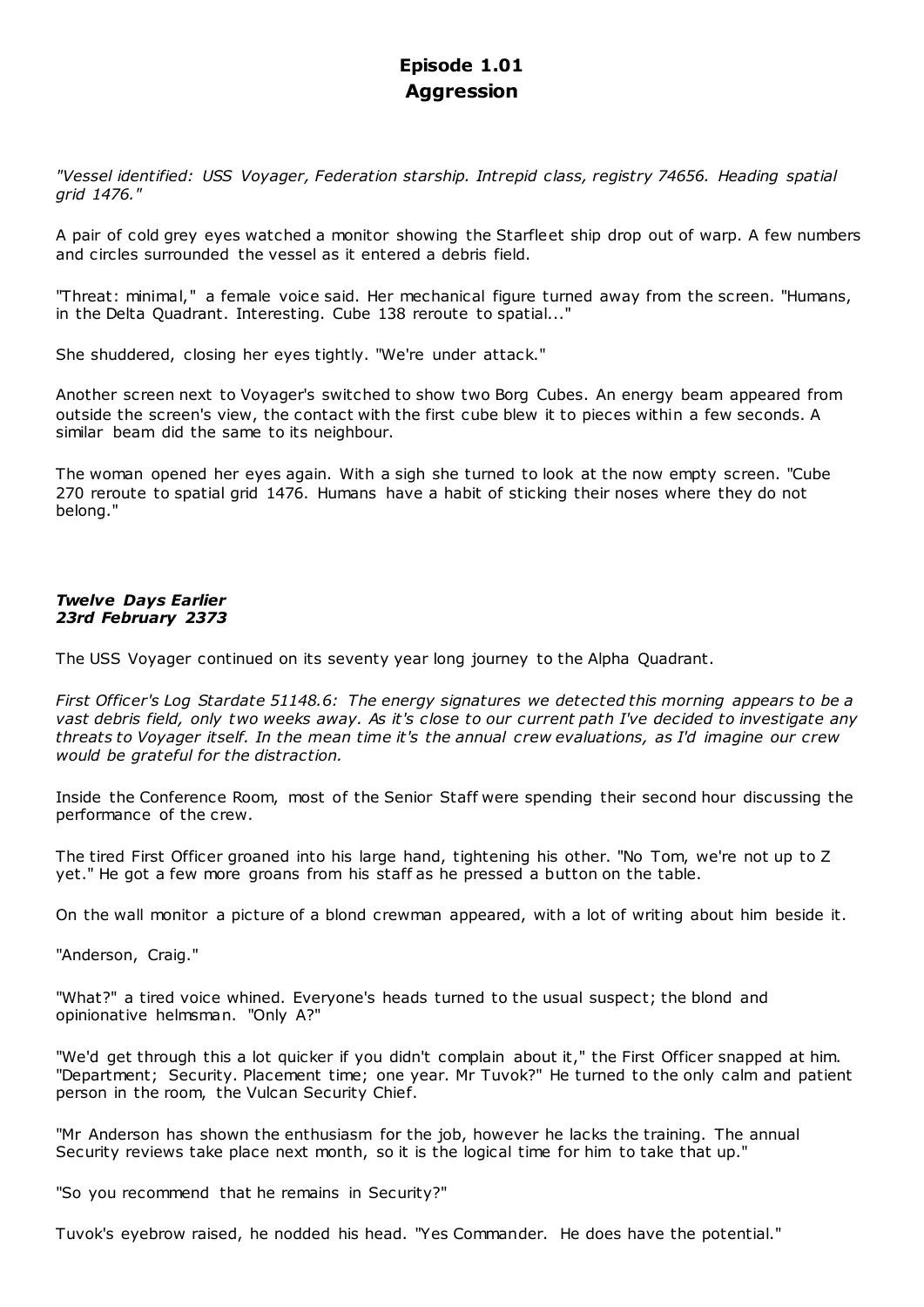# Episode 1.01
# Aggression

*"Vessel identified: USS Voyager, Federation starship. Intrepid class, registry 74656. Heading spatial grid 1476."*

A pair of cold grey eyes watched a monitor showing the Starfleet ship drop out of warp. A few numbers and circles surrounded the vessel as it entered a debris field.

"Threat: minimal," a female voice said. Her mechanical figure turned away from the screen. "Humans, in the Delta Quadrant. Interesting. Cube 138 reroute to spatial..."

She shuddered, closing her eyes tightly. "We're under attack."

Another screen next to Voyager's switched to show two Borg Cubes. An energy beam appeared from outside the screen's view, the contact with the first cube blew it to pieces within a few seconds. A similar beam did the same to its neighbour.

The woman opened her eyes again. With a sigh she turned to look at the now empty screen. "Cube 270 reroute to spatial grid 1476. Humans have a habit of sticking their noses where they do not belong."

***Twelve Days Earlier***
***23rd February 2373***

The USS Voyager continued on its seventy year long journey to the Alpha Quadrant.

*First Officer's Log Stardate 51148.6: The energy signatures we detected this morning appears to be a vast debris field, only two weeks away. As it's close to our current path I've decided to investigate any threats to Voyager itself. In the mean time it's the annual crew evaluations, as I'd imagine our crew would be grateful for the distraction.*

Inside the Conference Room, most of the Senior Staff were spending their second hour discussing the performance of the crew.

The tired First Officer groaned into his large hand, tightening his other. "No Tom, we're not up to Z yet." He got a few more groans from his staff as he pressed a button on the table.

On the wall monitor a picture of a blond crewman appeared, with a lot of writing about him beside it.

"Anderson, Craig."

"What?" a tired voice whined. Everyone's heads turned to the usual suspect; the blond and opinionative helmsman. "Only A?"

"We'd get through this a lot quicker if you didn't complain about it," the First Officer snapped at him. "Department; Security. Placement time; one year. Mr Tuvok?" He turned to the only calm and patient person in the room, the Vulcan Security Chief.

"Mr Anderson has shown the enthusiasm for the job, however he lacks the training. The annual Security reviews take place next month, so it is the logical time for him to take that up."

"So you recommend that he remains in Security?"

Tuvok's eyebrow raised, he nodded his head. "Yes Commander. He does have the potential."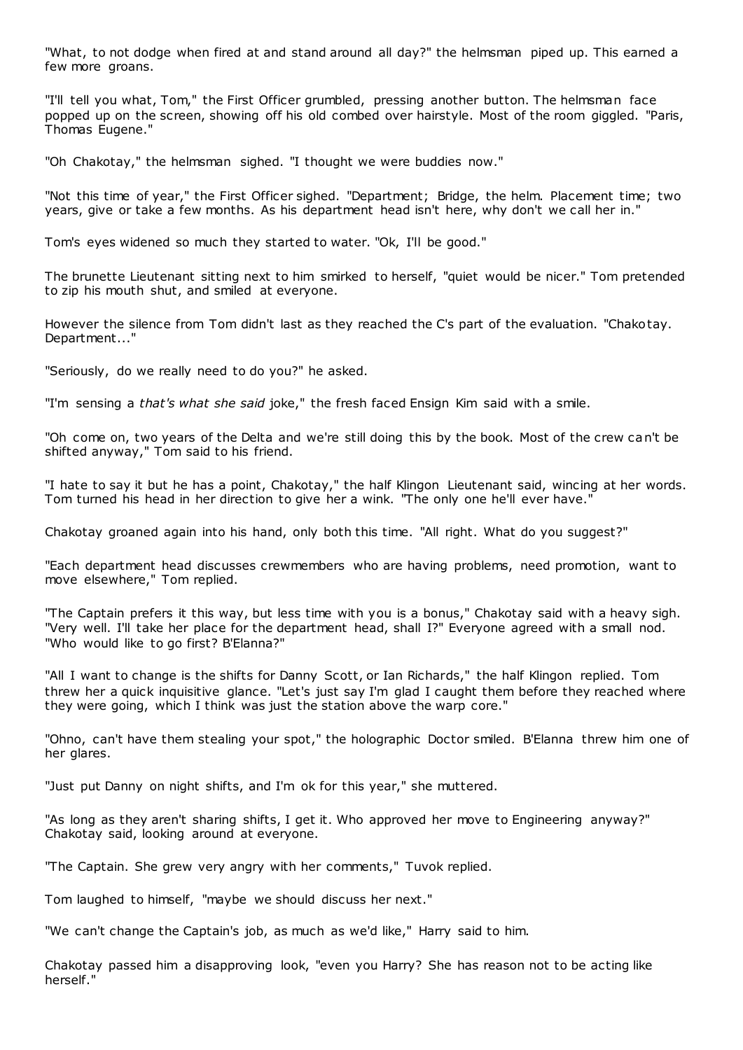"What, to not dodge when fired at and stand around all day?" the helmsman piped up. This earned a few more groans.

"I'll tell you what, Tom," the First Officer grumbled, pressing another button. The helmsman face popped up on the screen, showing off his old combed over hairstyle. Most of the room giggled. "Paris, Thomas Eugene."

"Oh Chakotay," the helmsman sighed. "I thought we were buddies now."

"Not this time of year," the First Officer sighed. "Department; Bridge, the helm. Placement time; two years, give or take a few months. As his department head isn't here, why don't we call her in."

Tom's eyes widened so much they started to water. "Ok, I'll be good."

The brunette Lieutenant sitting next to him smirked to herself, "quiet would be nicer." Tom pretended to zip his mouth shut, and smiled at everyone.

However the silence from Tom didn't last as they reached the C's part of the evaluation. "Chakotay. Department..."

"Seriously, do we really need to do you?" he asked.

"I'm sensing a *that's what she said* joke," the fresh faced Ensign Kim said with a smile.

"Oh come on, two years of the Delta and we're still doing this by the book. Most of the crew can't be shifted anyway," Tom said to his friend.

"I hate to say it but he has a point, Chakotay," the half Klingon Lieutenant said, wincing at her words. Tom turned his head in her direction to give her a wink. "The only one he'll ever have."

Chakotay groaned again into his hand, only both this time. "All right. What do you suggest?"

"Each department head discusses crewmembers who are having problems, need promotion, want to move elsewhere," Tom replied.

"The Captain prefers it this way, but less time with you is a bonus," Chakotay said with a heavy sigh. "Very well. I'll take her place for the department head, shall I?" Everyone agreed with a small nod. "Who would like to go first? B'Elanna?"

"All I want to change is the shifts for Danny Scott, or Ian Richards," the half Klingon replied. Tom threw her a quick inquisitive glance. "Let's just say I'm glad I caught them before they reached where they were going, which I think was just the station above the warp core."

"Ohno, can't have them stealing your spot," the holographic Doctor smiled. B'Elanna threw him one of her glares.

"Just put Danny on night shifts, and I'm ok for this year," she muttered.

"As long as they aren't sharing shifts, I get it. Who approved her move to Engineering anyway?" Chakotay said, looking around at everyone.

"The Captain. She grew very angry with her comments," Tuvok replied.

Tom laughed to himself, "maybe we should discuss her next."

"We can't change the Captain's job, as much as we'd like," Harry said to him.

Chakotay passed him a disapproving look, "even you Harry? She has reason not to be acting like herself."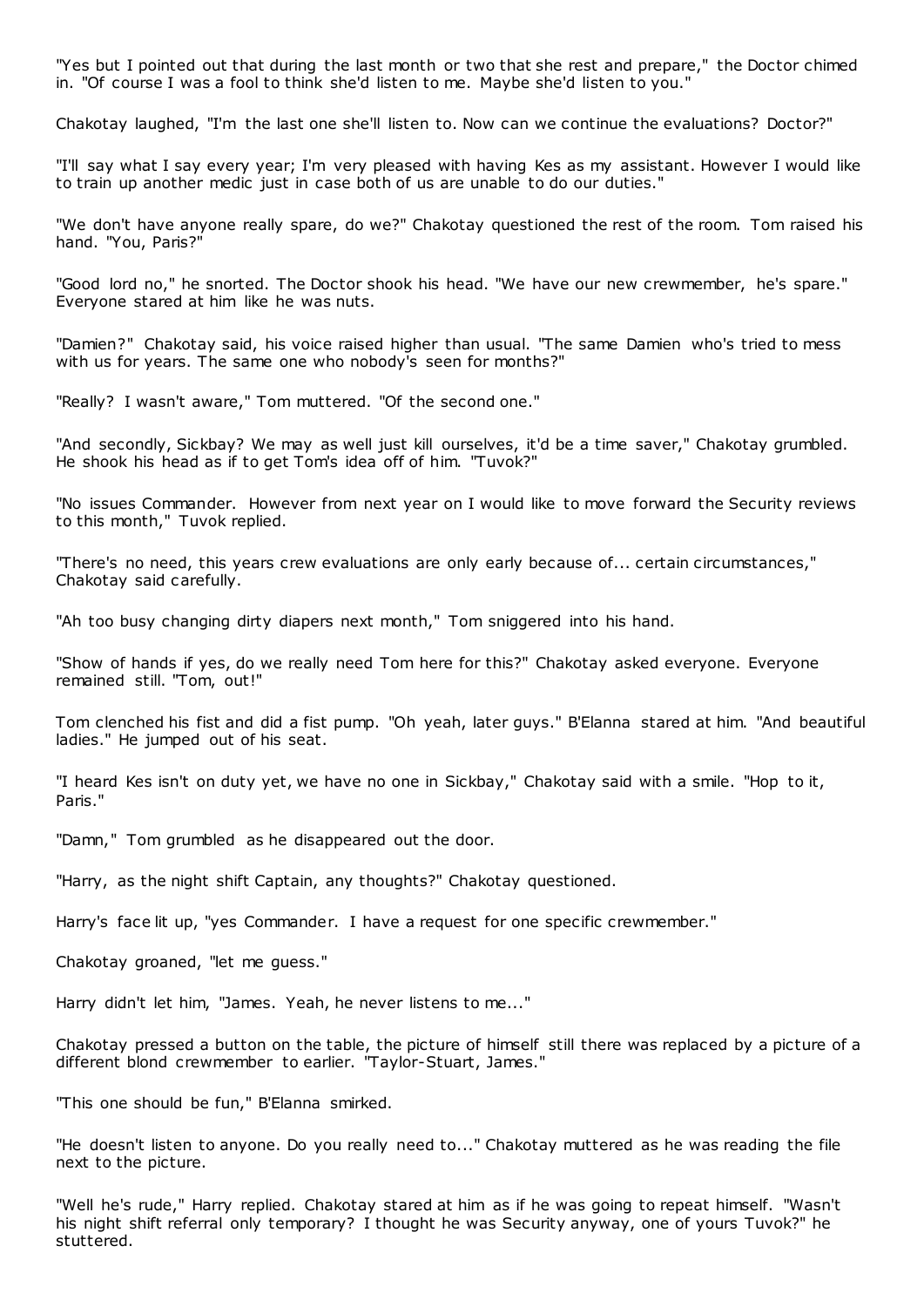"Yes but I pointed out that during the last month or two that she rest and prepare," the Doctor chimed in. "Of course I was a fool to think she'd listen to me. Maybe she'd listen to you."

Chakotay laughed, "I'm the last one she'll listen to. Now can we continue the evaluations? Doctor?"

"I'll say what I say every year; I'm very pleased with having Kes as my assistant. However I would like to train up another medic just in case both of us are unable to do our duties."

"We don't have anyone really spare, do we?" Chakotay questioned the rest of the room. Tom raised his hand. "You, Paris?"

"Good lord no," he snorted. The Doctor shook his head. "We have our new crewmember, he's spare." Everyone stared at him like he was nuts.

"Damien?" Chakotay said, his voice raised higher than usual. "The same Damien who's tried to mess with us for years. The same one who nobody's seen for months?"

"Really? I wasn't aware," Tom muttered. "Of the second one."

"And secondly, Sickbay? We may as well just kill ourselves, it'd be a time saver," Chakotay grumbled. He shook his head as if to get Tom's idea off of him. "Tuvok?"

"No issues Commander. However from next year on I would like to move forward the Security reviews to this month," Tuvok replied.

"There's no need, this years crew evaluations are only early because of... certain circumstances," Chakotay said carefully.

"Ah too busy changing dirty diapers next month," Tom sniggered into his hand.

"Show of hands if yes, do we really need Tom here for this?" Chakotay asked everyone. Everyone remained still. "Tom, out!"

Tom clenched his fist and did a fist pump. "Oh yeah, later guys." B'Elanna stared at him. "And beautiful ladies." He jumped out of his seat.

"I heard Kes isn't on duty yet, we have no one in Sickbay," Chakotay said with a smile. "Hop to it, Paris."

"Damn," Tom grumbled as he disappeared out the door.

"Harry, as the night shift Captain, any thoughts?" Chakotay questioned.

Harry's face lit up, "yes Commander. I have a request for one specific crewmember."

Chakotay groaned, "let me guess."

Harry didn't let him, "James. Yeah, he never listens to me..."

Chakotay pressed a button on the table, the picture of himself still there was replaced by a picture of a different blond crewmember to earlier. "Taylor-Stuart, James."

"This one should be fun," B'Elanna smirked.

"He doesn't listen to anyone. Do you really need to..." Chakotay muttered as he was reading the file next to the picture.

"Well he's rude," Harry replied. Chakotay stared at him as if he was going to repeat himself. "Wasn't his night shift referral only temporary? I thought he was Security anyway, one of yours Tuvok?" he stuttered.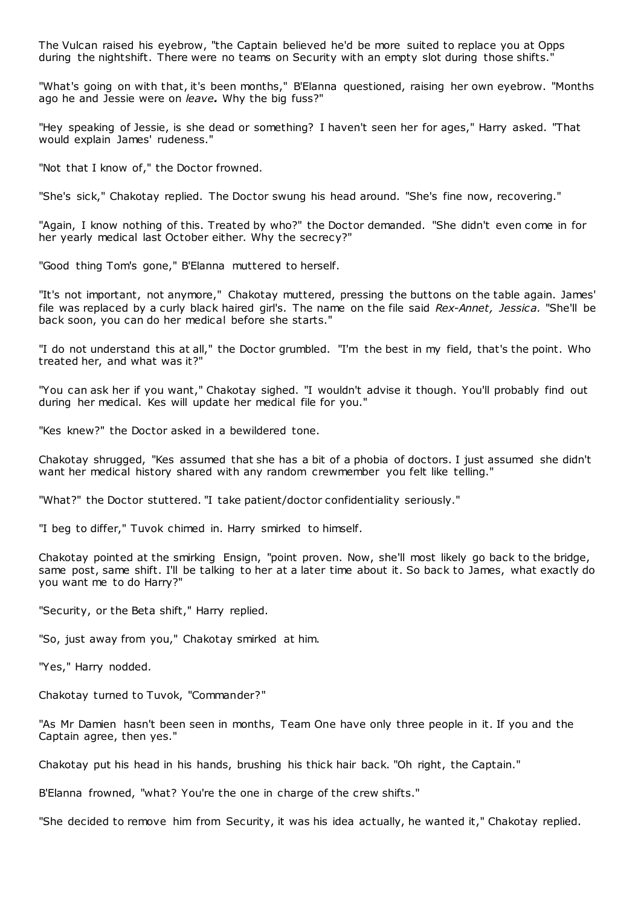The Vulcan raised his eyebrow, "the Captain believed he'd be more suited to replace you at Opps during the nightshift. There were no teams on Security with an empty slot during those shifts."

"What's going on with that, it's been months," B'Elanna questioned, raising her own eyebrow. "Months ago he and Jessie were on *leave.* Why the big fuss?"

"Hey speaking of Jessie, is she dead or something? I haven't seen her for ages," Harry asked. "That would explain James' rudeness."

"Not that I know of," the Doctor frowned.

"She's sick," Chakotay replied. The Doctor swung his head around. "She's fine now, recovering."

"Again, I know nothing of this. Treated by who?" the Doctor demanded. "She didn't even come in for her yearly medical last October either. Why the secrecy?"

"Good thing Tom's gone," B'Elanna muttered to herself.

"It's not important, not anymore," Chakotay muttered, pressing the buttons on the table again. James' file was replaced by a curly black haired girl's. The name on the file said *Rex-Annet, Jessica.* "She'll be back soon, you can do her medical before she starts."

"I do not understand this at all," the Doctor grumbled. "I'm the best in my field, that's the point. Who treated her, and what was it?"

"You can ask her if you want," Chakotay sighed. "I wouldn't advise it though. You'll probably find out during her medical. Kes will update her medical file for you."

"Kes knew?" the Doctor asked in a bewildered tone.

Chakotay shrugged, "Kes assumed that she has a bit of a phobia of doctors. I just assumed she didn't want her medical history shared with any random crewmember you felt like telling."

"What?" the Doctor stuttered. "I take patient/doctor confidentiality seriously."

"I beg to differ," Tuvok chimed in. Harry smirked to himself.

Chakotay pointed at the smirking Ensign, "point proven. Now, she'll most likely go back to the bridge, same post, same shift. I'll be talking to her at a later time about it. So back to James, what exactly do you want me to do Harry?"

"Security, or the Beta shift," Harry replied.

"So, just away from you," Chakotay smirked at him.

"Yes," Harry nodded.

Chakotay turned to Tuvok, "Commander?"

"As Mr Damien hasn't been seen in months, Team One have only three people in it. If you and the Captain agree, then yes."

Chakotay put his head in his hands, brushing his thick hair back. "Oh right, the Captain."

B'Elanna frowned, "what? You're the one in charge of the crew shifts."

"She decided to remove him from Security, it was his idea actually, he wanted it," Chakotay replied.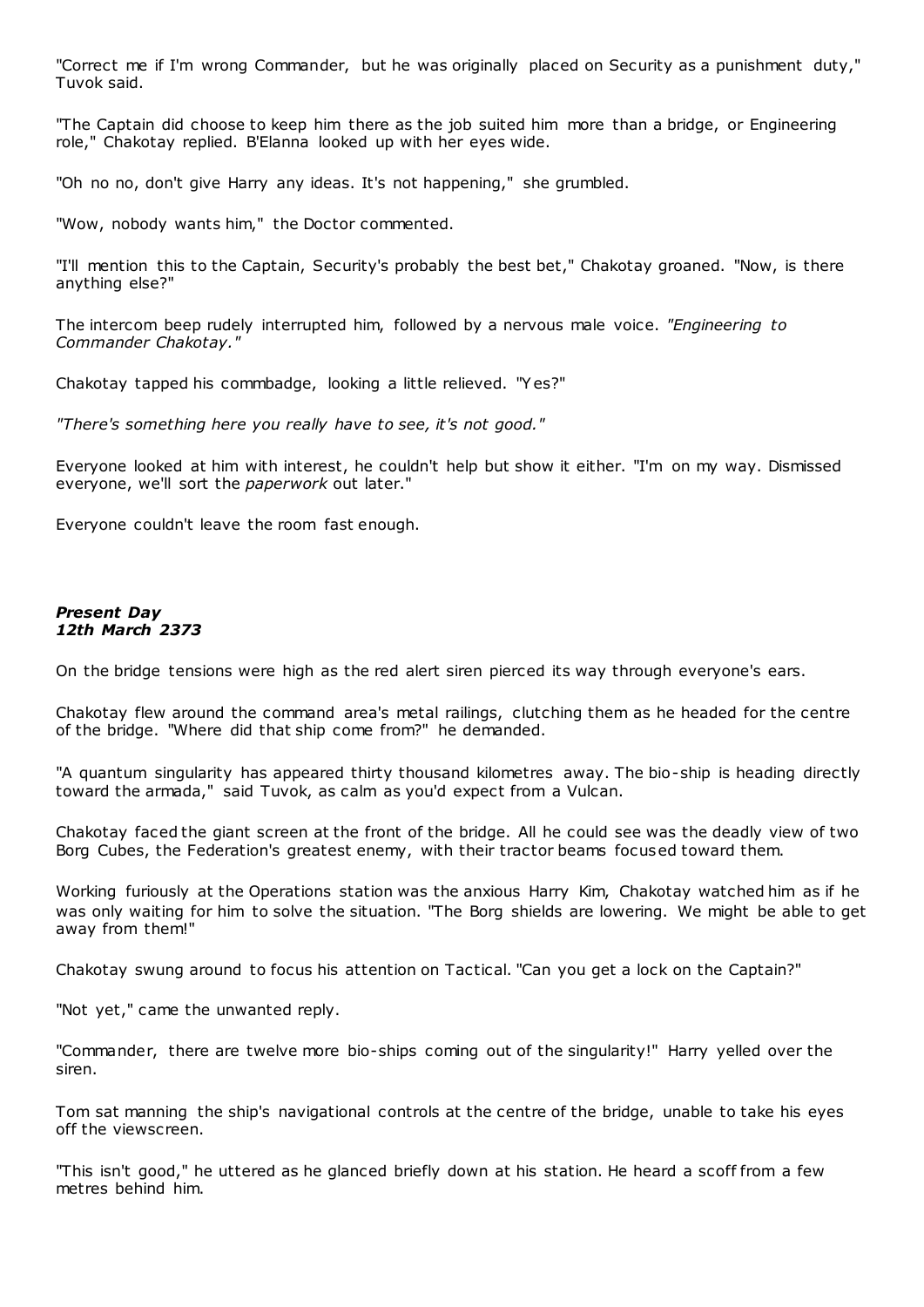"Correct me if I'm wrong Commander, but he was originally placed on Security as a punishment duty," Tuvok said.

"The Captain did choose to keep him there as the job suited him more than a bridge, or Engineering role," Chakotay replied. B'Elanna looked up with her eyes wide.

"Oh no no, don't give Harry any ideas. It's not happening," she grumbled.

"Wow, nobody wants him," the Doctor commented.

"I'll mention this to the Captain, Security's probably the best bet," Chakotay groaned. "Now, is there anything else?"

The intercom beep rudely interrupted him, followed by a nervous male voice. *"Engineering to Commander Chakotay."*

Chakotay tapped his commbadge, looking a little relieved. "Yes?"

*"There's something here you really have to see, it's not good."*

Everyone looked at him with interest, he couldn't help but show it either. "I'm on my way. Dismissed everyone, we'll sort the *paperwork* out later."

Everyone couldn't leave the room fast enough.

***Present Day***
***12th March 2373***

On the bridge tensions were high as the red alert siren pierced its way through everyone's ears.

Chakotay flew around the command area's metal railings, clutching them as he headed for the centre of the bridge. "Where did that ship come from?" he demanded.

"A quantum singularity has appeared thirty thousand kilometres away. The bio-ship is heading directly toward the armada," said Tuvok, as calm as you'd expect from a Vulcan.

Chakotay faced the giant screen at the front of the bridge. All he could see was the deadly view of two Borg Cubes, the Federation's greatest enemy, with their tractor beams focused toward them.

Working furiously at the Operations station was the anxious Harry Kim, Chakotay watched him as if he was only waiting for him to solve the situation. "The Borg shields are lowering. We might be able to get away from them!"

Chakotay swung around to focus his attention on Tactical. "Can you get a lock on the Captain?"

"Not yet," came the unwanted reply.

"Commander, there are twelve more bio-ships coming out of the singularity!" Harry yelled over the siren.

Tom sat manning the ship's navigational controls at the centre of the bridge, unable to take his eyes off the viewscreen.

"This isn't good," he uttered as he glanced briefly down at his station. He heard a scoff from a few metres behind him.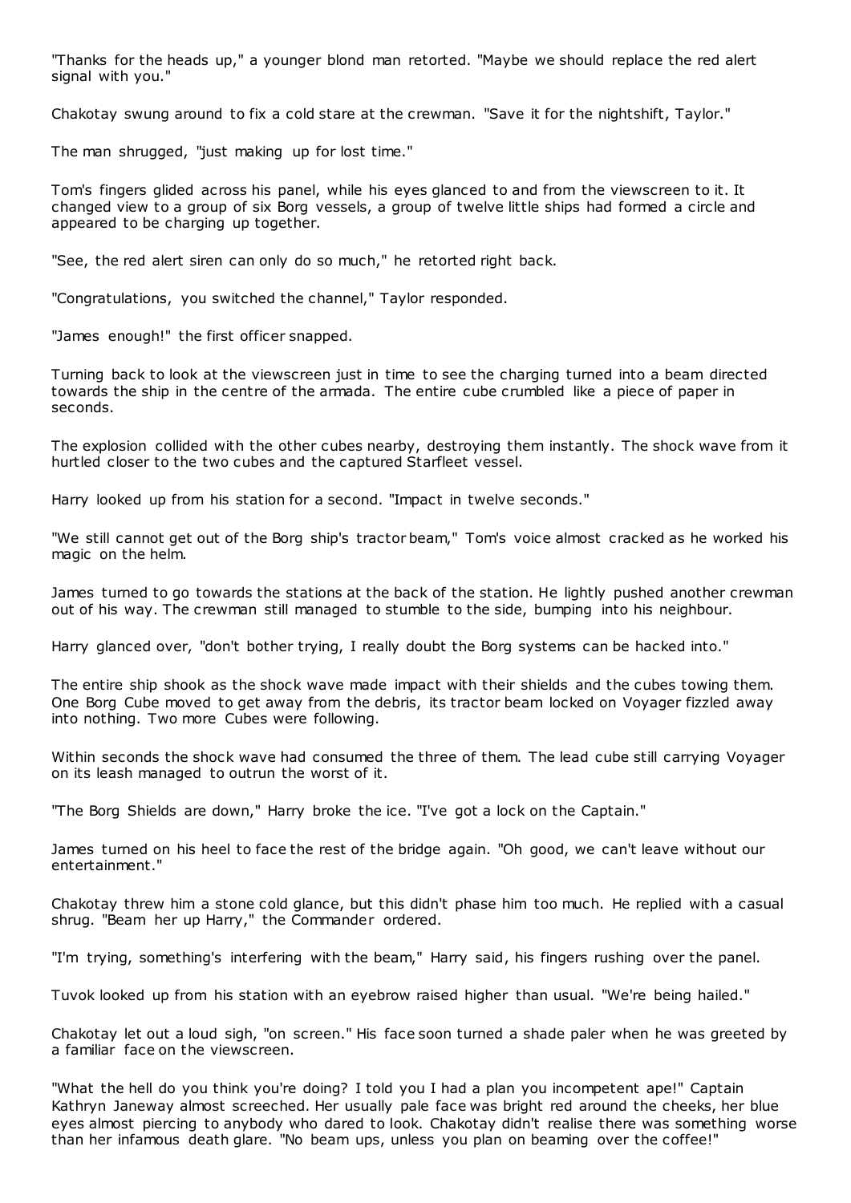"Thanks for the heads up," a younger blond man retorted. "Maybe we should replace the red alert signal with you."

Chakotay swung around to fix a cold stare at the crewman. "Save it for the nightshift, Taylor."

The man shrugged, "just making up for lost time."

Tom's fingers glided across his panel, while his eyes glanced to and from the viewscreen to it. It changed view to a group of six Borg vessels, a group of twelve little ships had formed a circle and appeared to be charging up together.

"See, the red alert siren can only do so much," he retorted right back.

"Congratulations, you switched the channel," Taylor responded.

"James enough!" the first officer snapped.

Turning back to look at the viewscreen just in time to see the charging turned into a beam directed towards the ship in the centre of the armada. The entire cube crumbled like a piece of paper in seconds.

The explosion collided with the other cubes nearby, destroying them instantly. The shock wave from it hurtled closer to the two cubes and the captured Starfleet vessel.

Harry looked up from his station for a second. "Impact in twelve seconds."

"We still cannot get out of the Borg ship's tractor beam," Tom's voice almost cracked as he worked his magic on the helm.

James turned to go towards the stations at the back of the station. He lightly pushed another crewman out of his way. The crewman still managed to stumble to the side, bumping into his neighbour.

Harry glanced over, "don't bother trying, I really doubt the Borg systems can be hacked into."

The entire ship shook as the shock wave made impact with their shields and the cubes towing them. One Borg Cube moved to get away from the debris, its tractor beam locked on Voyager fizzled away into nothing. Two more Cubes were following.

Within seconds the shock wave had consumed the three of them. The lead cube still carrying Voyager on its leash managed to outrun the worst of it.

"The Borg Shields are down," Harry broke the ice. "I've got a lock on the Captain."

James turned on his heel to face the rest of the bridge again. "Oh good, we can't leave without our entertainment."

Chakotay threw him a stone cold glance, but this didn't phase him too much. He replied with a casual shrug. "Beam her up Harry," the Commander ordered.

"I'm trying, something's interfering with the beam," Harry said, his fingers rushing over the panel.

Tuvok looked up from his station with an eyebrow raised higher than usual. "We're being hailed."

Chakotay let out a loud sigh, "on screen." His face soon turned a shade paler when he was greeted by a familiar face on the viewscreen.

"What the hell do you think you're doing? I told you I had a plan you incompetent ape!" Captain Kathryn Janeway almost screeched. Her usually pale face was bright red around the cheeks, her blue eyes almost piercing to anybody who dared to look. Chakotay didn't realise there was something worse than her infamous death glare. "No beam ups, unless you plan on beaming over the coffee!"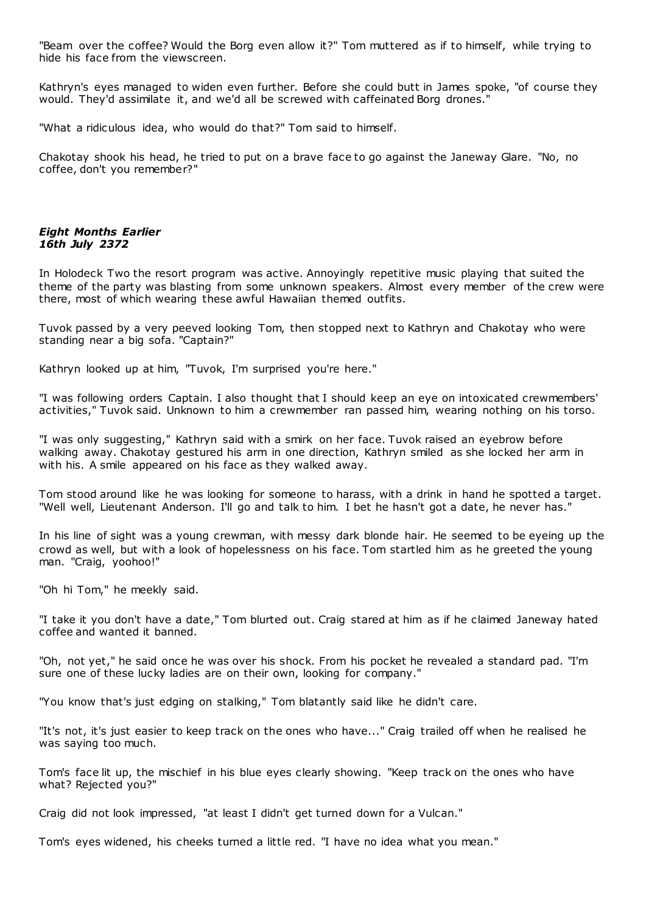"Beam over the coffee? Would the Borg even allow it?" Tom muttered as if to himself, while trying to hide his face from the viewscreen.

Kathryn's eyes managed to widen even further. Before she could butt in James spoke, "of course they would. They'd assimilate it, and we'd all be screwed with caffeinated Borg drones."

"What a ridiculous idea, who would do that?" Tom said to himself.

Chakotay shook his head, he tried to put on a brave face to go against the Janeway Glare. "No, no coffee, don't you remember?"

***Eight Months Earlier***
***16th July 2372***

In Holodeck Two the resort program was active. Annoyingly repetitive music playing that suited the theme of the party was blasting from some unknown speakers. Almost every member of the crew were there, most of which wearing these awful Hawaiian themed outfits.

Tuvok passed by a very peeved looking Tom, then stopped next to Kathryn and Chakotay who were standing near a big sofa. "Captain?"

Kathryn looked up at him, "Tuvok, I'm surprised you're here."

"I was following orders Captain. I also thought that I should keep an eye on intoxicated crewmembers' activities," Tuvok said. Unknown to him a crewmember ran passed him, wearing nothing on his torso.

"I was only suggesting," Kathryn said with a smirk on her face. Tuvok raised an eyebrow before walking away. Chakotay gestured his arm in one direction, Kathryn smiled as she locked her arm in with his. A smile appeared on his face as they walked away.

Tom stood around like he was looking for someone to harass, with a drink in hand he spotted a target. "Well well, Lieutenant Anderson. I'll go and talk to him. I bet he hasn't got a date, he never has."

In his line of sight was a young crewman, with messy dark blonde hair. He seemed to be eyeing up the crowd as well, but with a look of hopelessness on his face. Tom startled him as he greeted the young man. "Craig, yoohoo!"

"Oh hi Tom," he meekly said.

"I take it you don't have a date," Tom blurted out. Craig stared at him as if he claimed Janeway hated coffee and wanted it banned.

"Oh, not yet," he said once he was over his shock. From his pocket he revealed a standard pad. "I'm sure one of these lucky ladies are on their own, looking for company."

"You know that's just edging on stalking," Tom blatantly said like he didn't care.

"It's not, it's just easier to keep track on the ones who have..." Craig trailed off when he realised he was saying too much.

Tom's face lit up, the mischief in his blue eyes clearly showing. "Keep track on the ones who have what? Rejected you?"

Craig did not look impressed, "at least I didn't get turned down for a Vulcan."

Tom's eyes widened, his cheeks turned a little red. "I have no idea what you mean."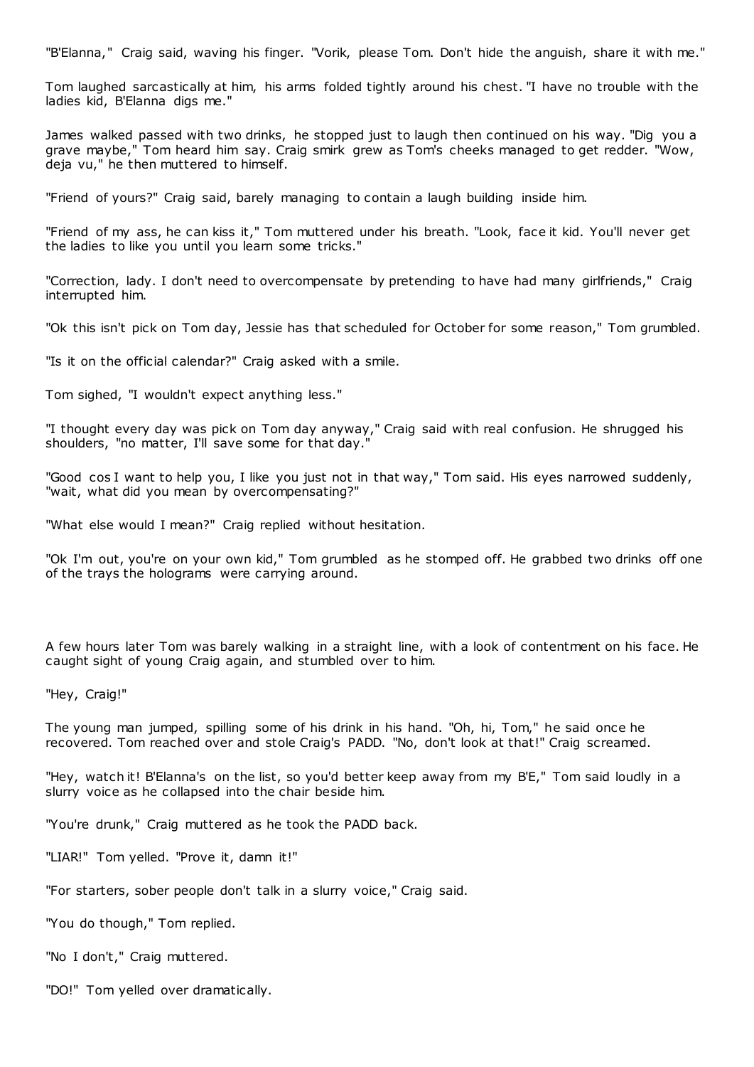"B'Elanna," Craig said, waving his finger. "Vorik, please Tom. Don't hide the anguish, share it with me."

Tom laughed sarcastically at him, his arms folded tightly around his chest. "I have no trouble with the ladies kid, B'Elanna digs me."

James walked passed with two drinks, he stopped just to laugh then continued on his way. "Dig you a grave maybe," Tom heard him say. Craig smirk grew as Tom's cheeks managed to get redder. "Wow, deja vu," he then muttered to himself.

"Friend of yours?" Craig said, barely managing to contain a laugh building inside him.

"Friend of my ass, he can kiss it," Tom muttered under his breath. "Look, face it kid. You'll never get the ladies to like you until you learn some tricks."

"Correction, lady. I don't need to overcompensate by pretending to have had many girlfriends," Craig interrupted him.

"Ok this isn't pick on Tom day, Jessie has that scheduled for October for some reason," Tom grumbled.

"Is it on the official calendar?" Craig asked with a smile.

Tom sighed, "I wouldn't expect anything less."

"I thought every day was pick on Tom day anyway," Craig said with real confusion. He shrugged his shoulders, "no matter, I'll save some for that day."

"Good cos I want to help you, I like you just not in that way," Tom said. His eyes narrowed suddenly, "wait, what did you mean by overcompensating?"

"What else would I mean?" Craig replied without hesitation.

"Ok I'm out, you're on your own kid," Tom grumbled as he stomped off. He grabbed two drinks off one of the trays the holograms were carrying around.

A few hours later Tom was barely walking in a straight line, with a look of contentment on his face. He caught sight of young Craig again, and stumbled over to him.

"Hey, Craig!"

The young man jumped, spilling some of his drink in his hand. "Oh, hi, Tom," he said once he recovered. Tom reached over and stole Craig's PADD. "No, don't look at that!" Craig screamed.

"Hey, watch it! B'Elanna's on the list, so you'd better keep away from my B'E," Tom said loudly in a slurry voice as he collapsed into the chair beside him.

"You're drunk," Craig muttered as he took the PADD back.

"LIAR!" Tom yelled. "Prove it, damn it!"

"For starters, sober people don't talk in a slurry voice," Craig said.

"You do though," Tom replied.

"No I don't," Craig muttered.

"DO!" Tom yelled over dramatically.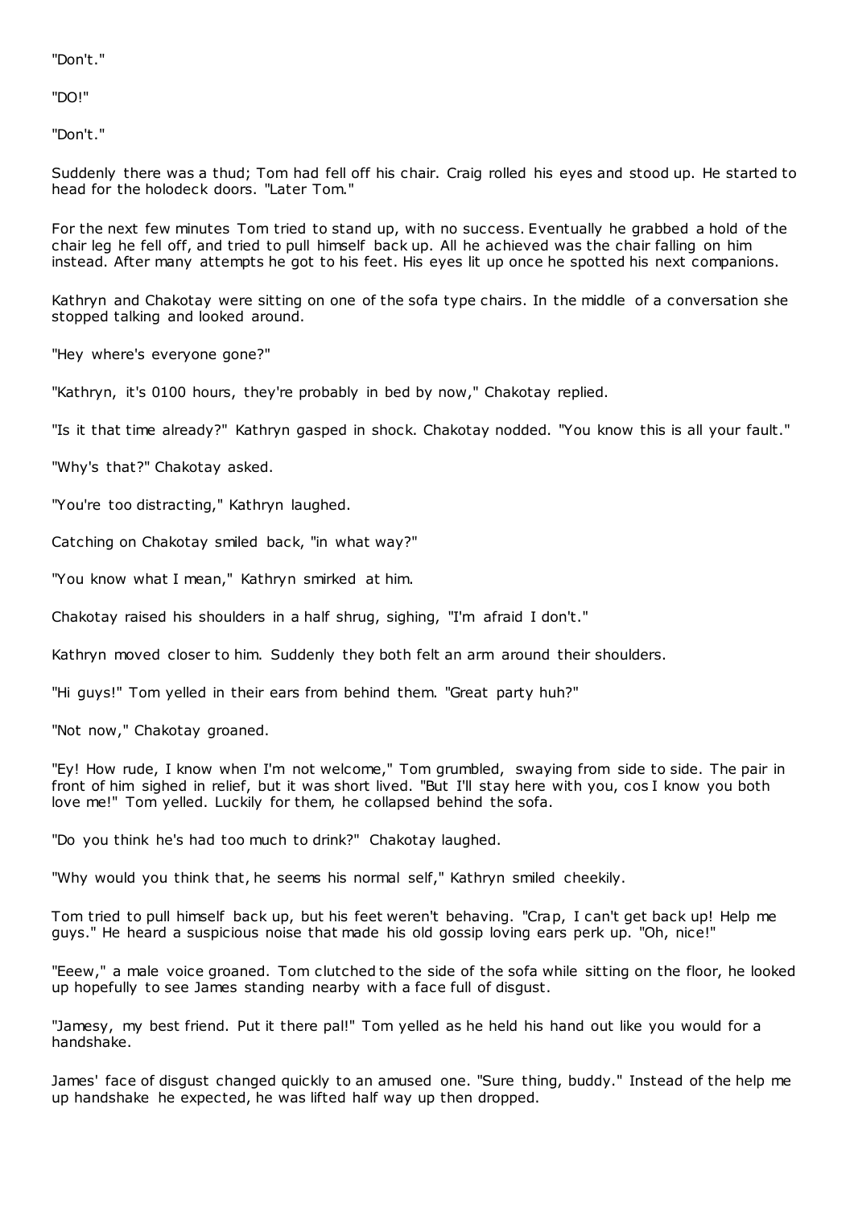"Don't."

"DO!"

"Don't."

Suddenly there was a thud; Tom had fell off his chair. Craig rolled his eyes and stood up. He started to head for the holodeck doors. "Later Tom."

For the next few minutes Tom tried to stand up, with no success. Eventually he grabbed a hold of the chair leg he fell off, and tried to pull himself back up. All he achieved was the chair falling on him instead. After many attempts he got to his feet. His eyes lit up once he spotted his next companions.

Kathryn and Chakotay were sitting on one of the sofa type chairs. In the middle of a conversation she stopped talking and looked around.

"Hey where's everyone gone?"

"Kathryn, it's 0100 hours, they're probably in bed by now," Chakotay replied.

"Is it that time already?" Kathryn gasped in shock. Chakotay nodded. "You know this is all your fault."

"Why's that?" Chakotay asked.

"You're too distracting," Kathryn laughed.

Catching on Chakotay smiled back, "in what way?"

"You know what I mean," Kathryn smirked at him.

Chakotay raised his shoulders in a half shrug, sighing, "I'm afraid I don't."

Kathryn moved closer to him. Suddenly they both felt an arm around their shoulders.

"Hi guys!" Tom yelled in their ears from behind them. "Great party huh?"

"Not now," Chakotay groaned.

"Ey! How rude, I know when I'm not welcome," Tom grumbled, swaying from side to side. The pair in front of him sighed in relief, but it was short lived. "But I'll stay here with you, cos I know you both love me!" Tom yelled. Luckily for them, he collapsed behind the sofa.

"Do you think he's had too much to drink?" Chakotay laughed.

"Why would you think that, he seems his normal self," Kathryn smiled cheekily.

Tom tried to pull himself back up, but his feet weren't behaving. "Crap, I can't get back up! Help me guys." He heard a suspicious noise that made his old gossip loving ears perk up. "Oh, nice!"

"Eeew," a male voice groaned. Tom clutched to the side of the sofa while sitting on the floor, he looked up hopefully to see James standing nearby with a face full of disgust.

"Jamesy, my best friend. Put it there pal!" Tom yelled as he held his hand out like you would for a handshake.

James' face of disgust changed quickly to an amused one. "Sure thing, buddy." Instead of the help me up handshake he expected, he was lifted half way up then dropped.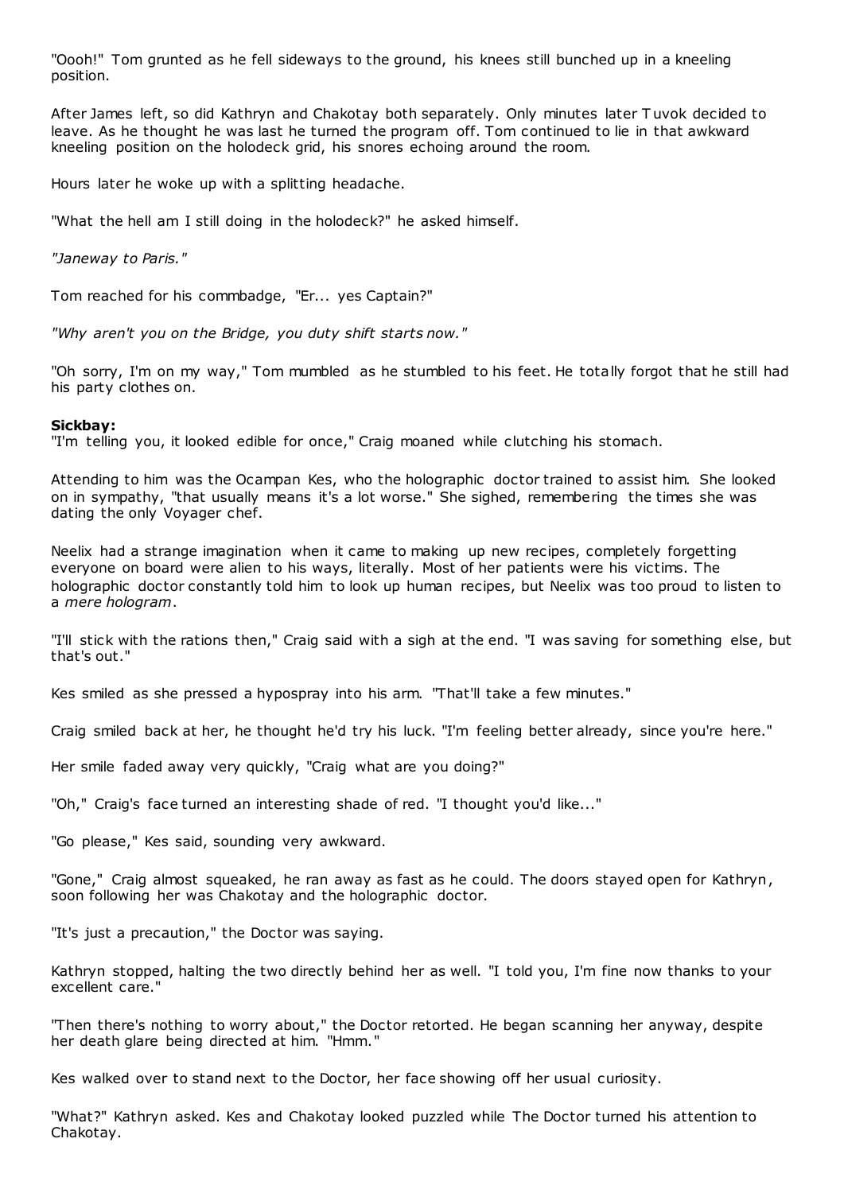"Oooh!" Tom grunted as he fell sideways to the ground, his knees still bunched up in a kneeling position.

After James left, so did Kathryn and Chakotay both separately. Only minutes later Tuvok decided to leave. As he thought he was last he turned the program off. Tom continued to lie in that awkward kneeling position on the holodeck grid, his snores echoing around the room.

Hours later he woke up with a splitting headache.

"What the hell am I still doing in the holodeck?" he asked himself.

*"Janeway to Paris."*

Tom reached for his commbadge, "Er... yes Captain?"

*"Why aren't you on the Bridge, you duty shift starts now."*

"Oh sorry, I'm on my way," Tom mumbled as he stumbled to his feet. He totally forgot that he still had his party clothes on.

**Sickbay:**
"I'm telling you, it looked edible for once," Craig moaned while clutching his stomach.

Attending to him was the Ocampan Kes, who the holographic doctor trained to assist him. She looked on in sympathy, "that usually means it's a lot worse." She sighed, remembering the times she was dating the only Voyager chef.

Neelix had a strange imagination when it came to making up new recipes, completely forgetting everyone on board were alien to his ways, literally. Most of her patients were his victims. The holographic doctor constantly told him to look up human recipes, but Neelix was too proud to listen to a *mere hologram*.

"I'll stick with the rations then," Craig said with a sigh at the end. "I was saving for something else, but that's out."

Kes smiled as she pressed a hypospray into his arm. "That'll take a few minutes."

Craig smiled back at her, he thought he'd try his luck. "I'm feeling better already, since you're here."

Her smile faded away very quickly, "Craig what are you doing?"

"Oh," Craig's face turned an interesting shade of red. "I thought you'd like..."

"Go please," Kes said, sounding very awkward.

"Gone," Craig almost squeaked, he ran away as fast as he could. The doors stayed open for Kathryn, soon following her was Chakotay and the holographic doctor.

"It's just a precaution," the Doctor was saying.

Kathryn stopped, halting the two directly behind her as well. "I told you, I'm fine now thanks to your excellent care."

"Then there's nothing to worry about," the Doctor retorted. He began scanning her anyway, despite her death glare being directed at him. "Hmm."

Kes walked over to stand next to the Doctor, her face showing off her usual curiosity.

"What?" Kathryn asked. Kes and Chakotay looked puzzled while The Doctor turned his attention to Chakotay.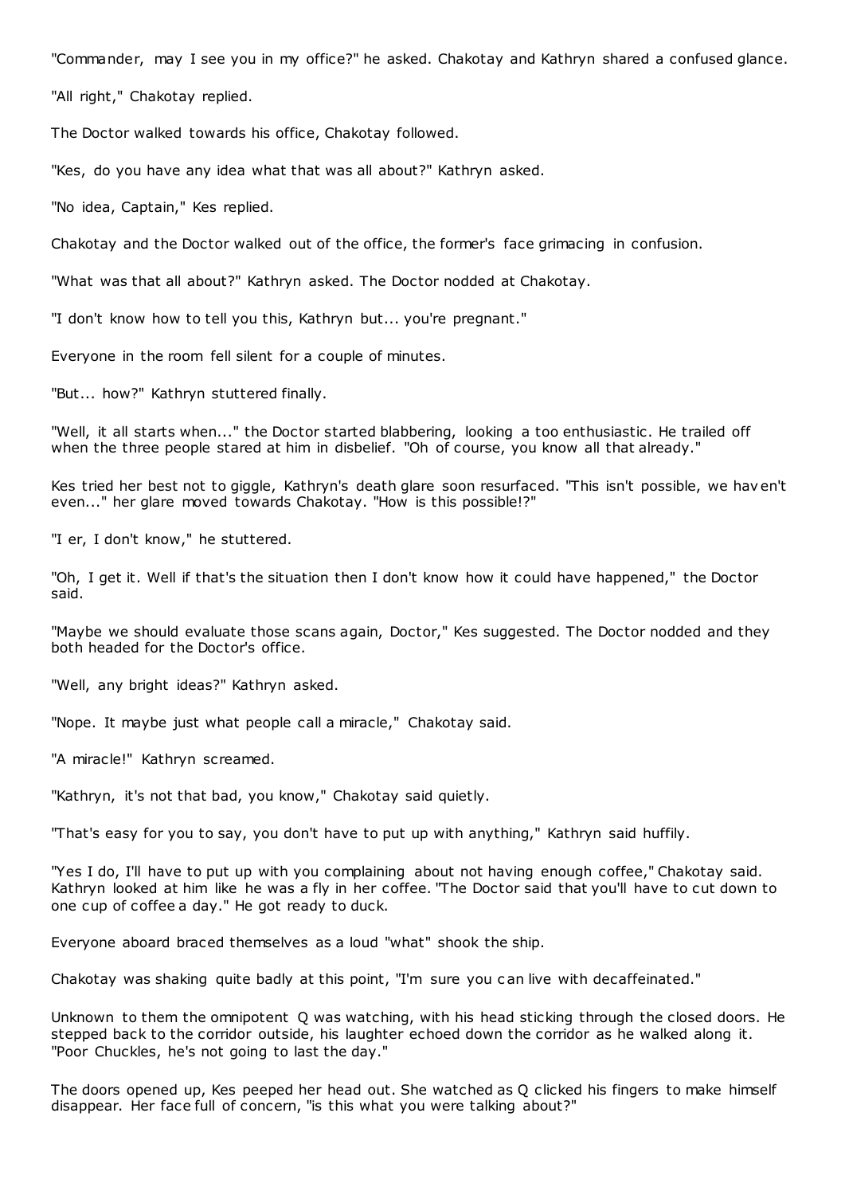"Commander, may I see you in my office?" he asked. Chakotay and Kathryn shared a confused glance.

"All right," Chakotay replied.

The Doctor walked towards his office, Chakotay followed.

"Kes, do you have any idea what that was all about?" Kathryn asked.

"No idea, Captain," Kes replied.

Chakotay and the Doctor walked out of the office, the former's face grimacing in confusion.

"What was that all about?" Kathryn asked. The Doctor nodded at Chakotay.

"I don't know how to tell you this, Kathryn but... you're pregnant."

Everyone in the room fell silent for a couple of minutes.

"But... how?" Kathryn stuttered finally.

"Well, it all starts when..." the Doctor started blabbering, looking a too enthusiastic. He trailed off when the three people stared at him in disbelief. "Oh of course, you know all that already."

Kes tried her best not to giggle, Kathryn's death glare soon resurfaced. "This isn't possible, we haven't even..." her glare moved towards Chakotay. "How is this possible!?"

"I er, I don't know," he stuttered.

"Oh, I get it. Well if that's the situation then I don't know how it could have happened," the Doctor said.

"Maybe we should evaluate those scans again, Doctor," Kes suggested. The Doctor nodded and they both headed for the Doctor's office.

"Well, any bright ideas?" Kathryn asked.

"Nope. It maybe just what people call a miracle," Chakotay said.

"A miracle!" Kathryn screamed.

"Kathryn, it's not that bad, you know," Chakotay said quietly.

"That's easy for you to say, you don't have to put up with anything," Kathryn said huffily.

"Yes I do, I'll have to put up with you complaining about not having enough coffee," Chakotay said. Kathryn looked at him like he was a fly in her coffee. "The Doctor said that you'll have to cut down to one cup of coffee a day." He got ready to duck.

Everyone aboard braced themselves as a loud "what" shook the ship.

Chakotay was shaking quite badly at this point, "I'm sure you can live with decaffeinated."

Unknown to them the omnipotent Q was watching, with his head sticking through the closed doors. He stepped back to the corridor outside, his laughter echoed down the corridor as he walked along it. "Poor Chuckles, he's not going to last the day."

The doors opened up, Kes peeped her head out. She watched as Q clicked his fingers to make himself disappear. Her face full of concern, "is this what you were talking about?"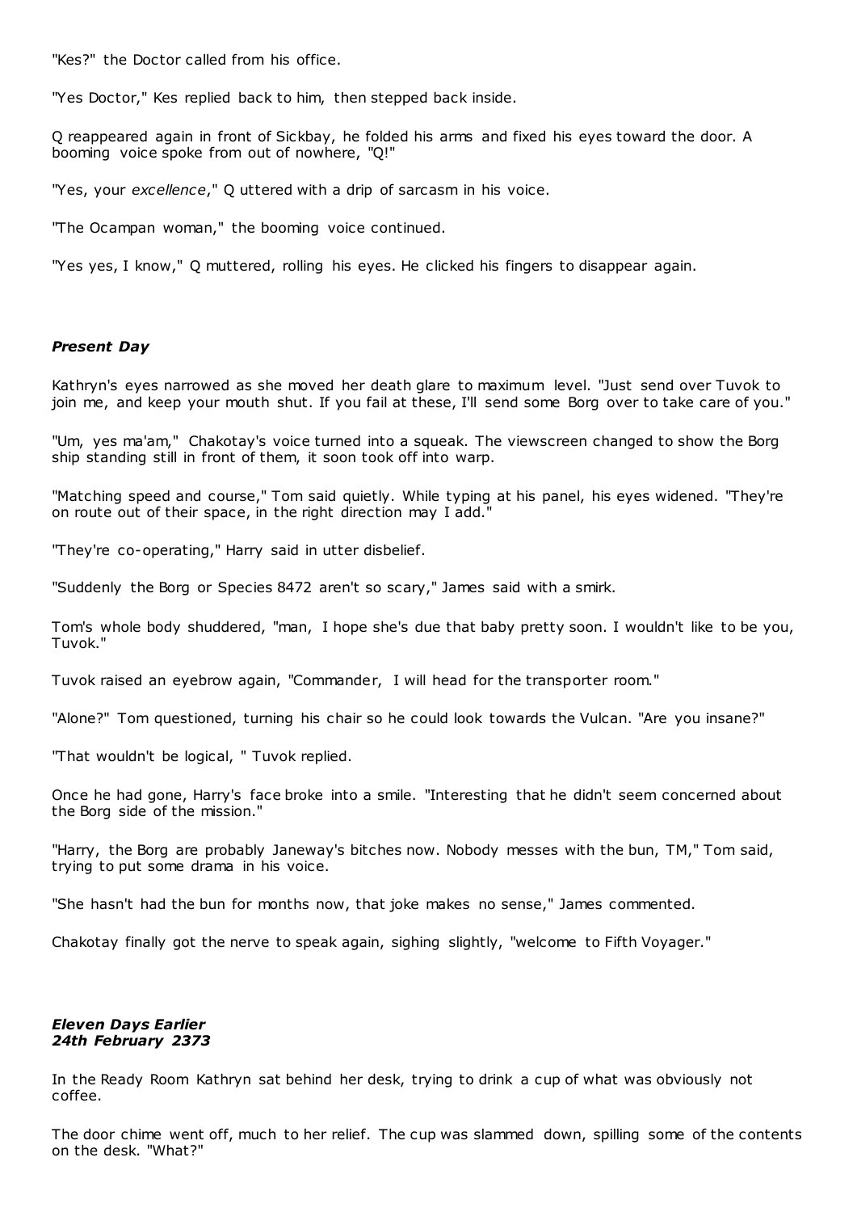"Kes?" the Doctor called from his office.

"Yes Doctor," Kes replied back to him, then stepped back inside.

Q reappeared again in front of Sickbay, he folded his arms and fixed his eyes toward the door. A booming voice spoke from out of nowhere, "Q!"

"Yes, your *excellence*," Q uttered with a drip of sarcasm in his voice.

"The Ocampan woman," the booming voice continued.

"Yes yes, I know," Q muttered, rolling his eyes. He clicked his fingers to disappear again.

***Present Day***

Kathryn's eyes narrowed as she moved her death glare to maximum level. "Just send over Tuvok to join me, and keep your mouth shut. If you fail at these, I'll send some Borg over to take care of you."

"Um, yes ma'am," Chakotay's voice turned into a squeak. The viewscreen changed to show the Borg ship standing still in front of them, it soon took off into warp.

"Matching speed and course," Tom said quietly. While typing at his panel, his eyes widened. "They're on route out of their space, in the right direction may I add."

"They're co-operating," Harry said in utter disbelief.

"Suddenly the Borg or Species 8472 aren't so scary," James said with a smirk.

Tom's whole body shuddered, "man, I hope she's due that baby pretty soon. I wouldn't like to be you, Tuvok."

Tuvok raised an eyebrow again, "Commander, I will head for the transporter room."

"Alone?" Tom questioned, turning his chair so he could look towards the Vulcan. "Are you insane?"

"That wouldn't be logical, " Tuvok replied.

Once he had gone, Harry's face broke into a smile. "Interesting that he didn't seem concerned about the Borg side of the mission."

"Harry, the Borg are probably Janeway's bitches now. Nobody messes with the bun, TM," Tom said, trying to put some drama in his voice.

"She hasn't had the bun for months now, that joke makes no sense," James commented.

Chakotay finally got the nerve to speak again, sighing slightly, "welcome to Fifth Voyager."

***Eleven Days Earlier***
***24th February 2373***

In the Ready Room Kathryn sat behind her desk, trying to drink a cup of what was obviously not coffee.

The door chime went off, much to her relief. The cup was slammed down, spilling some of the contents on the desk. "What?"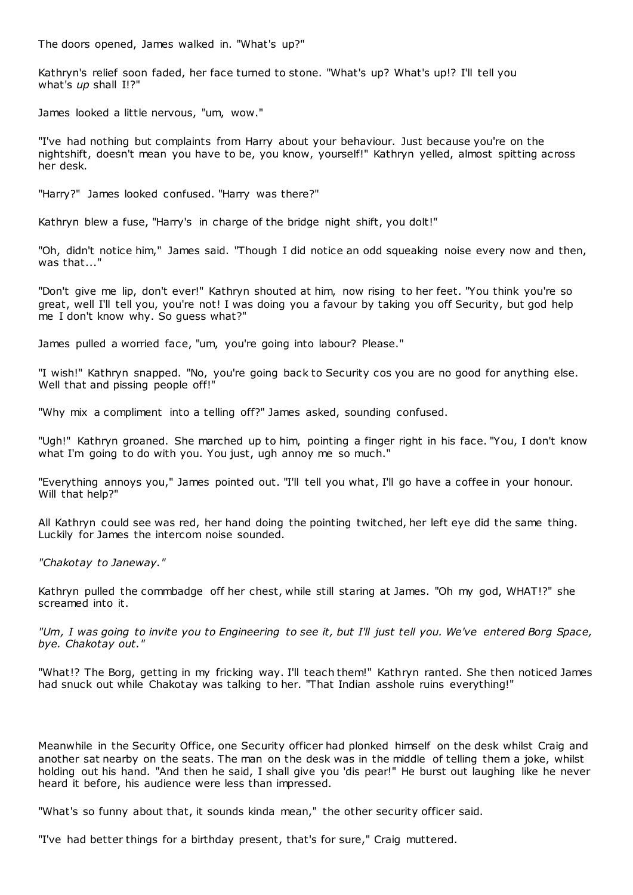The doors opened, James walked in. "What's up?"

Kathryn's relief soon faded, her face turned to stone. "What's up? What's up!? I'll tell you what's *up* shall I!?"

James looked a little nervous, "um, wow."

"I've had nothing but complaints from Harry about your behaviour. Just because you're on the nightshift, doesn't mean you have to be, you know, yourself!" Kathryn yelled, almost spitting across her desk.

"Harry?" James looked confused. "Harry was there?"

Kathryn blew a fuse, "Harry's in charge of the bridge night shift, you dolt!"

"Oh, didn't notice him," James said. "Though I did notice an odd squeaking noise every now and then, was that..."

"Don't give me lip, don't ever!" Kathryn shouted at him, now rising to her feet. "You think you're so great, well I'll tell you, you're not! I was doing you a favour by taking you off Security, but god help me I don't know why. So guess what?"

James pulled a worried face, "um, you're going into labour? Please."

"I wish!" Kathryn snapped. "No, you're going back to Security cos you are no good for anything else. Well that and pissing people off!"

"Why mix a compliment into a telling off?" James asked, sounding confused.

"Ugh!" Kathryn groaned. She marched up to him, pointing a finger right in his face. "You, I don't know what I'm going to do with you. You just, ugh annoy me so much."

"Everything annoys you," James pointed out. "I'll tell you what, I'll go have a coffee in your honour. Will that help?"

All Kathryn could see was red, her hand doing the pointing twitched, her left eye did the same thing. Luckily for James the intercom noise sounded.

*"Chakotay to Janeway."*

Kathryn pulled the commbadge off her chest, while still staring at James. "Oh my god, WHAT!?" she screamed into it.

*"Um, I was going to invite you to Engineering to see it, but I'll just tell you. We've entered Borg Space, bye. Chakotay out."*

"What!? The Borg, getting in my fricking way. I'll teach them!" Kathryn ranted. She then noticed James had snuck out while Chakotay was talking to her. "That Indian asshole ruins everything!"

Meanwhile in the Security Office, one Security officer had plonked himself on the desk whilst Craig and another sat nearby on the seats. The man on the desk was in the middle of telling them a joke, whilst holding out his hand. "And then he said, I shall give you 'dis pear!" He burst out laughing like he never heard it before, his audience were less than impressed.

"What's so funny about that, it sounds kinda mean," the other security officer said.

"I've had better things for a birthday present, that's for sure," Craig muttered.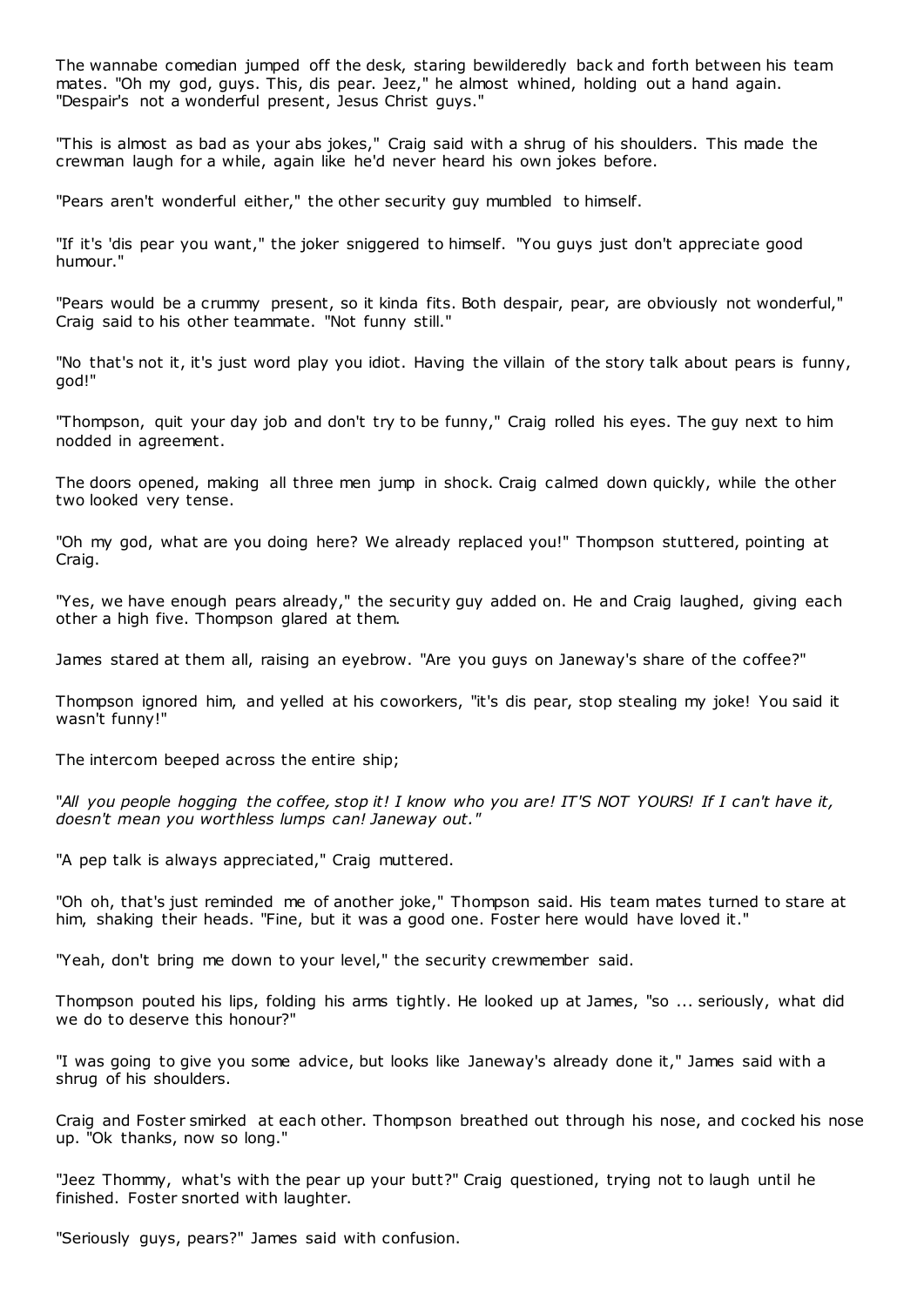The wannabe comedian jumped off the desk, staring bewilderedly back and forth between his team mates. "Oh my god, guys. This, dis pear. Jeez," he almost whined, holding out a hand again. "Despair's not a wonderful present, Jesus Christ guys."

"This is almost as bad as your abs jokes," Craig said with a shrug of his shoulders. This made the crewman laugh for a while, again like he'd never heard his own jokes before.

"Pears aren't wonderful either," the other security guy mumbled to himself.

"If it's 'dis pear you want," the joker sniggered to himself. "You guys just don't appreciate good humour."

"Pears would be a crummy present, so it kinda fits. Both despair, pear, are obviously not wonderful," Craig said to his other teammate. "Not funny still."

"No that's not it, it's just word play you idiot. Having the villain of the story talk about pears is funny, god!"

"Thompson, quit your day job and don't try to be funny," Craig rolled his eyes. The guy next to him nodded in agreement.

The doors opened, making all three men jump in shock. Craig calmed down quickly, while the other two looked very tense.

"Oh my god, what are you doing here? We already replaced you!" Thompson stuttered, pointing at Craig.

"Yes, we have enough pears already," the security guy added on. He and Craig laughed, giving each other a high five. Thompson glared at them.

James stared at them all, raising an eyebrow. "Are you guys on Janeway's share of the coffee?"

Thompson ignored him, and yelled at his coworkers, "it's dis pear, stop stealing my joke! You said it wasn't funny!"

The intercom beeped across the entire ship;

*"All you people hogging the coffee, stop it! I know who you are! IT'S NOT YOURS! If I can't have it, doesn't mean you worthless lumps can! Janeway out."*

"A pep talk is always appreciated," Craig muttered.

"Oh oh, that's just reminded me of another joke," Thompson said. His team mates turned to stare at him, shaking their heads. "Fine, but it was a good one. Foster here would have loved it."

"Yeah, don't bring me down to your level," the security crewmember said.

Thompson pouted his lips, folding his arms tightly. He looked up at James, "so ... seriously, what did we do to deserve this honour?"

"I was going to give you some advice, but looks like Janeway's already done it," James said with a shrug of his shoulders.

Craig and Foster smirked at each other. Thompson breathed out through his nose, and cocked his nose up. "Ok thanks, now so long."

"Jeez Thommy, what's with the pear up your butt?" Craig questioned, trying not to laugh until he finished. Foster snorted with laughter.

"Seriously guys, pears?" James said with confusion.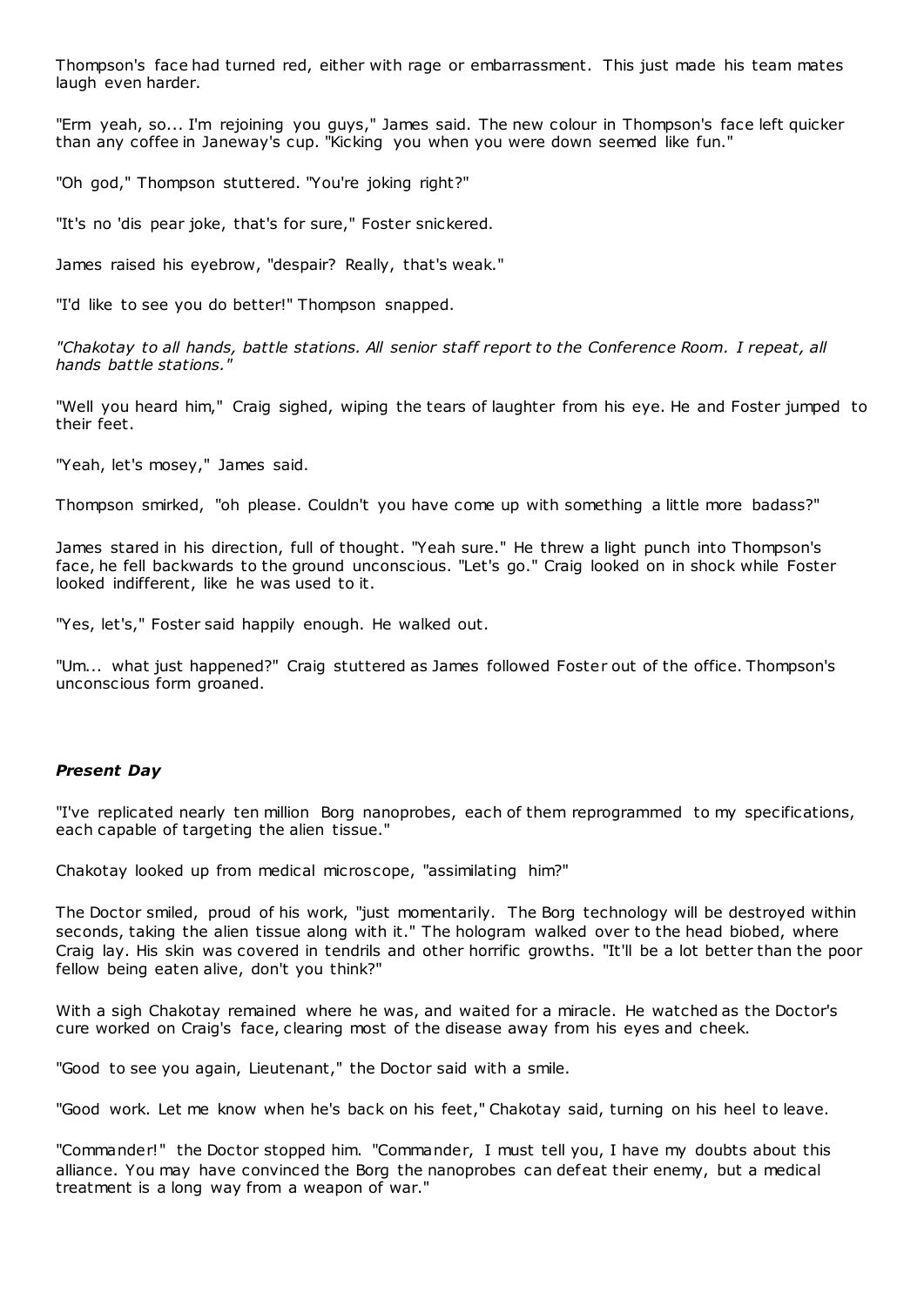Thompson's face had turned red, either with rage or embarrassment. This just made his team mates laugh even harder.

"Erm yeah, so... I'm rejoining you guys," James said. The new colour in Thompson's face left quicker than any coffee in Janeway's cup. "Kicking you when you were down seemed like fun."

"Oh god," Thompson stuttered. "You're joking right?"

"It's no 'dis pear joke, that's for sure," Foster snickered.

James raised his eyebrow, "despair? Really, that's weak."

"I'd like to see you do better!" Thompson snapped.

*"Chakotay to all hands, battle stations. All senior staff report to the Conference Room. I repeat, all hands battle stations."*

"Well you heard him," Craig sighed, wiping the tears of laughter from his eye. He and Foster jumped to their feet.

"Yeah, let's mosey," James said.

Thompson smirked, "oh please. Couldn't you have come up with something a little more badass?"

James stared in his direction, full of thought. "Yeah sure." He threw a light punch into Thompson's face, he fell backwards to the ground unconscious. "Let's go." Craig looked on in shock while Foster looked indifferent, like he was used to it.

"Yes, let's," Foster said happily enough. He walked out.

"Um... what just happened?" Craig stuttered as James followed Foster out of the office. Thompson's unconscious form groaned.

### *Present Day*

"I've replicated nearly ten million Borg nanoprobes, each of them reprogrammed to my specifications, each capable of targeting the alien tissue."

Chakotay looked up from medical microscope, "assimilating him?"

The Doctor smiled, proud of his work, "just momentarily. The Borg technology will be destroyed within seconds, taking the alien tissue along with it." The hologram walked over to the head biobed, where Craig lay. His skin was covered in tendrils and other horrific growths. "It'll be a lot better than the poor fellow being eaten alive, don't you think?"

With a sigh Chakotay remained where he was, and waited for a miracle. He watched as the Doctor's cure worked on Craig's face, clearing most of the disease away from his eyes and cheek.

"Good to see you again, Lieutenant," the Doctor said with a smile.

"Good work. Let me know when he's back on his feet," Chakotay said, turning on his heel to leave.

"Commander!" the Doctor stopped him. "Commander, I must tell you, I have my doubts about this alliance. You may have convinced the Borg the nanoprobes can defeat their enemy, but a medical treatment is a long way from a weapon of war."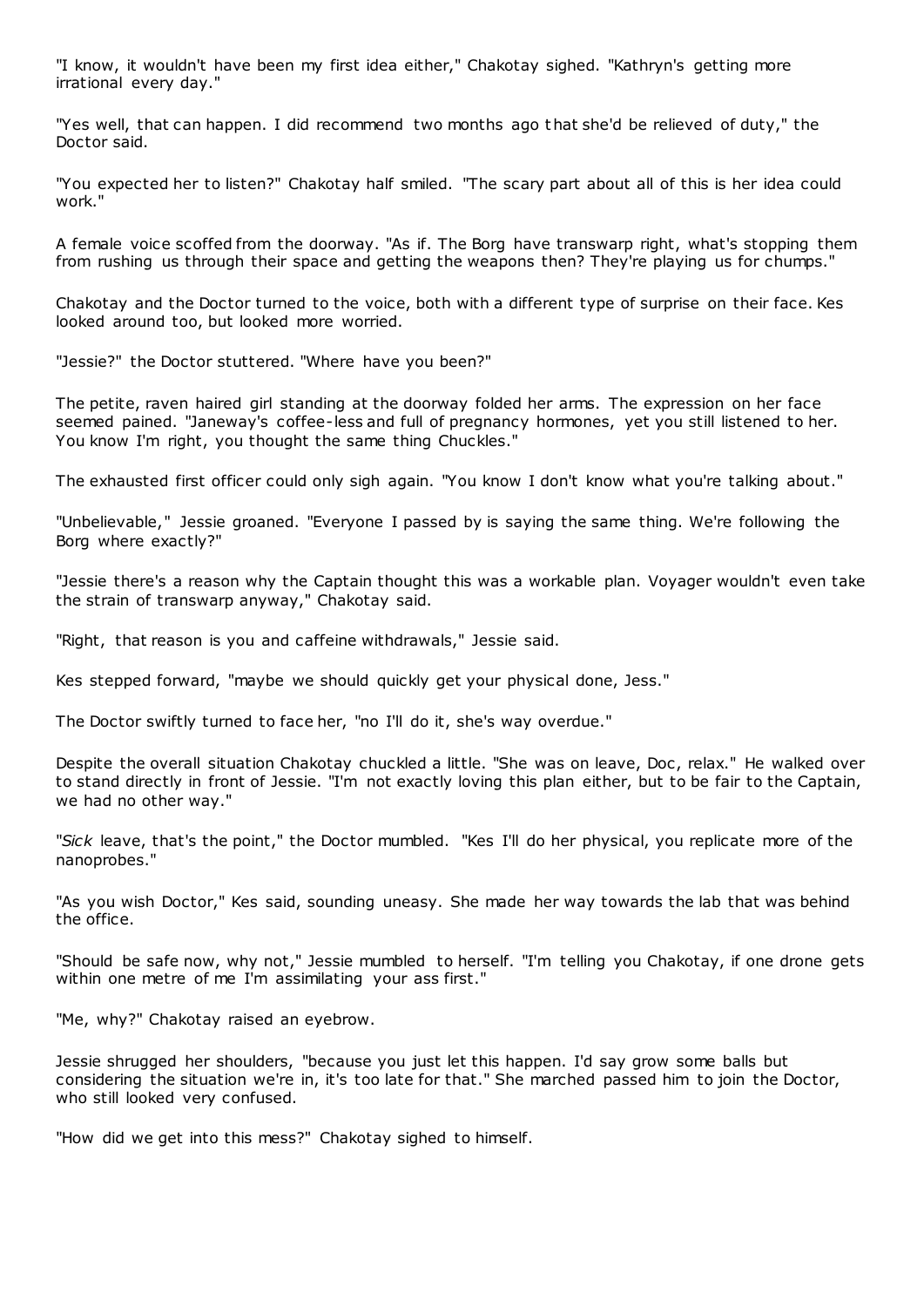"I know, it wouldn't have been my first idea either," Chakotay sighed. "Kathryn's getting more irrational every day."

"Yes well, that can happen. I did recommend two months ago that she'd be relieved of duty," the Doctor said.

"You expected her to listen?" Chakotay half smiled. "The scary part about all of this is her idea could work."

A female voice scoffed from the doorway. "As if. The Borg have transwarp right, what's stopping them from rushing us through their space and getting the weapons then? They're playing us for chumps."

Chakotay and the Doctor turned to the voice, both with a different type of surprise on their face. Kes looked around too, but looked more worried.

"Jessie?" the Doctor stuttered. "Where have you been?"

The petite, raven haired girl standing at the doorway folded her arms. The expression on her face seemed pained. "Janeway's coffee-less and full of pregnancy hormones, yet you still listened to her. You know I'm right, you thought the same thing Chuckles."

The exhausted first officer could only sigh again. "You know I don't know what you're talking about."

"Unbelievable," Jessie groaned. "Everyone I passed by is saying the same thing. We're following the Borg where exactly?"

"Jessie there's a reason why the Captain thought this was a workable plan. Voyager wouldn't even take the strain of transwarp anyway," Chakotay said.

"Right, that reason is you and caffeine withdrawals," Jessie said.

Kes stepped forward, "maybe we should quickly get your physical done, Jess."

The Doctor swiftly turned to face her, "no I'll do it, she's way overdue."

Despite the overall situation Chakotay chuckled a little. "She was on leave, Doc, relax." He walked over to stand directly in front of Jessie. "I'm not exactly loving this plan either, but to be fair to the Captain, we had no other way."

"*Sick* leave, that's the point," the Doctor mumbled. "Kes I'll do her physical, you replicate more of the nanoprobes."

"As you wish Doctor," Kes said, sounding uneasy. She made her way towards the lab that was behind the office.

"Should be safe now, why not," Jessie mumbled to herself. "I'm telling you Chakotay, if one drone gets within one metre of me I'm assimilating your ass first."

"Me, why?" Chakotay raised an eyebrow.

Jessie shrugged her shoulders, "because you just let this happen. I'd say grow some balls but considering the situation we're in, it's too late for that." She marched passed him to join the Doctor, who still looked very confused.

"How did we get into this mess?" Chakotay sighed to himself.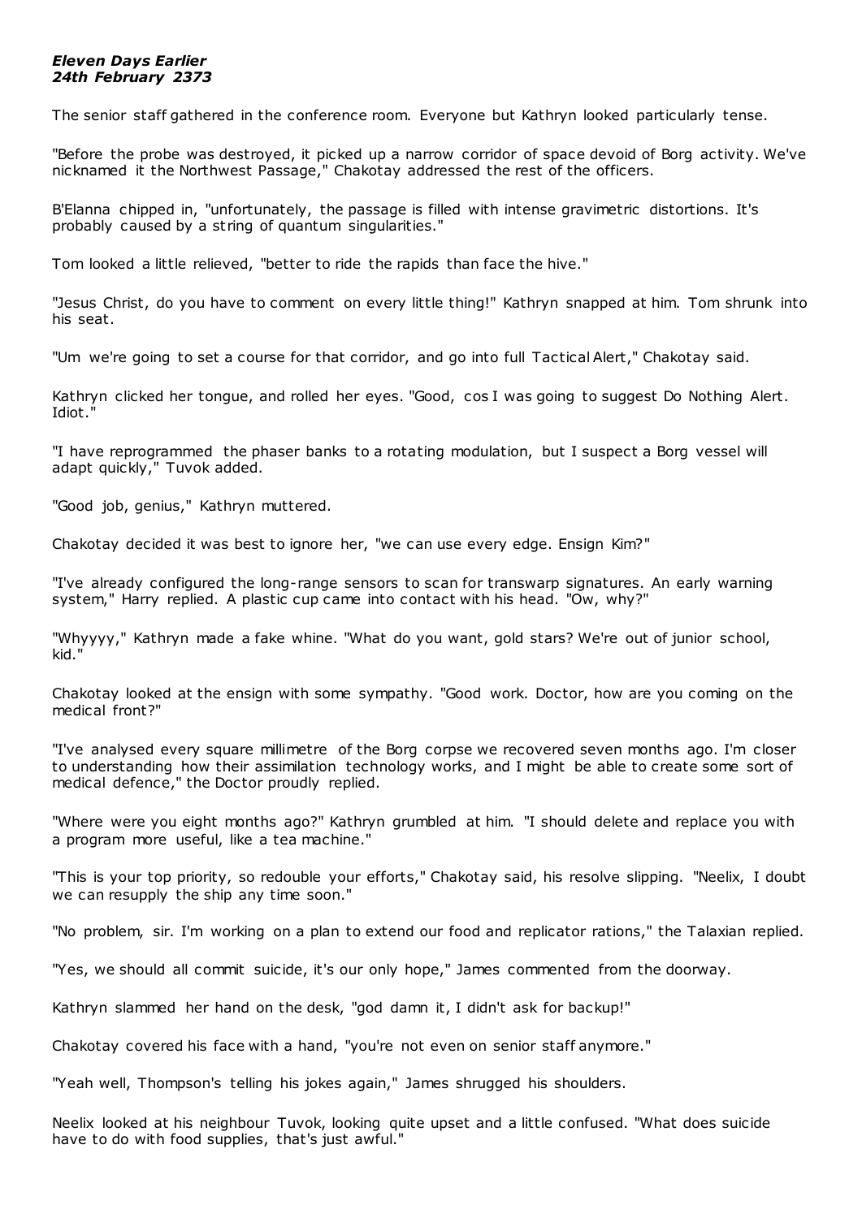***Eleven Days Earlier***
***24th February 2373***

The senior staff gathered in the conference room. Everyone but Kathryn looked particularly tense.

"Before the probe was destroyed, it picked up a narrow corridor of space devoid of Borg activity. We've nicknamed it the Northwest Passage," Chakotay addressed the rest of the officers.

B'Elanna chipped in, "unfortunately, the passage is filled with intense gravimetric distortions. It's probably caused by a string of quantum singularities."

Tom looked a little relieved, "better to ride the rapids than face the hive."

"Jesus Christ, do you have to comment on every little thing!" Kathryn snapped at him. Tom shrunk into his seat.

"Um we're going to set a course for that corridor, and go into full Tactical Alert," Chakotay said.

Kathryn clicked her tongue, and rolled her eyes. "Good, cos I was going to suggest Do Nothing Alert. Idiot."

"I have reprogrammed the phaser banks to a rotating modulation, but I suspect a Borg vessel will adapt quickly," Tuvok added.

"Good job, genius," Kathryn muttered.

Chakotay decided it was best to ignore her, "we can use every edge. Ensign Kim?"

"I've already configured the long-range sensors to scan for transwarp signatures. An early warning system," Harry replied. A plastic cup came into contact with his head. "Ow, why?"

"Whyyyy," Kathryn made a fake whine. "What do you want, gold stars? We're out of junior school, kid."

Chakotay looked at the ensign with some sympathy. "Good work. Doctor, how are you coming on the medical front?"

"I've analysed every square millimetre of the Borg corpse we recovered seven months ago. I'm closer to understanding how their assimilation technology works, and I might be able to create some sort of medical defence," the Doctor proudly replied.

"Where were you eight months ago?" Kathryn grumbled at him. "I should delete and replace you with a program more useful, like a tea machine."

"This is your top priority, so redouble your efforts," Chakotay said, his resolve slipping. "Neelix, I doubt we can resupply the ship any time soon."

"No problem, sir. I'm working on a plan to extend our food and replicator rations," the Talaxian replied.

"Yes, we should all commit suicide, it's our only hope," James commented from the doorway.

Kathryn slammed her hand on the desk, "god damn it, I didn't ask for backup!"

Chakotay covered his face with a hand, "you're not even on senior staff anymore."

"Yeah well, Thompson's telling his jokes again," James shrugged his shoulders.

Neelix looked at his neighbour Tuvok, looking quite upset and a little confused. "What does suicide have to do with food supplies, that's just awful."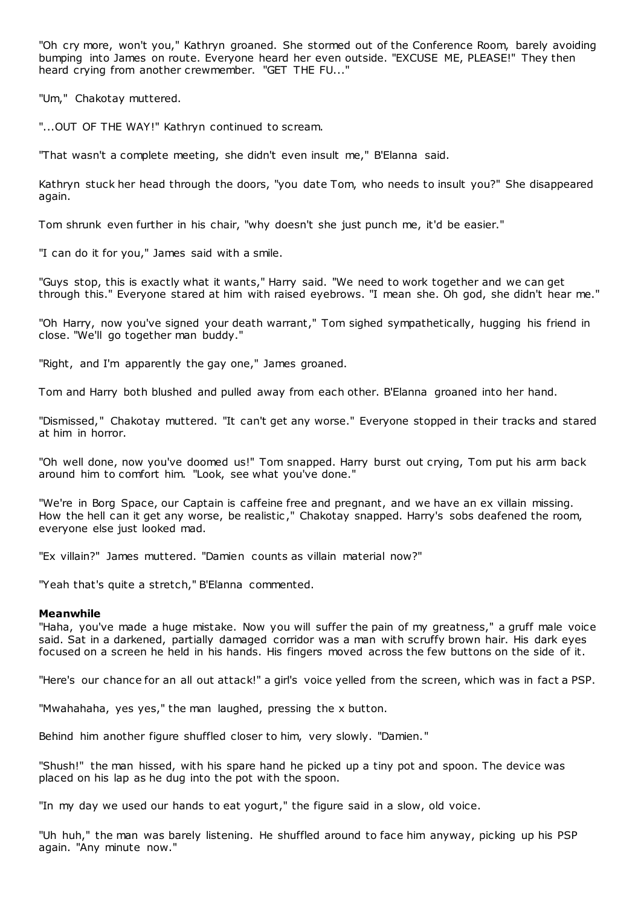"Oh cry more, won't you," Kathryn groaned. She stormed out of the Conference Room, barely avoiding bumping into James on route. Everyone heard her even outside. "EXCUSE ME, PLEASE!" They then heard crying from another crewmember. "GET THE FU..."

"Um," Chakotay muttered.

"...OUT OF THE WAY!" Kathryn continued to scream.

"That wasn't a complete meeting, she didn't even insult me," B'Elanna said.

Kathryn stuck her head through the doors, "you date Tom, who needs to insult you?" She disappeared again.

Tom shrunk even further in his chair, "why doesn't she just punch me, it'd be easier."

"I can do it for you," James said with a smile.

"Guys stop, this is exactly what it wants," Harry said. "We need to work together and we can get through this." Everyone stared at him with raised eyebrows. "I mean she. Oh god, she didn't hear me."

"Oh Harry, now you've signed your death warrant," Tom sighed sympathetically, hugging his friend in close. "We'll go together man buddy."

"Right, and I'm apparently the gay one," James groaned.

Tom and Harry both blushed and pulled away from each other. B'Elanna groaned into her hand.

"Dismissed," Chakotay muttered. "It can't get any worse." Everyone stopped in their tracks and stared at him in horror.

"Oh well done, now you've doomed us!" Tom snapped. Harry burst out crying, Tom put his arm back around him to comfort him. "Look, see what you've done."

"We're in Borg Space, our Captain is caffeine free and pregnant, and we have an ex villain missing. How the hell can it get any worse, be realistic," Chakotay snapped. Harry's sobs deafened the room, everyone else just looked mad.

"Ex villain?" James muttered. "Damien counts as villain material now?"

"Yeah that's quite a stretch," B'Elanna commented.

**Meanwhile**

"Haha, you've made a huge mistake. Now you will suffer the pain of my greatness," a gruff male voice said. Sat in a darkened, partially damaged corridor was a man with scruffy brown hair. His dark eyes focused on a screen he held in his hands. His fingers moved across the few buttons on the side of it.

"Here's our chance for an all out attack!" a girl's voice yelled from the screen, which was in fact a PSP.

"Mwahahaha, yes yes," the man laughed, pressing the x button.

Behind him another figure shuffled closer to him, very slowly. "Damien."

"Shush!" the man hissed, with his spare hand he picked up a tiny pot and spoon. The device was placed on his lap as he dug into the pot with the spoon.

"In my day we used our hands to eat yogurt," the figure said in a slow, old voice.

"Uh huh," the man was barely listening. He shuffled around to face him anyway, picking up his PSP again. "Any minute now."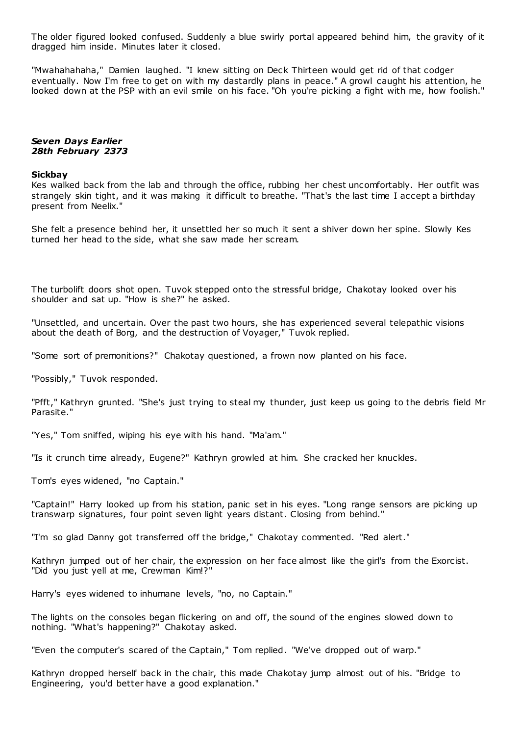The older figured looked confused. Suddenly a blue swirly portal appeared behind him, the gravity of it dragged him inside. Minutes later it closed.

"Mwahahahaha," Damien laughed. "I knew sitting on Deck Thirteen would get rid of that codger eventually. Now I'm free to get on with my dastardly plans in peace." A growl caught his attention, he looked down at the PSP with an evil smile on his face. "Oh you're picking a fight with me, how foolish."

***Seven Days Earlier***
***28th February 2373***

**Sickbay**

Kes walked back from the lab and through the office, rubbing her chest uncomfortably. Her outfit was strangely skin tight, and it was making it difficult to breathe. "That's the last time I accept a birthday present from Neelix."

She felt a presence behind her, it unsettled her so much it sent a shiver down her spine. Slowly Kes turned her head to the side, what she saw made her scream.

The turbolift doors shot open. Tuvok stepped onto the stressful bridge, Chakotay looked over his shoulder and sat up. "How is she?" he asked.

"Unsettled, and uncertain. Over the past two hours, she has experienced several telepathic visions about the death of Borg, and the destruction of Voyager," Tuvok replied.

"Some sort of premonitions?" Chakotay questioned, a frown now planted on his face.

"Possibly," Tuvok responded.

"Pfft," Kathryn grunted. "She's just trying to steal my thunder, just keep us going to the debris field Mr Parasite."

"Yes," Tom sniffed, wiping his eye with his hand. "Ma'am."

"Is it crunch time already, Eugene?" Kathryn growled at him. She cracked her knuckles.

Tom's eyes widened, "no Captain."

"Captain!" Harry looked up from his station, panic set in his eyes. "Long range sensors are picking up transwarp signatures, four point seven light years distant. Closing from behind."

"I'm so glad Danny got transferred off the bridge," Chakotay commented. "Red alert."

Kathryn jumped out of her chair, the expression on her face almost like the girl's from the Exorcist. "Did you just yell at me, Crewman Kim!?"

Harry's eyes widened to inhumane levels, "no, no Captain."

The lights on the consoles began flickering on and off, the sound of the engines slowed down to nothing. "What's happening?" Chakotay asked.

"Even the computer's scared of the Captain," Tom replied. "We've dropped out of warp."

Kathryn dropped herself back in the chair, this made Chakotay jump almost out of his. "Bridge to Engineering, you'd better have a good explanation."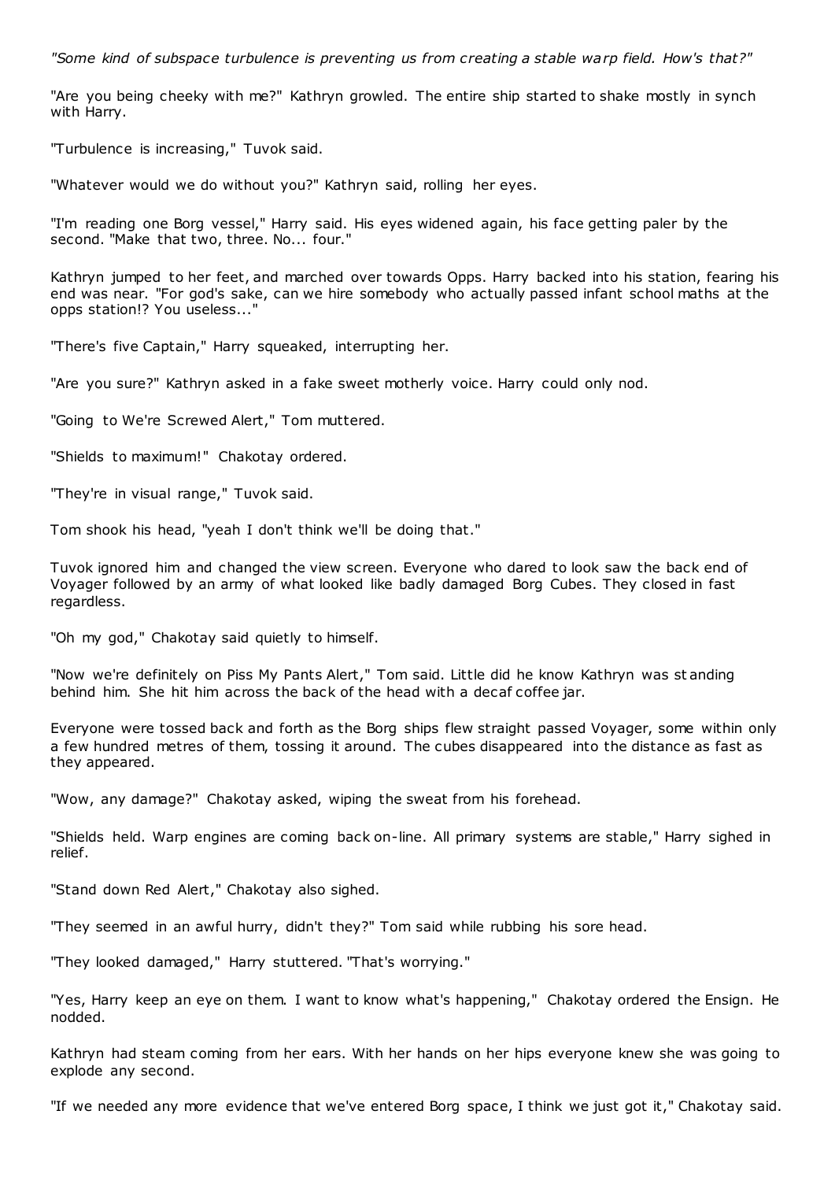*"Some kind of subspace turbulence is preventing us from creating a stable warp field. How's that?"*

"Are you being cheeky with me?" Kathryn growled. The entire ship started to shake mostly in synch with Harry.

"Turbulence is increasing," Tuvok said.

"Whatever would we do without you?" Kathryn said, rolling her eyes.

"I'm reading one Borg vessel," Harry said. His eyes widened again, his face getting paler by the second. "Make that two, three. No... four."

Kathryn jumped to her feet, and marched over towards Opps. Harry backed into his station, fearing his end was near. "For god's sake, can we hire somebody who actually passed infant school maths at the opps station!? You useless..."

"There's five Captain," Harry squeaked, interrupting her.

"Are you sure?" Kathryn asked in a fake sweet motherly voice. Harry could only nod.

"Going to We're Screwed Alert," Tom muttered.

"Shields to maximum!" Chakotay ordered.

"They're in visual range," Tuvok said.

Tom shook his head, "yeah I don't think we'll be doing that."

Tuvok ignored him and changed the view screen. Everyone who dared to look saw the back end of Voyager followed by an army of what looked like badly damaged Borg Cubes. They closed in fast regardless.

"Oh my god," Chakotay said quietly to himself.

"Now we're definitely on Piss My Pants Alert," Tom said. Little did he know Kathryn was standing behind him. She hit him across the back of the head with a decaf coffee jar.

Everyone were tossed back and forth as the Borg ships flew straight passed Voyager, some within only a few hundred metres of them, tossing it around. The cubes disappeared into the distance as fast as they appeared.

"Wow, any damage?" Chakotay asked, wiping the sweat from his forehead.

"Shields held. Warp engines are coming back on-line. All primary systems are stable," Harry sighed in relief.

"Stand down Red Alert," Chakotay also sighed.

"They seemed in an awful hurry, didn't they?" Tom said while rubbing his sore head.

"They looked damaged," Harry stuttered. "That's worrying."

"Yes, Harry keep an eye on them. I want to know what's happening," Chakotay ordered the Ensign. He nodded.

Kathryn had steam coming from her ears. With her hands on her hips everyone knew she was going to explode any second.

"If we needed any more evidence that we've entered Borg space, I think we just got it," Chakotay said.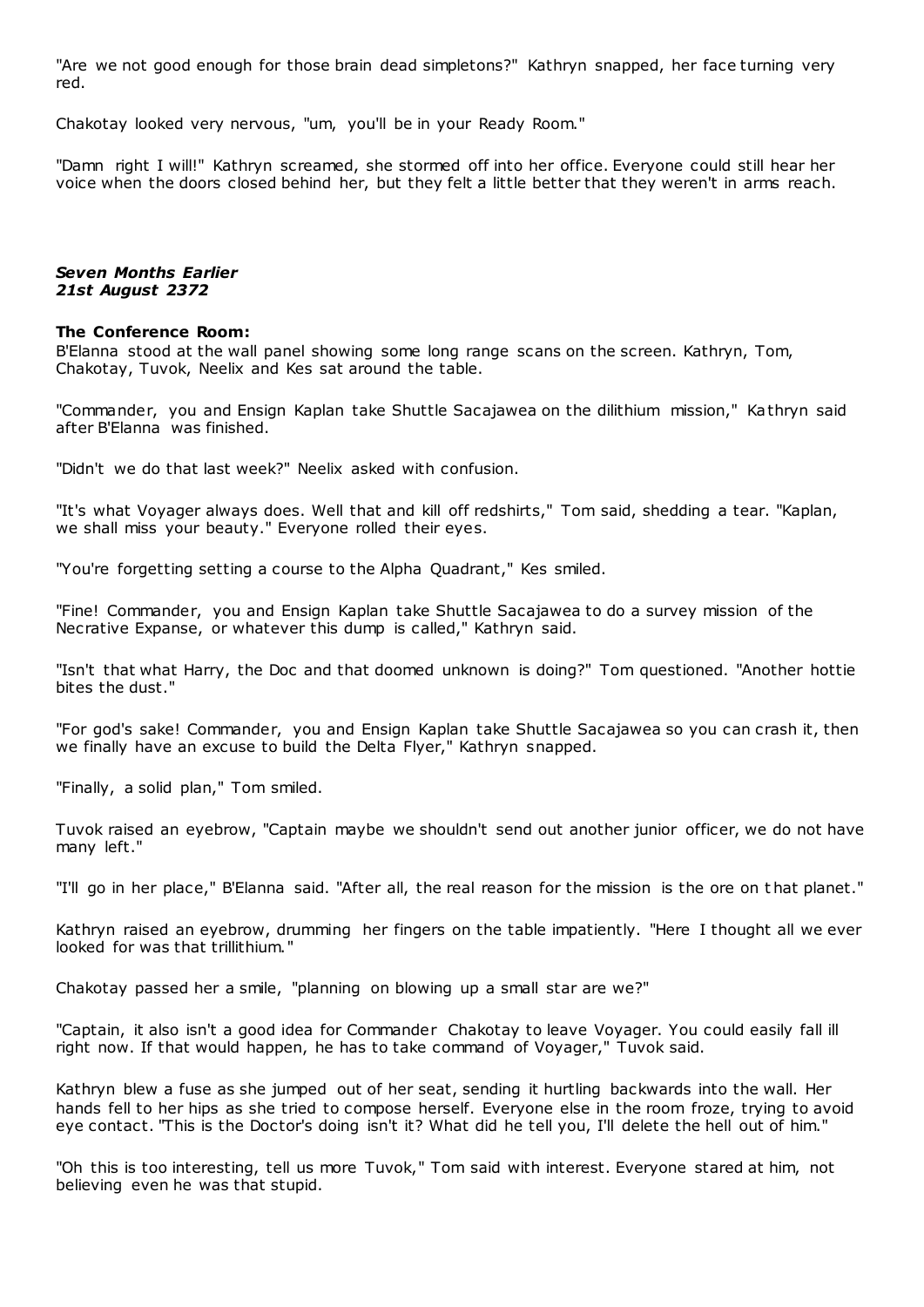"Are we not good enough for those brain dead simpletons?" Kathryn snapped, her face turning very red.

Chakotay looked very nervous, "um, you'll be in your Ready Room."

"Damn right I will!" Kathryn screamed, she stormed off into her office. Everyone could still hear her voice when the doors closed behind her, but they felt a little better that they weren't in arms reach.

***Seven Months Earlier***
***21st August 2372***

**The Conference Room:**
B'Elanna stood at the wall panel showing some long range scans on the screen. Kathryn, Tom, Chakotay, Tuvok, Neelix and Kes sat around the table.

"Commander, you and Ensign Kaplan take Shuttle Sacajawea on the dilithium mission," Kathryn said after B'Elanna was finished.

"Didn't we do that last week?" Neelix asked with confusion.

"It's what Voyager always does. Well that and kill off redshirts," Tom said, shedding a tear. "Kaplan, we shall miss your beauty." Everyone rolled their eyes.

"You're forgetting setting a course to the Alpha Quadrant," Kes smiled.

"Fine! Commander, you and Ensign Kaplan take Shuttle Sacajawea to do a survey mission of the Necrative Expanse, or whatever this dump is called," Kathryn said.

"Isn't that what Harry, the Doc and that doomed unknown is doing?" Tom questioned. "Another hottie bites the dust."

"For god's sake! Commander, you and Ensign Kaplan take Shuttle Sacajawea so you can crash it, then we finally have an excuse to build the Delta Flyer," Kathryn snapped.

"Finally, a solid plan," Tom smiled.

Tuvok raised an eyebrow, "Captain maybe we shouldn't send out another junior officer, we do not have many left."

"I'll go in her place," B'Elanna said. "After all, the real reason for the mission is the ore on that planet."

Kathryn raised an eyebrow, drumming her fingers on the table impatiently. "Here I thought all we ever looked for was that trillithium."

Chakotay passed her a smile, "planning on blowing up a small star are we?"

"Captain, it also isn't a good idea for Commander Chakotay to leave Voyager. You could easily fall ill right now. If that would happen, he has to take command of Voyager," Tuvok said.

Kathryn blew a fuse as she jumped out of her seat, sending it hurtling backwards into the wall. Her hands fell to her hips as she tried to compose herself. Everyone else in the room froze, trying to avoid eye contact. "This is the Doctor's doing isn't it? What did he tell you, I'll delete the hell out of him."

"Oh this is too interesting, tell us more Tuvok," Tom said with interest. Everyone stared at him, not believing even he was that stupid.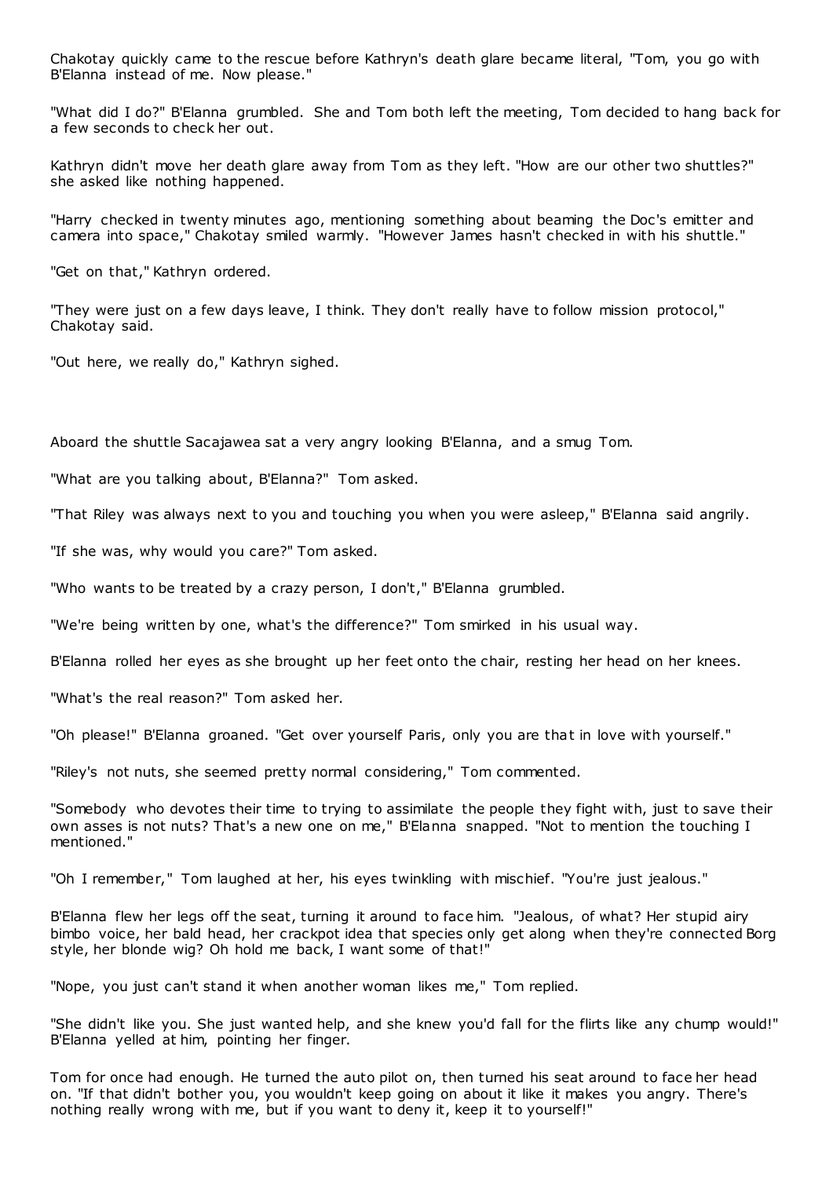Chakotay quickly came to the rescue before Kathryn's death glare became literal, "Tom, you go with B'Elanna instead of me. Now please."

"What did I do?" B'Elanna grumbled. She and Tom both left the meeting, Tom decided to hang back for a few seconds to check her out.

Kathryn didn't move her death glare away from Tom as they left. "How are our other two shuttles?" she asked like nothing happened.

"Harry checked in twenty minutes ago, mentioning something about beaming the Doc's emitter and camera into space," Chakotay smiled warmly. "However James hasn't checked in with his shuttle."

"Get on that," Kathryn ordered.

"They were just on a few days leave, I think. They don't really have to follow mission protocol," Chakotay said.

"Out here, we really do," Kathryn sighed.

Aboard the shuttle Sacajawea sat a very angry looking B'Elanna, and a smug Tom.

"What are you talking about, B'Elanna?" Tom asked.

"That Riley was always next to you and touching you when you were asleep," B'Elanna said angrily.

"If she was, why would you care?" Tom asked.

"Who wants to be treated by a crazy person, I don't," B'Elanna grumbled.

"We're being written by one, what's the difference?" Tom smirked in his usual way.

B'Elanna rolled her eyes as she brought up her feet onto the chair, resting her head on her knees.

"What's the real reason?" Tom asked her.

"Oh please!" B'Elanna groaned. "Get over yourself Paris, only you are that in love with yourself."

"Riley's not nuts, she seemed pretty normal considering," Tom commented.

"Somebody who devotes their time to trying to assimilate the people they fight with, just to save their own asses is not nuts? That's a new one on me," B'Elanna snapped. "Not to mention the touching I mentioned."

"Oh I remember," Tom laughed at her, his eyes twinkling with mischief. "You're just jealous."

B'Elanna flew her legs off the seat, turning it around to face him. "Jealous, of what? Her stupid airy bimbo voice, her bald head, her crackpot idea that species only get along when they're connected Borg style, her blonde wig? Oh hold me back, I want some of that!"

"Nope, you just can't stand it when another woman likes me," Tom replied.

"She didn't like you. She just wanted help, and she knew you'd fall for the flirts like any chump would!" B'Elanna yelled at him, pointing her finger.

Tom for once had enough. He turned the auto pilot on, then turned his seat around to face her head on. "If that didn't bother you, you wouldn't keep going on about it like it makes you angry. There's nothing really wrong with me, but if you want to deny it, keep it to yourself!"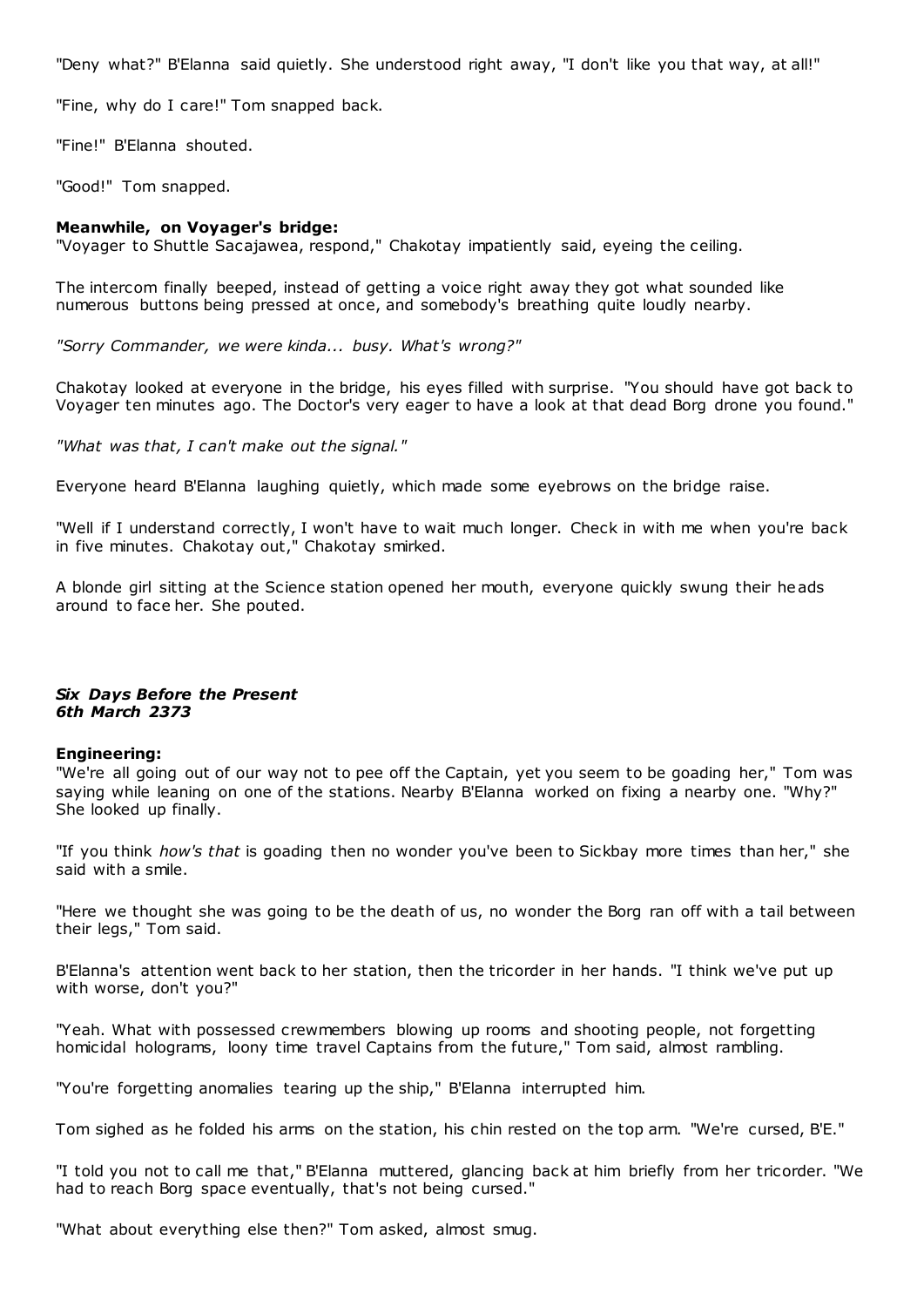"Deny what?" B'Elanna said quietly. She understood right away, "I don't like you that way, at all!"

"Fine, why do I care!" Tom snapped back.

"Fine!" B'Elanna shouted.

"Good!" Tom snapped.

**Meanwhile, on Voyager's bridge:**

"Voyager to Shuttle Sacajawea, respond," Chakotay impatiently said, eyeing the ceiling.

The intercom finally beeped, instead of getting a voice right away they got what sounded like numerous buttons being pressed at once, and somebody's breathing quite loudly nearby.

*"Sorry Commander, we were kinda... busy. What's wrong?"*

Chakotay looked at everyone in the bridge, his eyes filled with surprise. "You should have got back to Voyager ten minutes ago. The Doctor's very eager to have a look at that dead Borg drone you found."

*"What was that, I can't make out the signal."*

Everyone heard B'Elanna laughing quietly, which made some eyebrows on the bridge raise.

"Well if I understand correctly, I won't have to wait much longer. Check in with me when you're back in five minutes. Chakotay out," Chakotay smirked.

A blonde girl sitting at the Science station opened her mouth, everyone quickly swung their heads around to face her. She pouted.

***Six Days Before the Present***
***6th March 2373***

**Engineering:**

"We're all going out of our way not to pee off the Captain, yet you seem to be goading her," Tom was saying while leaning on one of the stations. Nearby B'Elanna worked on fixing a nearby one. "Why?" She looked up finally.

"If you think *how's that* is goading then no wonder you've been to Sickbay more times than her," she said with a smile.

"Here we thought she was going to be the death of us, no wonder the Borg ran off with a tail between their legs," Tom said.

B'Elanna's attention went back to her station, then the tricorder in her hands. "I think we've put up with worse, don't you?"

"Yeah. What with possessed crewmembers blowing up rooms and shooting people, not forgetting homicidal holograms, loony time travel Captains from the future," Tom said, almost rambling.

"You're forgetting anomalies tearing up the ship," B'Elanna interrupted him.

Tom sighed as he folded his arms on the station, his chin rested on the top arm. "We're cursed, B'E."

"I told you not to call me that," B'Elanna muttered, glancing back at him briefly from her tricorder. "We had to reach Borg space eventually, that's not being cursed."

"What about everything else then?" Tom asked, almost smug.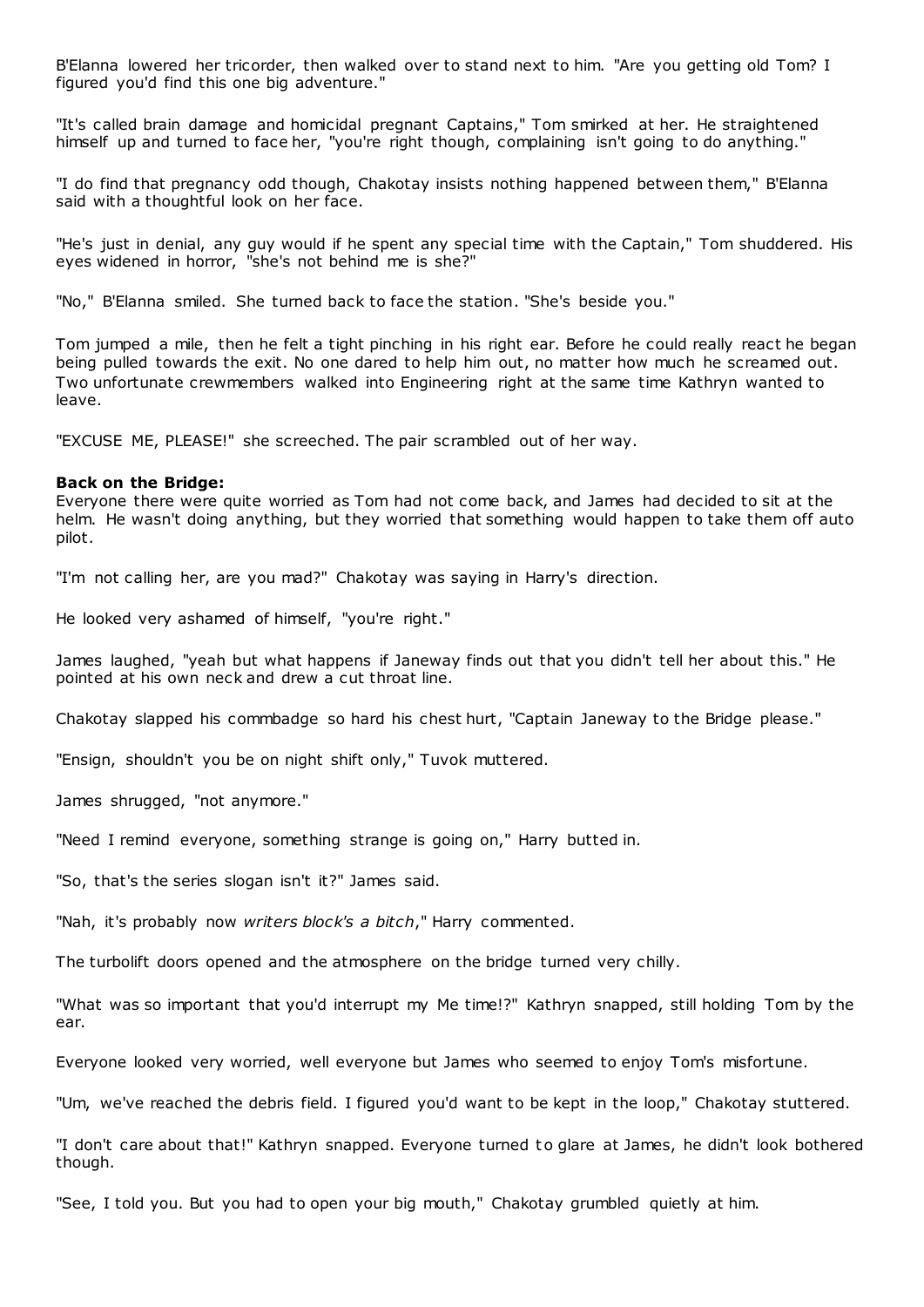B'Elanna lowered her tricorder, then walked over to stand next to him. "Are you getting old Tom? I figured you'd find this one big adventure."

"It's called brain damage and homicidal pregnant Captains," Tom smirked at her. He straightened himself up and turned to face her, "you're right though, complaining isn't going to do anything."

"I do find that pregnancy odd though, Chakotay insists nothing happened between them," B'Elanna said with a thoughtful look on her face.

"He's just in denial, any guy would if he spent any special time with the Captain," Tom shuddered. His eyes widened in horror, "she's not behind me is she?"

"No," B'Elanna smiled. She turned back to face the station. "She's beside you."

Tom jumped a mile, then he felt a tight pinching in his right ear. Before he could really react he began being pulled towards the exit. No one dared to help him out, no matter how much he screamed out. Two unfortunate crewmembers walked into Engineering right at the same time Kathryn wanted to leave.

"EXCUSE ME, PLEASE!" she screeched. The pair scrambled out of her way.

**Back on the Bridge:**
Everyone there were quite worried as Tom had not come back, and James had decided to sit at the helm. He wasn't doing anything, but they worried that something would happen to take them off auto pilot.

"I'm not calling her, are you mad?" Chakotay was saying in Harry's direction.

He looked very ashamed of himself, "you're right."

James laughed, "yeah but what happens if Janeway finds out that you didn't tell her about this." He pointed at his own neck and drew a cut throat line.

Chakotay slapped his commbadge so hard his chest hurt, "Captain Janeway to the Bridge please."

"Ensign, shouldn't you be on night shift only," Tuvok muttered.

James shrugged, "not anymore."

"Need I remind everyone, something strange is going on," Harry butted in.

"So, that's the series slogan isn't it?" James said.

"Nah, it's probably now *writers block's a bitch*," Harry commented.

The turbolift doors opened and the atmosphere on the bridge turned very chilly.

"What was so important that you'd interrupt my Me time!?" Kathryn snapped, still holding Tom by the ear.

Everyone looked very worried, well everyone but James who seemed to enjoy Tom's misfortune.

"Um, we've reached the debris field. I figured you'd want to be kept in the loop," Chakotay stuttered.

"I don't care about that!" Kathryn snapped. Everyone turned to glare at James, he didn't look bothered though.

"See, I told you. But you had to open your big mouth," Chakotay grumbled quietly at him.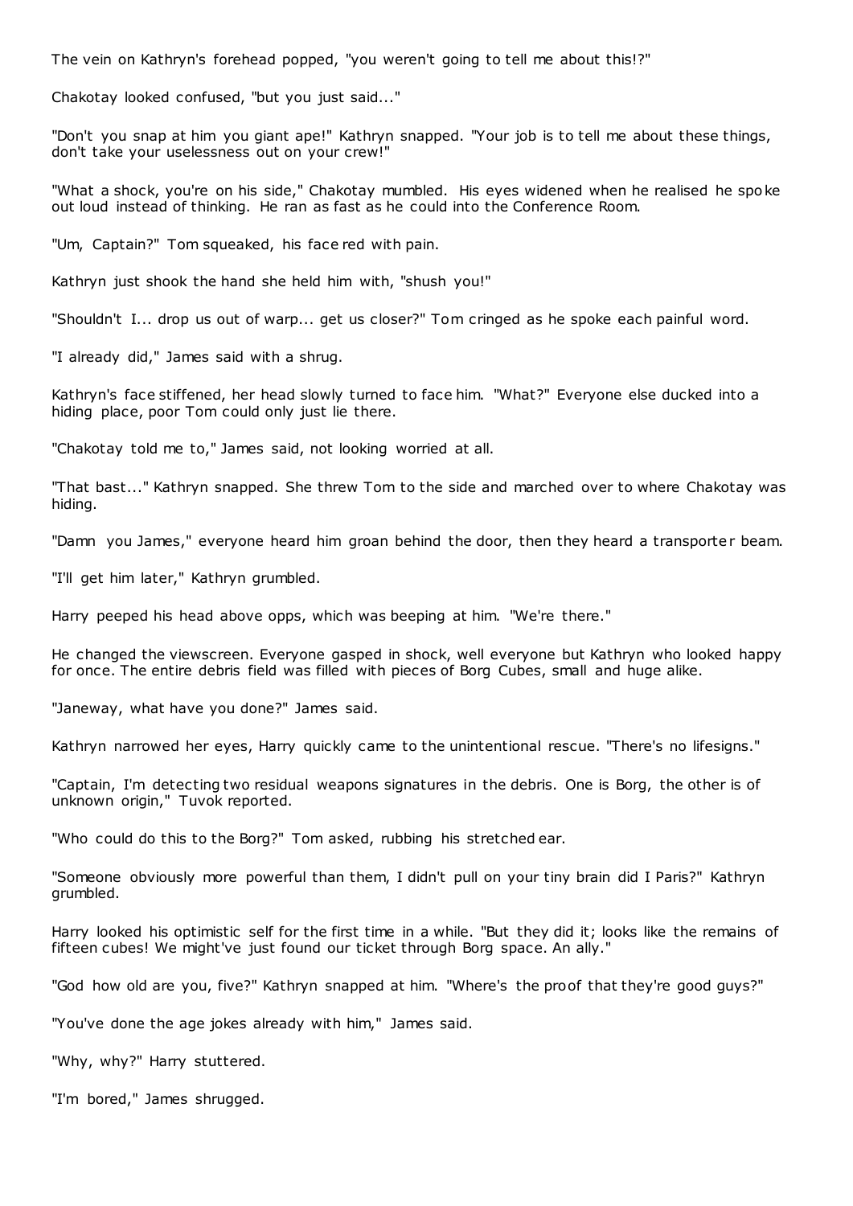The vein on Kathryn's forehead popped, "you weren't going to tell me about this!?"

Chakotay looked confused, "but you just said..."

"Don't you snap at him you giant ape!" Kathryn snapped. "Your job is to tell me about these things, don't take your uselessness out on your crew!"

"What a shock, you're on his side," Chakotay mumbled. His eyes widened when he realised he spoke out loud instead of thinking. He ran as fast as he could into the Conference Room.

"Um, Captain?" Tom squeaked, his face red with pain.

Kathryn just shook the hand she held him with, "shush you!"

"Shouldn't I... drop us out of warp... get us closer?" Tom cringed as he spoke each painful word.

"I already did," James said with a shrug.

Kathryn's face stiffened, her head slowly turned to face him. "What?" Everyone else ducked into a hiding place, poor Tom could only just lie there.

"Chakotay told me to," James said, not looking worried at all.

"That bast..." Kathryn snapped. She threw Tom to the side and marched over to where Chakotay was hiding.

"Damn you James," everyone heard him groan behind the door, then they heard a transporter beam.

"I'll get him later," Kathryn grumbled.

Harry peeped his head above opps, which was beeping at him. "We're there."

He changed the viewscreen. Everyone gasped in shock, well everyone but Kathryn who looked happy for once. The entire debris field was filled with pieces of Borg Cubes, small and huge alike.

"Janeway, what have you done?" James said.

Kathryn narrowed her eyes, Harry quickly came to the unintentional rescue. "There's no lifesigns."

"Captain, I'm detecting two residual weapons signatures in the debris. One is Borg, the other is of unknown origin," Tuvok reported.

"Who could do this to the Borg?" Tom asked, rubbing his stretched ear.

"Someone obviously more powerful than them, I didn't pull on your tiny brain did I Paris?" Kathryn grumbled.

Harry looked his optimistic self for the first time in a while. "But they did it; looks like the remains of fifteen cubes! We might've just found our ticket through Borg space. An ally."

"God how old are you, five?" Kathryn snapped at him. "Where's the proof that they're good guys?"

"You've done the age jokes already with him," James said.

"Why, why?" Harry stuttered.

"I'm bored," James shrugged.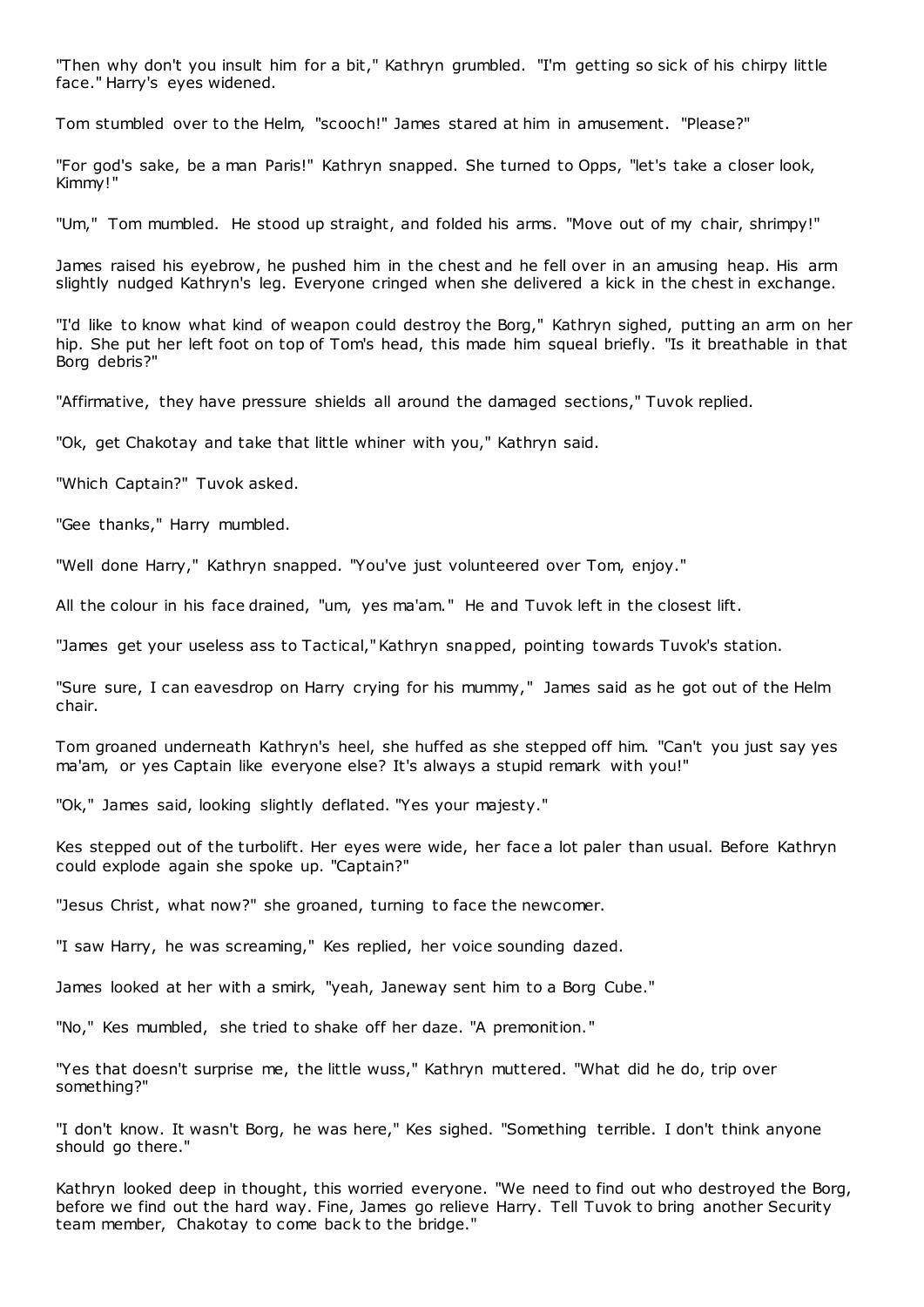"Then why don't you insult him for a bit," Kathryn grumbled. "I'm getting so sick of his chirpy little face." Harry's eyes widened.

Tom stumbled over to the Helm, "scooch!" James stared at him in amusement. "Please?"

"For god's sake, be a man Paris!" Kathryn snapped. She turned to Opps, "let's take a closer look, Kimmy!"

"Um," Tom mumbled. He stood up straight, and folded his arms. "Move out of my chair, shrimpy!"

James raised his eyebrow, he pushed him in the chest and he fell over in an amusing heap. His arm slightly nudged Kathryn's leg. Everyone cringed when she delivered a kick in the chest in exchange.

"I'd like to know what kind of weapon could destroy the Borg," Kathryn sighed, putting an arm on her hip. She put her left foot on top of Tom's head, this made him squeal briefly. "Is it breathable in that Borg debris?"

"Affirmative, they have pressure shields all around the damaged sections," Tuvok replied.

"Ok, get Chakotay and take that little whiner with you," Kathryn said.

"Which Captain?" Tuvok asked.

"Gee thanks," Harry mumbled.

"Well done Harry," Kathryn snapped. "You've just volunteered over Tom, enjoy."

All the colour in his face drained, "um, yes ma'am." He and Tuvok left in the closest lift.

"James get your useless ass to Tactical," Kathryn snapped, pointing towards Tuvok's station.

"Sure sure, I can eavesdrop on Harry crying for his mummy," James said as he got out of the Helm chair.

Tom groaned underneath Kathryn's heel, she huffed as she stepped off him. "Can't you just say yes ma'am, or yes Captain like everyone else? It's always a stupid remark with you!"

"Ok," James said, looking slightly deflated. "Yes your majesty."

Kes stepped out of the turbolift. Her eyes were wide, her face a lot paler than usual. Before Kathryn could explode again she spoke up. "Captain?"

"Jesus Christ, what now?" she groaned, turning to face the newcomer.

"I saw Harry, he was screaming," Kes replied, her voice sounding dazed.

James looked at her with a smirk, "yeah, Janeway sent him to a Borg Cube."

"No," Kes mumbled, she tried to shake off her daze. "A premonition."

"Yes that doesn't surprise me, the little wuss," Kathryn muttered. "What did he do, trip over something?"

"I don't know. It wasn't Borg, he was here," Kes sighed. "Something terrible. I don't think anyone should go there."

Kathryn looked deep in thought, this worried everyone. "We need to find out who destroyed the Borg, before we find out the hard way. Fine, James go relieve Harry. Tell Tuvok to bring another Security team member, Chakotay to come back to the bridge."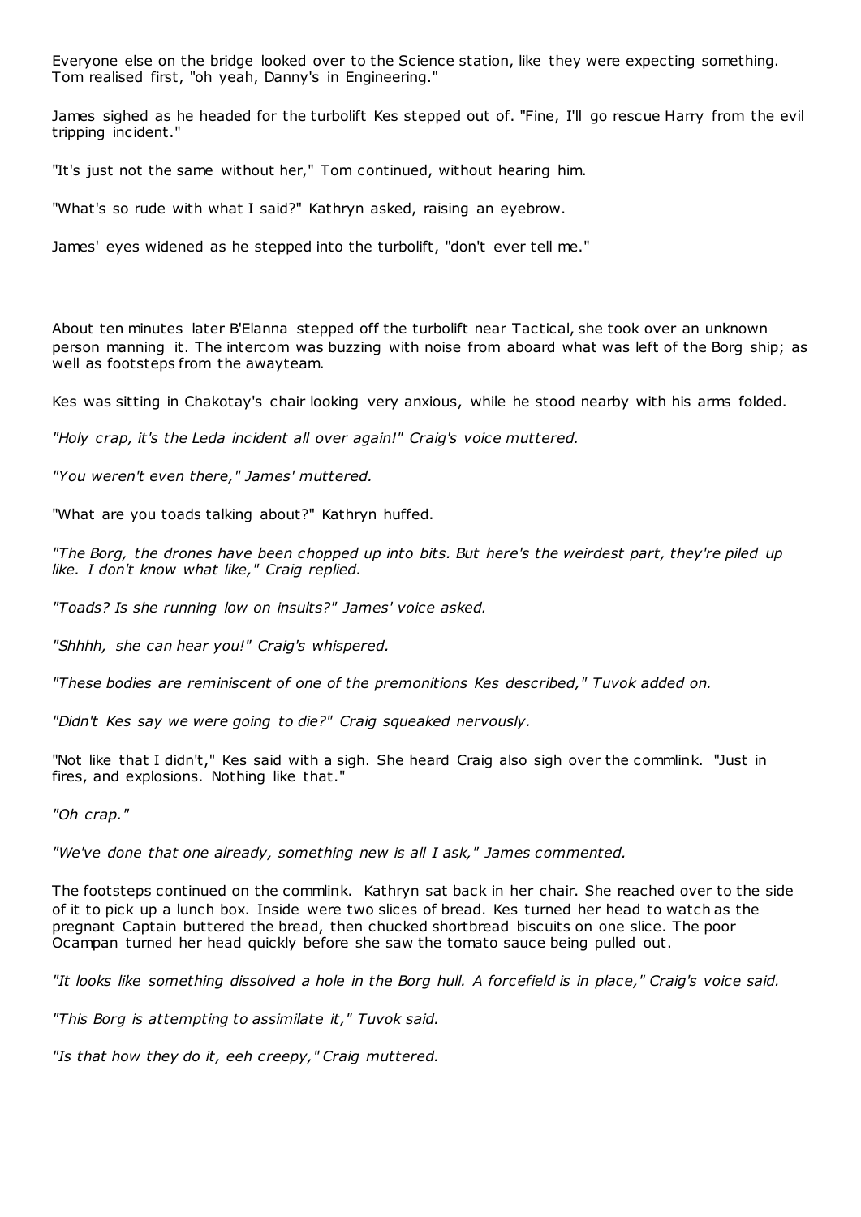Everyone else on the bridge looked over to the Science station, like they were expecting something. Tom realised first, "oh yeah, Danny's in Engineering."

James sighed as he headed for the turbolift Kes stepped out of. "Fine, I'll go rescue Harry from the evil tripping incident."

"It's just not the same without her," Tom continued, without hearing him.

"What's so rude with what I said?" Kathryn asked, raising an eyebrow.

James' eyes widened as he stepped into the turbolift, "don't ever tell me."

About ten minutes later B'Elanna stepped off the turbolift near Tactical, she took over an unknown person manning it. The intercom was buzzing with noise from aboard what was left of the Borg ship; as well as footsteps from the awayteam.

Kes was sitting in Chakotay's chair looking very anxious, while he stood nearby with his arms folded.

*"Holy crap, it's the Leda incident all over again!" Craig's voice muttered.*

*"You weren't even there," James' muttered.*

"What are you toads talking about?" Kathryn huffed.

*"The Borg, the drones have been chopped up into bits. But here's the weirdest part, they're piled up like. I don't know what like," Craig replied.*

*"Toads? Is she running low on insults?" James' voice asked.*

*"Shhhh, she can hear you!" Craig's whispered.*

*"These bodies are reminiscent of one of the premonitions Kes described," Tuvok added on.*

*"Didn't Kes say we were going to die?" Craig squeaked nervously.*

"Not like that I didn't," Kes said with a sigh. She heard Craig also sigh over the commlink. "Just in fires, and explosions. Nothing like that."

*"Oh crap."*

*"We've done that one already, something new is all I ask," James commented.*

The footsteps continued on the commlink. Kathryn sat back in her chair. She reached over to the side of it to pick up a lunch box. Inside were two slices of bread. Kes turned her head to watch as the pregnant Captain buttered the bread, then chucked shortbread biscuits on one slice. The poor Ocampan turned her head quickly before she saw the tomato sauce being pulled out.

*"It looks like something dissolved a hole in the Borg hull. A forcefield is in place," Craig's voice said.*

*"This Borg is attempting to assimilate it," Tuvok said.*

*"Is that how they do it, eeh creepy," Craig muttered.*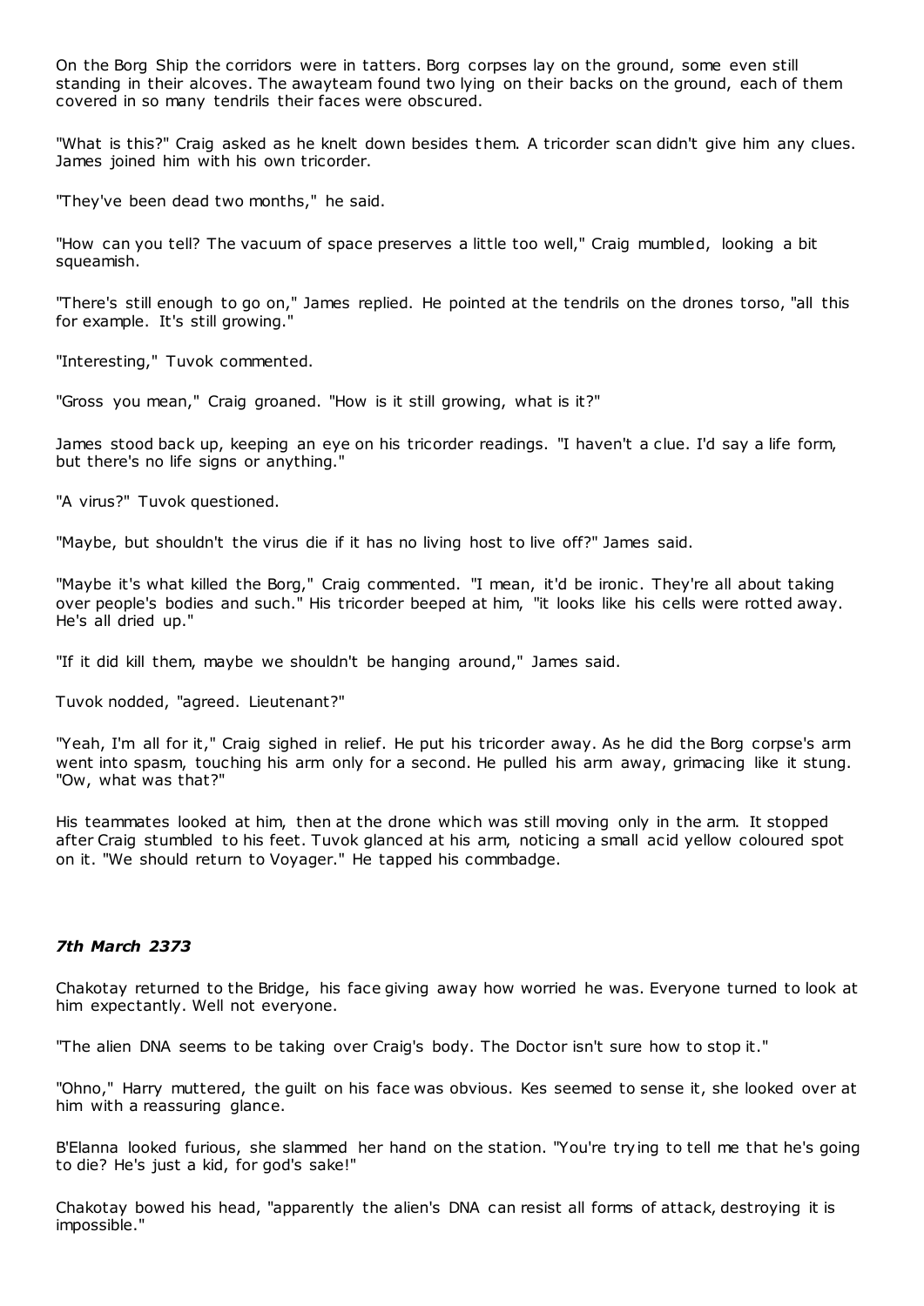On the Borg Ship the corridors were in tatters. Borg corpses lay on the ground, some even still standing in their alcoves. The awayteam found two lying on their backs on the ground, each of them covered in so many tendrils their faces were obscured.

"What is this?" Craig asked as he knelt down besides them. A tricorder scan didn't give him any clues. James joined him with his own tricorder.

"They've been dead two months," he said.

"How can you tell? The vacuum of space preserves a little too well," Craig mumbled, looking a bit squeamish.

"There's still enough to go on," James replied. He pointed at the tendrils on the drones torso, "all this for example. It's still growing."

"Interesting," Tuvok commented.

"Gross you mean," Craig groaned. "How is it still growing, what is it?"

James stood back up, keeping an eye on his tricorder readings. "I haven't a clue. I'd say a life form, but there's no life signs or anything."

"A virus?" Tuvok questioned.

"Maybe, but shouldn't the virus die if it has no living host to live off?" James said.

"Maybe it's what killed the Borg," Craig commented. "I mean, it'd be ironic. They're all about taking over people's bodies and such." His tricorder beeped at him, "it looks like his cells were rotted away. He's all dried up."

"If it did kill them, maybe we shouldn't be hanging around," James said.

Tuvok nodded, "agreed. Lieutenant?"

"Yeah, I'm all for it," Craig sighed in relief. He put his tricorder away. As he did the Borg corpse's arm went into spasm, touching his arm only for a second. He pulled his arm away, grimacing like it stung. "Ow, what was that?"

His teammates looked at him, then at the drone which was still moving only in the arm. It stopped after Craig stumbled to his feet. Tuvok glanced at his arm, noticing a small acid yellow coloured spot on it. "We should return to Voyager." He tapped his commbadge.

### *7th March 2373*

Chakotay returned to the Bridge, his face giving away how worried he was. Everyone turned to look at him expectantly. Well not everyone.

"The alien DNA seems to be taking over Craig's body. The Doctor isn't sure how to stop it."

"Ohno," Harry muttered, the guilt on his face was obvious. Kes seemed to sense it, she looked over at him with a reassuring glance.

B'Elanna looked furious, she slammed her hand on the station. "You're trying to tell me that he's going to die? He's just a kid, for god's sake!"

Chakotay bowed his head, "apparently the alien's DNA can resist all forms of attack, destroying it is impossible."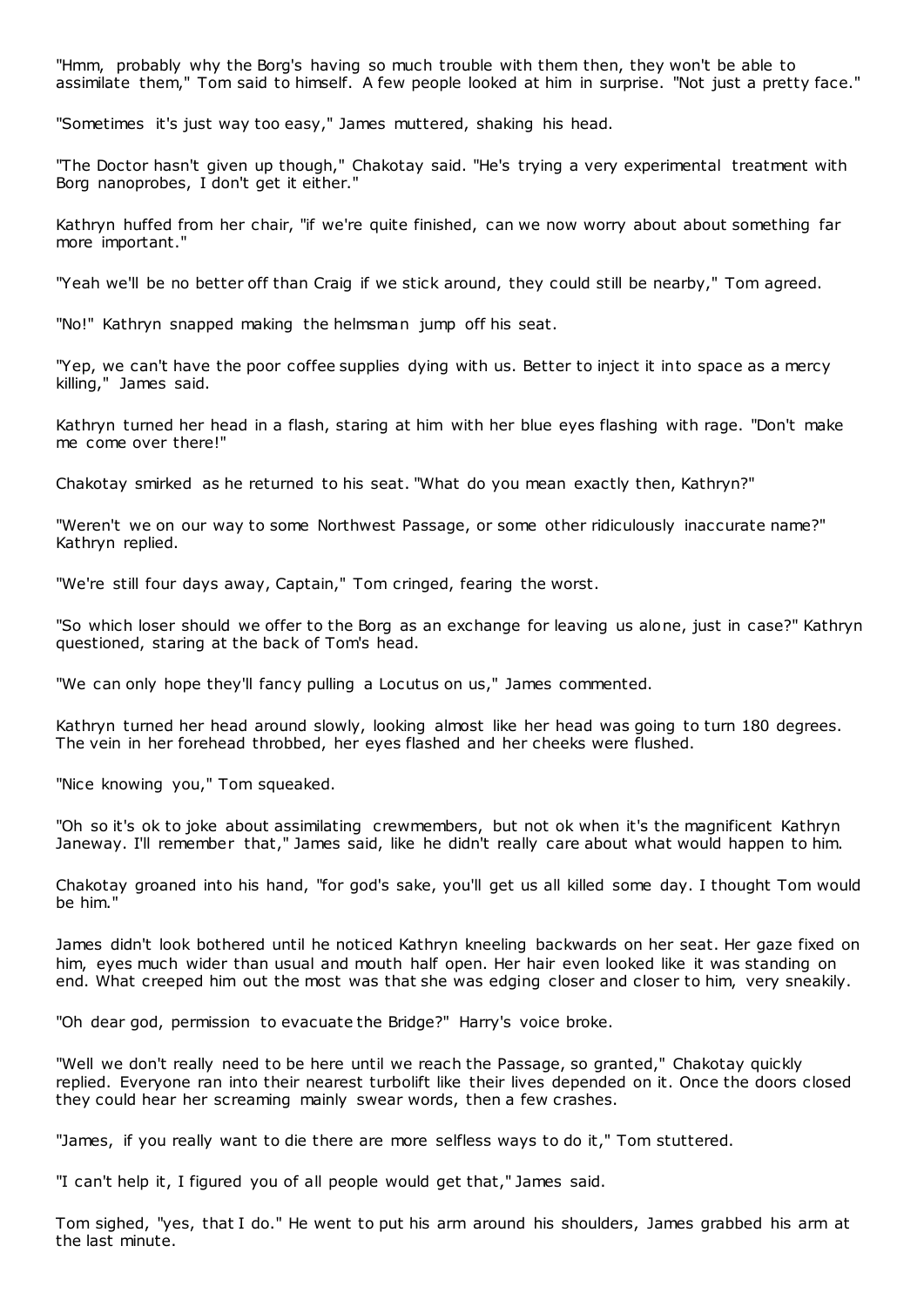"Hmm, probably why the Borg's having so much trouble with them then, they won't be able to assimilate them," Tom said to himself. A few people looked at him in surprise. "Not just a pretty face."

"Sometimes it's just way too easy," James muttered, shaking his head.

"The Doctor hasn't given up though," Chakotay said. "He's trying a very experimental treatment with Borg nanoprobes, I don't get it either."

Kathryn huffed from her chair, "if we're quite finished, can we now worry about about something far more important."

"Yeah we'll be no better off than Craig if we stick around, they could still be nearby," Tom agreed.

"No!" Kathryn snapped making the helmsman jump off his seat.

"Yep, we can't have the poor coffee supplies dying with us. Better to inject it into space as a mercy killing," James said.

Kathryn turned her head in a flash, staring at him with her blue eyes flashing with rage. "Don't make me come over there!"

Chakotay smirked as he returned to his seat. "What do you mean exactly then, Kathryn?"

"Weren't we on our way to some Northwest Passage, or some other ridiculously inaccurate name?" Kathryn replied.

"We're still four days away, Captain," Tom cringed, fearing the worst.

"So which loser should we offer to the Borg as an exchange for leaving us alone, just in case?" Kathryn questioned, staring at the back of Tom's head.

"We can only hope they'll fancy pulling a Locutus on us," James commented.

Kathryn turned her head around slowly, looking almost like her head was going to turn 180 degrees. The vein in her forehead throbbed, her eyes flashed and her cheeks were flushed.

"Nice knowing you," Tom squeaked.

"Oh so it's ok to joke about assimilating crewmembers, but not ok when it's the magnificent Kathryn Janeway. I'll remember that," James said, like he didn't really care about what would happen to him.

Chakotay groaned into his hand, "for god's sake, you'll get us all killed some day. I thought Tom would be him."

James didn't look bothered until he noticed Kathryn kneeling backwards on her seat. Her gaze fixed on him, eyes much wider than usual and mouth half open. Her hair even looked like it was standing on end. What creeped him out the most was that she was edging closer and closer to him, very sneakily.

"Oh dear god, permission to evacuate the Bridge?" Harry's voice broke.

"Well we don't really need to be here until we reach the Passage, so granted," Chakotay quickly replied. Everyone ran into their nearest turbolift like their lives depended on it. Once the doors closed they could hear her screaming mainly swear words, then a few crashes.

"James, if you really want to die there are more selfless ways to do it," Tom stuttered.

"I can't help it, I figured you of all people would get that," James said.

Tom sighed, "yes, that I do." He went to put his arm around his shoulders, James grabbed his arm at the last minute.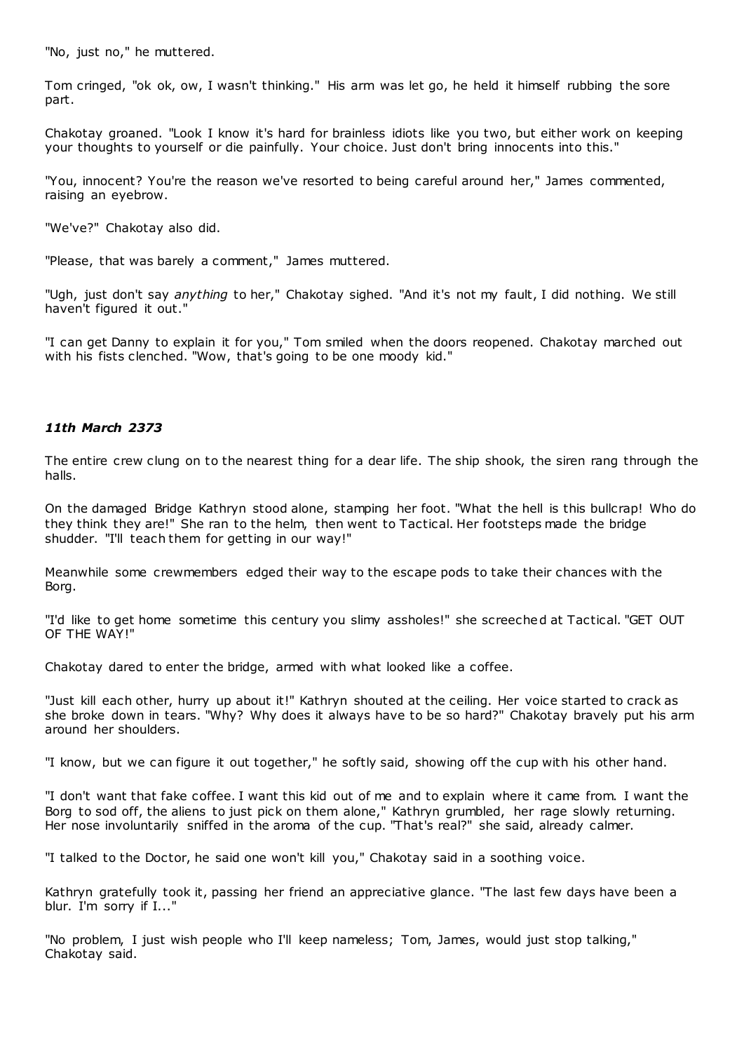"No, just no," he muttered.

Tom cringed, "ok ok, ow, I wasn't thinking." His arm was let go, he held it himself rubbing the sore part.

Chakotay groaned. "Look I know it's hard for brainless idiots like you two, but either work on keeping your thoughts to yourself or die painfully. Your choice. Just don't bring innocents into this."

"You, innocent? You're the reason we've resorted to being careful around her," James commented, raising an eyebrow.

"We've?" Chakotay also did.

"Please, that was barely a comment," James muttered.

"Ugh, just don't say *anything* to her," Chakotay sighed. "And it's not my fault, I did nothing. We still haven't figured it out."

"I can get Danny to explain it for you," Tom smiled when the doors reopened. Chakotay marched out with his fists clenched. "Wow, that's going to be one moody kid."

### *11th March 2373*

The entire crew clung on to the nearest thing for a dear life. The ship shook, the siren rang through the halls.

On the damaged Bridge Kathryn stood alone, stamping her foot. "What the hell is this bullcrap! Who do they think they are!" She ran to the helm, then went to Tactical. Her footsteps made the bridge shudder. "I'll teach them for getting in our way!"

Meanwhile some crewmembers edged their way to the escape pods to take their chances with the Borg.

"I'd like to get home sometime this century you slimy assholes!" she screeched at Tactical. "GET OUT OF THE WAY!"

Chakotay dared to enter the bridge, armed with what looked like a coffee.

"Just kill each other, hurry up about it!" Kathryn shouted at the ceiling. Her voice started to crack as she broke down in tears. "Why? Why does it always have to be so hard?" Chakotay bravely put his arm around her shoulders.

"I know, but we can figure it out together," he softly said, showing off the cup with his other hand.

"I don't want that fake coffee. I want this kid out of me and to explain where it came from. I want the Borg to sod off, the aliens to just pick on them alone," Kathryn grumbled, her rage slowly returning. Her nose involuntarily sniffed in the aroma of the cup. "That's real?" she said, already calmer.

"I talked to the Doctor, he said one won't kill you," Chakotay said in a soothing voice.

Kathryn gratefully took it, passing her friend an appreciative glance. "The last few days have been a blur. I'm sorry if I..."

"No problem, I just wish people who I'll keep nameless; Tom, James, would just stop talking," Chakotay said.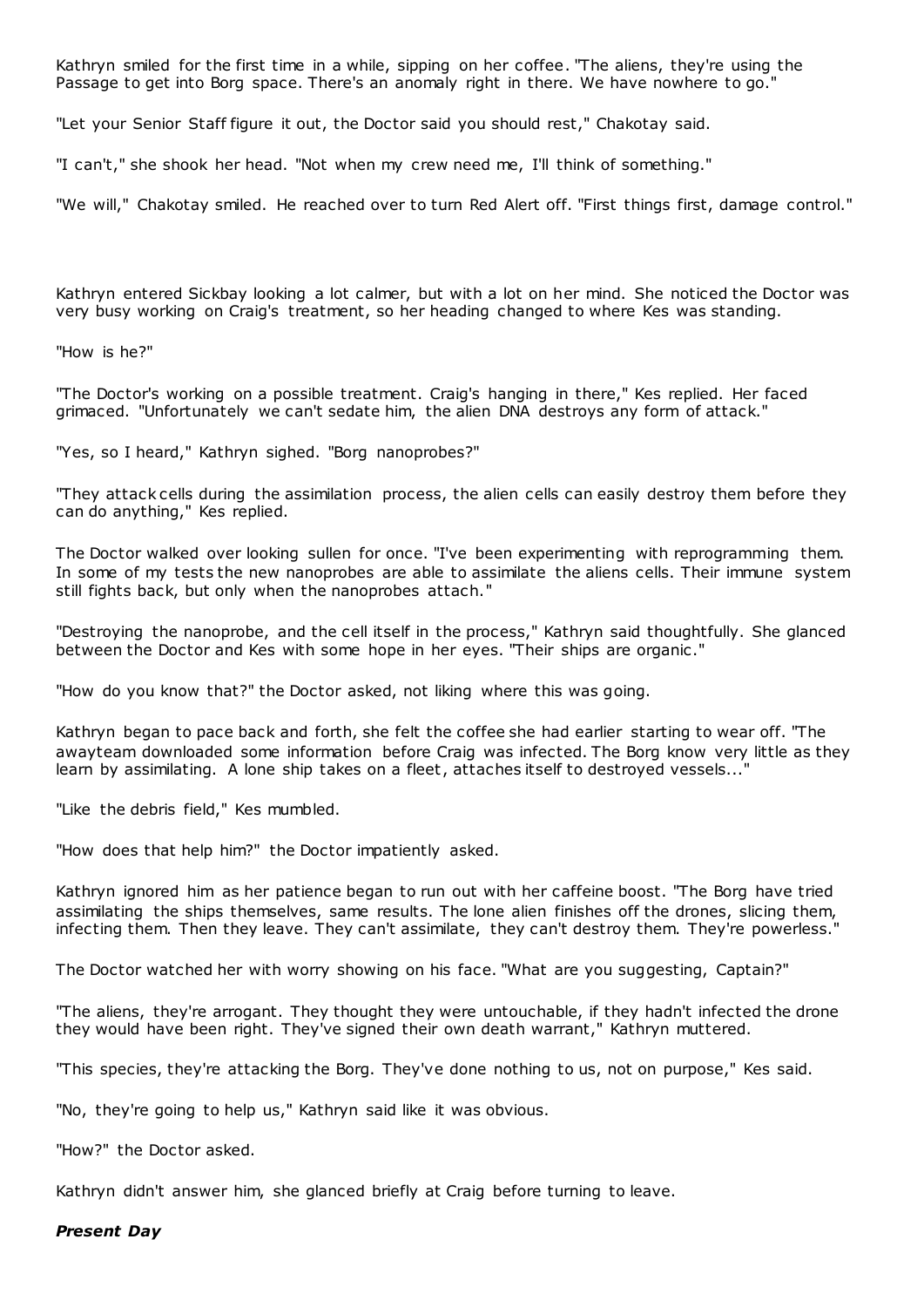Kathryn smiled for the first time in a while, sipping on her coffee. "The aliens, they're using the Passage to get into Borg space. There's an anomaly right in there. We have nowhere to go."

"Let your Senior Staff figure it out, the Doctor said you should rest," Chakotay said.

"I can't," she shook her head. "Not when my crew need me, I'll think of something."

"We will," Chakotay smiled. He reached over to turn Red Alert off. "First things first, damage control."

Kathryn entered Sickbay looking a lot calmer, but with a lot on her mind. She noticed the Doctor was very busy working on Craig's treatment, so her heading changed to where Kes was standing.

"How is he?"

"The Doctor's working on a possible treatment. Craig's hanging in there," Kes replied. Her faced grimaced. "Unfortunately we can't sedate him, the alien DNA destroys any form of attack."

"Yes, so I heard," Kathryn sighed. "Borg nanoprobes?"

"They attack cells during the assimilation process, the alien cells can easily destroy them before they can do anything," Kes replied.

The Doctor walked over looking sullen for once. "I've been experimenting with reprogramming them. In some of my tests the new nanoprobes are able to assimilate the aliens cells. Their immune system still fights back, but only when the nanoprobes attach."

"Destroying the nanoprobe, and the cell itself in the process," Kathryn said thoughtfully. She glanced between the Doctor and Kes with some hope in her eyes. "Their ships are organic."

"How do you know that?" the Doctor asked, not liking where this was going.

Kathryn began to pace back and forth, she felt the coffee she had earlier starting to wear off. "The awayteam downloaded some information before Craig was infected. The Borg know very little as they learn by assimilating. A lone ship takes on a fleet, attaches itself to destroyed vessels..."

"Like the debris field," Kes mumbled.

"How does that help him?" the Doctor impatiently asked.

Kathryn ignored him as her patience began to run out with her caffeine boost. "The Borg have tried assimilating the ships themselves, same results. The lone alien finishes off the drones, slicing them, infecting them. Then they leave. They can't assimilate, they can't destroy them. They're powerless."

The Doctor watched her with worry showing on his face. "What are you suggesting, Captain?"

"The aliens, they're arrogant. They thought they were untouchable, if they hadn't infected the drone they would have been right. They've signed their own death warrant," Kathryn muttered.

"This species, they're attacking the Borg. They've done nothing to us, not on purpose," Kes said.

"No, they're going to help us," Kathryn said like it was obvious.

"How?" the Doctor asked.

Kathryn didn't answer him, she glanced briefly at Craig before turning to leave.

***Present Day***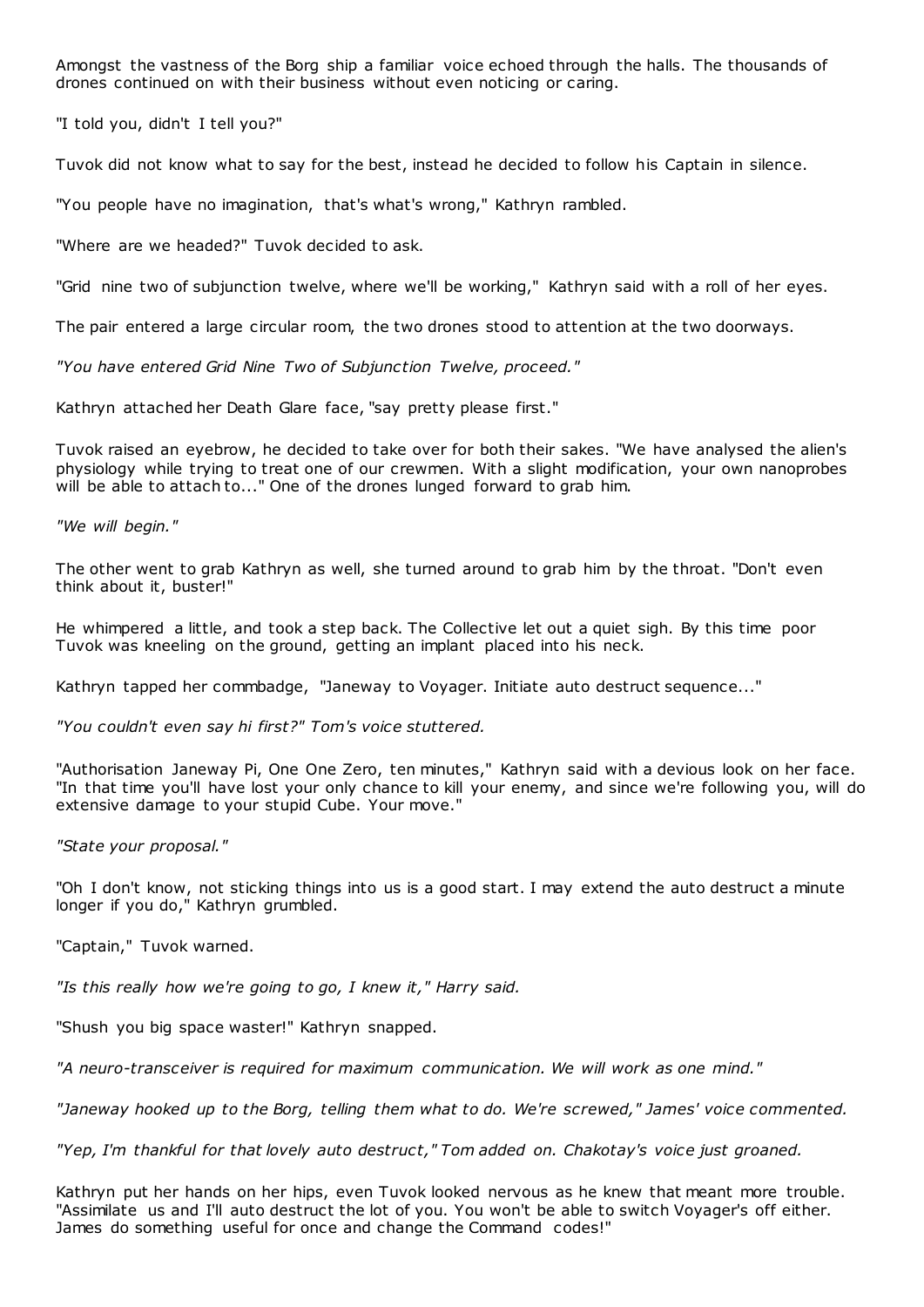Amongst the vastness of the Borg ship a familiar voice echoed through the halls. The thousands of drones continued on with their business without even noticing or caring.

"I told you, didn't I tell you?"

Tuvok did not know what to say for the best, instead he decided to follow his Captain in silence.

"You people have no imagination, that's what's wrong," Kathryn rambled.

"Where are we headed?" Tuvok decided to ask.

"Grid nine two of subjunction twelve, where we'll be working," Kathryn said with a roll of her eyes.

The pair entered a large circular room, the two drones stood to attention at the two doorways.

*"You have entered Grid Nine Two of Subjunction Twelve, proceed."*

Kathryn attached her Death Glare face, "say pretty please first."

Tuvok raised an eyebrow, he decided to take over for both their sakes. "We have analysed the alien's physiology while trying to treat one of our crewmen. With a slight modification, your own nanoprobes will be able to attach to..." One of the drones lunged forward to grab him.

*"We will begin."*

The other went to grab Kathryn as well, she turned around to grab him by the throat. "Don't even think about it, buster!"

He whimpered a little, and took a step back. The Collective let out a quiet sigh. By this time poor Tuvok was kneeling on the ground, getting an implant placed into his neck.

Kathryn tapped her commbadge, "Janeway to Voyager. Initiate auto destruct sequence..."

*"You couldn't even say hi first?" Tom's voice stuttered.*

"Authorisation Janeway Pi, One One Zero, ten minutes," Kathryn said with a devious look on her face. "In that time you'll have lost your only chance to kill your enemy, and since we're following you, will do extensive damage to your stupid Cube. Your move."

*"State your proposal."*

"Oh I don't know, not sticking things into us is a good start. I may extend the auto destruct a minute longer if you do," Kathryn grumbled.

"Captain," Tuvok warned.

*"Is this really how we're going to go, I knew it," Harry said.*

"Shush you big space waster!" Kathryn snapped.

*"A neuro-transceiver is required for maximum communication. We will work as one mind."*

*"Janeway hooked up to the Borg, telling them what to do. We're screwed," James' voice commented.*

*"Yep, I'm thankful for that lovely auto destruct," Tom added on. Chakotay's voice just groaned.*

Kathryn put her hands on her hips, even Tuvok looked nervous as he knew that meant more trouble. "Assimilate us and I'll auto destruct the lot of you. You won't be able to switch Voyager's off either. James do something useful for once and change the Command codes!"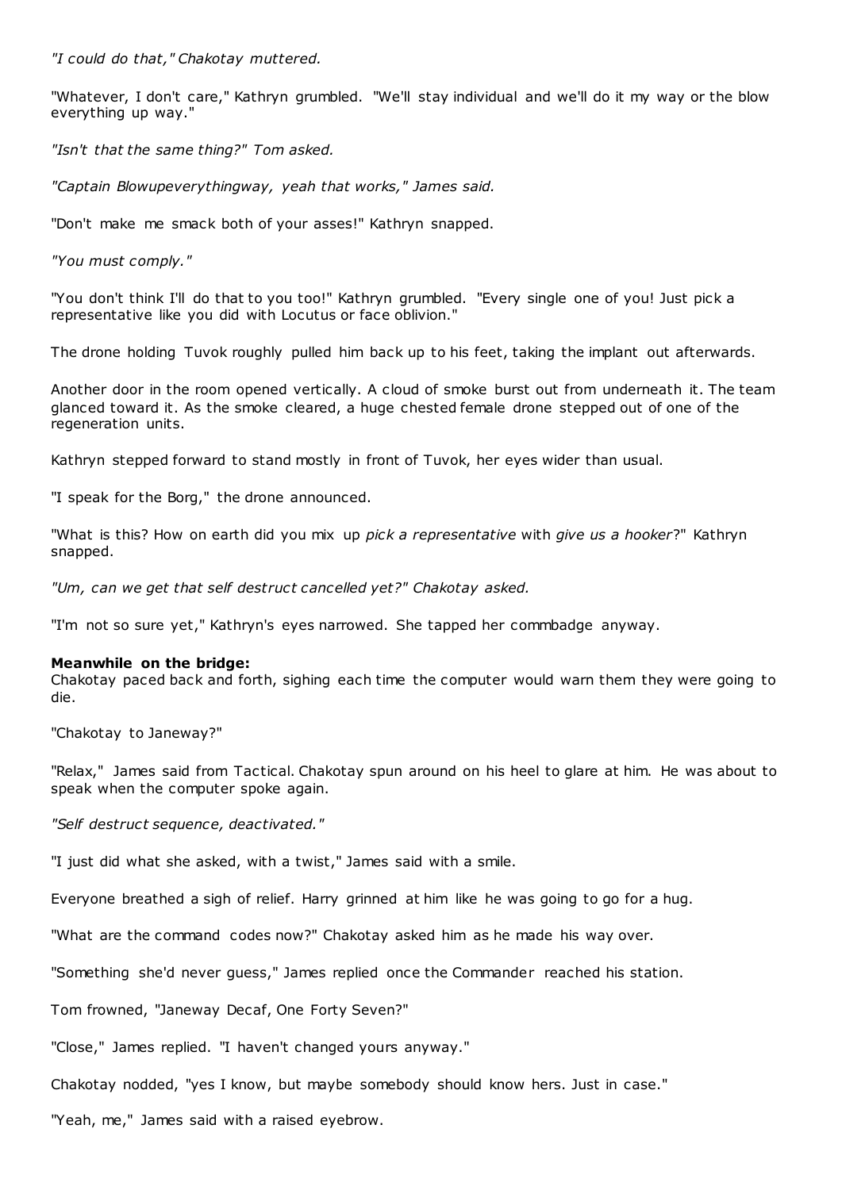*"I could do that," Chakotay muttered.*

"Whatever, I don't care," Kathryn grumbled. "We'll stay individual and we'll do it my way or the blow everything up way."

*"Isn't that the same thing?" Tom asked.*

*"Captain Blowupeverythingway, yeah that works," James said.*

"Don't make me smack both of your asses!" Kathryn snapped.

*"You must comply."*

"You don't think I'll do that to you too!" Kathryn grumbled. "Every single one of you! Just pick a representative like you did with Locutus or face oblivion."

The drone holding Tuvok roughly pulled him back up to his feet, taking the implant out afterwards.

Another door in the room opened vertically. A cloud of smoke burst out from underneath it. The team glanced toward it. As the smoke cleared, a huge chested female drone stepped out of one of the regeneration units.

Kathryn stepped forward to stand mostly in front of Tuvok, her eyes wider than usual.

"I speak for the Borg," the drone announced.

"What is this? How on earth did you mix up *pick a representative* with *give us a hooker*?" Kathryn snapped.

*"Um, can we get that self destruct cancelled yet?" Chakotay asked.*

"I'm not so sure yet," Kathryn's eyes narrowed. She tapped her commbadge anyway.

**Meanwhile on the bridge:**
Chakotay paced back and forth, sighing each time the computer would warn them they were going to die.

"Chakotay to Janeway?"

"Relax," James said from Tactical. Chakotay spun around on his heel to glare at him. He was about to speak when the computer spoke again.

*"Self destruct sequence, deactivated."*

"I just did what she asked, with a twist," James said with a smile.

Everyone breathed a sigh of relief. Harry grinned at him like he was going to go for a hug.

"What are the command codes now?" Chakotay asked him as he made his way over.

"Something she'd never guess," James replied once the Commander reached his station.

Tom frowned, "Janeway Decaf, One Forty Seven?"

"Close," James replied. "I haven't changed yours anyway."

Chakotay nodded, "yes I know, but maybe somebody should know hers. Just in case."

"Yeah, me," James said with a raised eyebrow.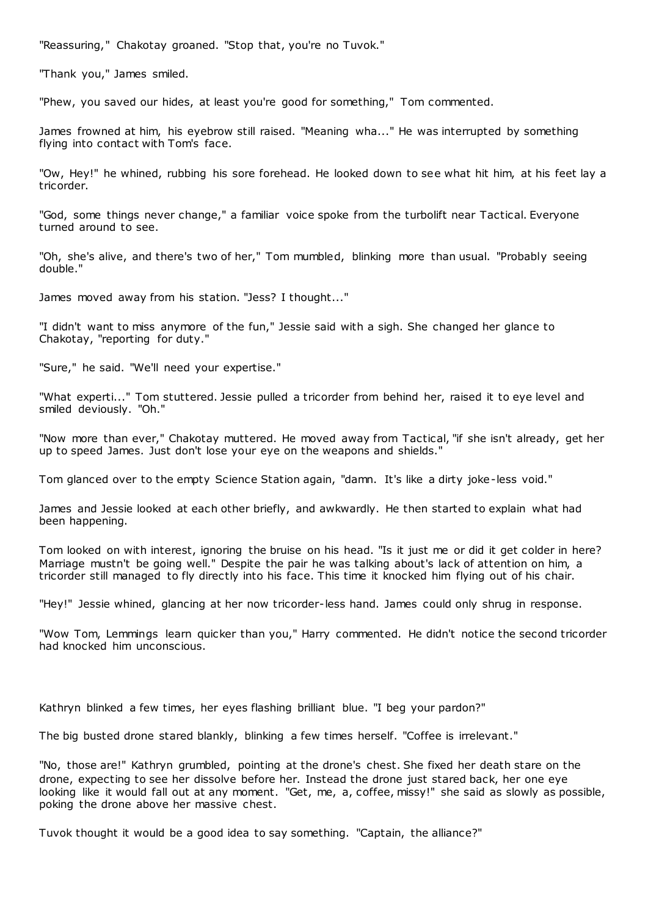"Reassuring," Chakotay groaned. "Stop that, you're no Tuvok."

"Thank you," James smiled.

"Phew, you saved our hides, at least you're good for something," Tom commented.

James frowned at him, his eyebrow still raised. "Meaning wha..." He was interrupted by something flying into contact with Tom's face.

"Ow, Hey!" he whined, rubbing his sore forehead. He looked down to see what hit him, at his feet lay a tricorder.

"God, some things never change," a familiar voice spoke from the turbolift near Tactical. Everyone turned around to see.

"Oh, she's alive, and there's two of her," Tom mumbled, blinking more than usual. "Probably seeing double."

James moved away from his station. "Jess? I thought..."

"I didn't want to miss anymore of the fun," Jessie said with a sigh. She changed her glance to Chakotay, "reporting for duty."

"Sure," he said. "We'll need your expertise."

"What experti..." Tom stuttered. Jessie pulled a tricorder from behind her, raised it to eye level and smiled deviously. "Oh."

"Now more than ever," Chakotay muttered. He moved away from Tactical, "if she isn't already, get her up to speed James. Just don't lose your eye on the weapons and shields."

Tom glanced over to the empty Science Station again, "damn. It's like a dirty joke-less void."

James and Jessie looked at each other briefly, and awkwardly. He then started to explain what had been happening.

Tom looked on with interest, ignoring the bruise on his head. "Is it just me or did it get colder in here? Marriage mustn't be going well." Despite the pair he was talking about's lack of attention on him, a tricorder still managed to fly directly into his face. This time it knocked him flying out of his chair.

"Hey!" Jessie whined, glancing at her now tricorder-less hand. James could only shrug in response.

"Wow Tom, Lemmings learn quicker than you," Harry commented. He didn't notice the second tricorder had knocked him unconscious.

Kathryn blinked a few times, her eyes flashing brilliant blue. "I beg your pardon?"

The big busted drone stared blankly, blinking a few times herself. "Coffee is irrelevant."

"No, those are!" Kathryn grumbled, pointing at the drone's chest. She fixed her death stare on the drone, expecting to see her dissolve before her. Instead the drone just stared back, her one eye looking like it would fall out at any moment. "Get, me, a, coffee, missy!" she said as slowly as possible, poking the drone above her massive chest.

Tuvok thought it would be a good idea to say something. "Captain, the alliance?"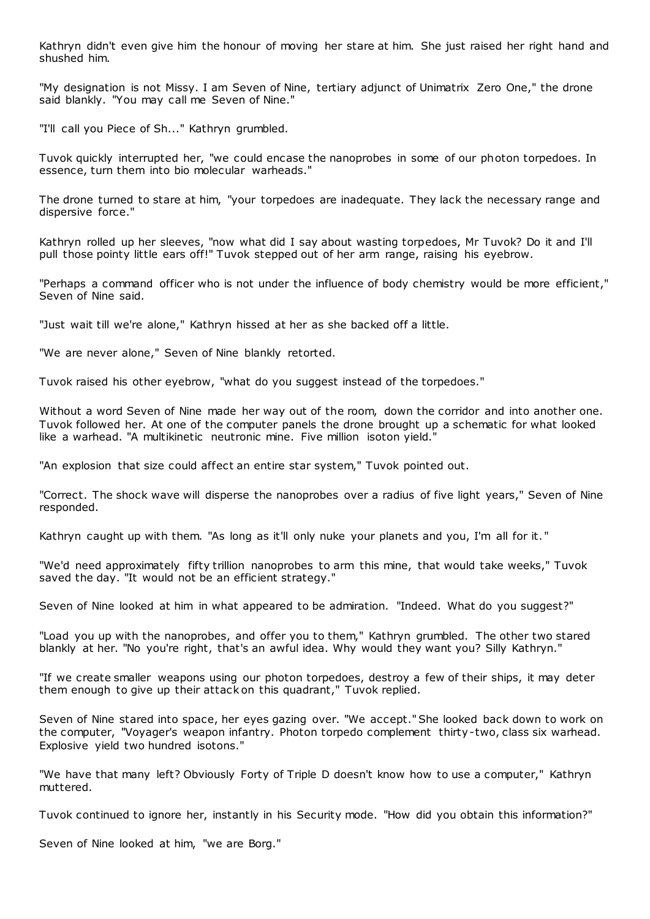Kathryn didn't even give him the honour of moving her stare at him. She just raised her right hand and shushed him.

"My designation is not Missy. I am Seven of Nine, tertiary adjunct of Unimatrix Zero One," the drone said blankly. "You may call me Seven of Nine."

"I'll call you Piece of Sh..." Kathryn grumbled.

Tuvok quickly interrupted her, "we could encase the nanoprobes in some of our photon torpedoes. In essence, turn them into bio molecular warheads."

The drone turned to stare at him, "your torpedoes are inadequate. They lack the necessary range and dispersive force."

Kathryn rolled up her sleeves, "now what did I say about wasting torpedoes, Mr Tuvok? Do it and I'll pull those pointy little ears off!" Tuvok stepped out of her arm range, raising his eyebrow.

"Perhaps a command officer who is not under the influence of body chemistry would be more efficient," Seven of Nine said.

"Just wait till we're alone," Kathryn hissed at her as she backed off a little.

"We are never alone," Seven of Nine blankly retorted.

Tuvok raised his other eyebrow, "what do you suggest instead of the torpedoes."

Without a word Seven of Nine made her way out of the room, down the corridor and into another one. Tuvok followed her. At one of the computer panels the drone brought up a schematic for what looked like a warhead. "A multikinetic neutronic mine. Five million isoton yield."

"An explosion that size could affect an entire star system," Tuvok pointed out.

"Correct. The shock wave will disperse the nanoprobes over a radius of five light years," Seven of Nine responded.

Kathryn caught up with them. "As long as it'll only nuke your planets and you, I'm all for it."

"We'd need approximately fifty trillion nanoprobes to arm this mine, that would take weeks," Tuvok saved the day. "It would not be an efficient strategy."

Seven of Nine looked at him in what appeared to be admiration. "Indeed. What do you suggest?"

"Load you up with the nanoprobes, and offer you to them," Kathryn grumbled. The other two stared blankly at her. "No you're right, that's an awful idea. Why would they want you? Silly Kathryn."

"If we create smaller weapons using our photon torpedoes, destroy a few of their ships, it may deter them enough to give up their attack on this quadrant," Tuvok replied.

Seven of Nine stared into space, her eyes gazing over. "We accept." She looked back down to work on the computer, "Voyager's weapon infantry. Photon torpedo complement thirty-two, class six warhead. Explosive yield two hundred isotons."

"We have that many left? Obviously Forty of Triple D doesn't know how to use a computer," Kathryn muttered.

Tuvok continued to ignore her, instantly in his Security mode. "How did you obtain this information?"

Seven of Nine looked at him, "we are Borg."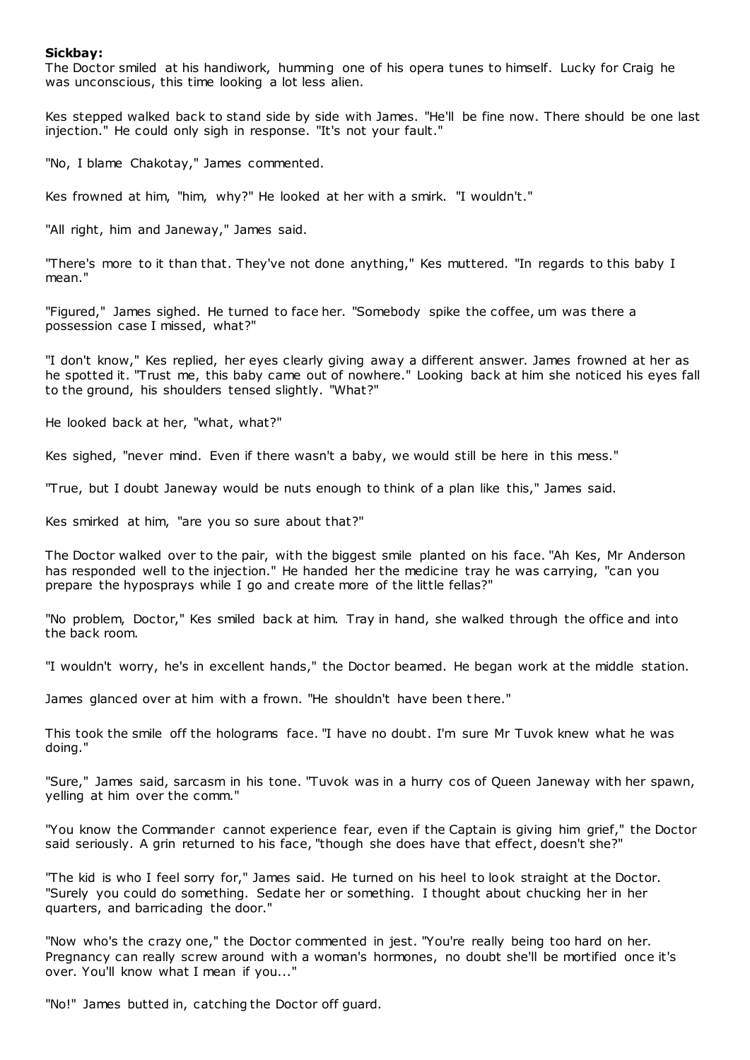**Sickbay:**

The Doctor smiled at his handiwork, humming one of his opera tunes to himself. Lucky for Craig he was unconscious, this time looking a lot less alien.

Kes stepped walked back to stand side by side with James. "He'll be fine now. There should be one last injection." He could only sigh in response. "It's not your fault."

"No, I blame Chakotay," James commented.

Kes frowned at him, "him, why?" He looked at her with a smirk. "I wouldn't."

"All right, him and Janeway," James said.

"There's more to it than that. They've not done anything," Kes muttered. "In regards to this baby I mean."

"Figured," James sighed. He turned to face her. "Somebody spike the coffee, um was there a possession case I missed, what?"

"I don't know," Kes replied, her eyes clearly giving away a different answer. James frowned at her as he spotted it. "Trust me, this baby came out of nowhere." Looking back at him she noticed his eyes fall to the ground, his shoulders tensed slightly. "What?"

He looked back at her, "what, what?"

Kes sighed, "never mind. Even if there wasn't a baby, we would still be here in this mess."

"True, but I doubt Janeway would be nuts enough to think of a plan like this," James said.

Kes smirked at him, "are you so sure about that?"

The Doctor walked over to the pair, with the biggest smile planted on his face. "Ah Kes, Mr Anderson has responded well to the injection." He handed her the medicine tray he was carrying, "can you prepare the hyposprays while I go and create more of the little fellas?"

"No problem, Doctor," Kes smiled back at him. Tray in hand, she walked through the office and into the back room.

"I wouldn't worry, he's in excellent hands," the Doctor beamed. He began work at the middle station.

James glanced over at him with a frown. "He shouldn't have been there."

This took the smile off the holograms face. "I have no doubt. I'm sure Mr Tuvok knew what he was doing."

"Sure," James said, sarcasm in his tone. "Tuvok was in a hurry cos of Queen Janeway with her spawn, yelling at him over the comm."

"You know the Commander cannot experience fear, even if the Captain is giving him grief," the Doctor said seriously. A grin returned to his face, "though she does have that effect, doesn't she?"

"The kid is who I feel sorry for," James said. He turned on his heel to look straight at the Doctor. "Surely you could do something. Sedate her or something. I thought about chucking her in her quarters, and barricading the door."

"Now who's the crazy one," the Doctor commented in jest. "You're really being too hard on her. Pregnancy can really screw around with a woman's hormones, no doubt she'll be mortified once it's over. You'll know what I mean if you..."

"No!" James butted in, catching the Doctor off guard.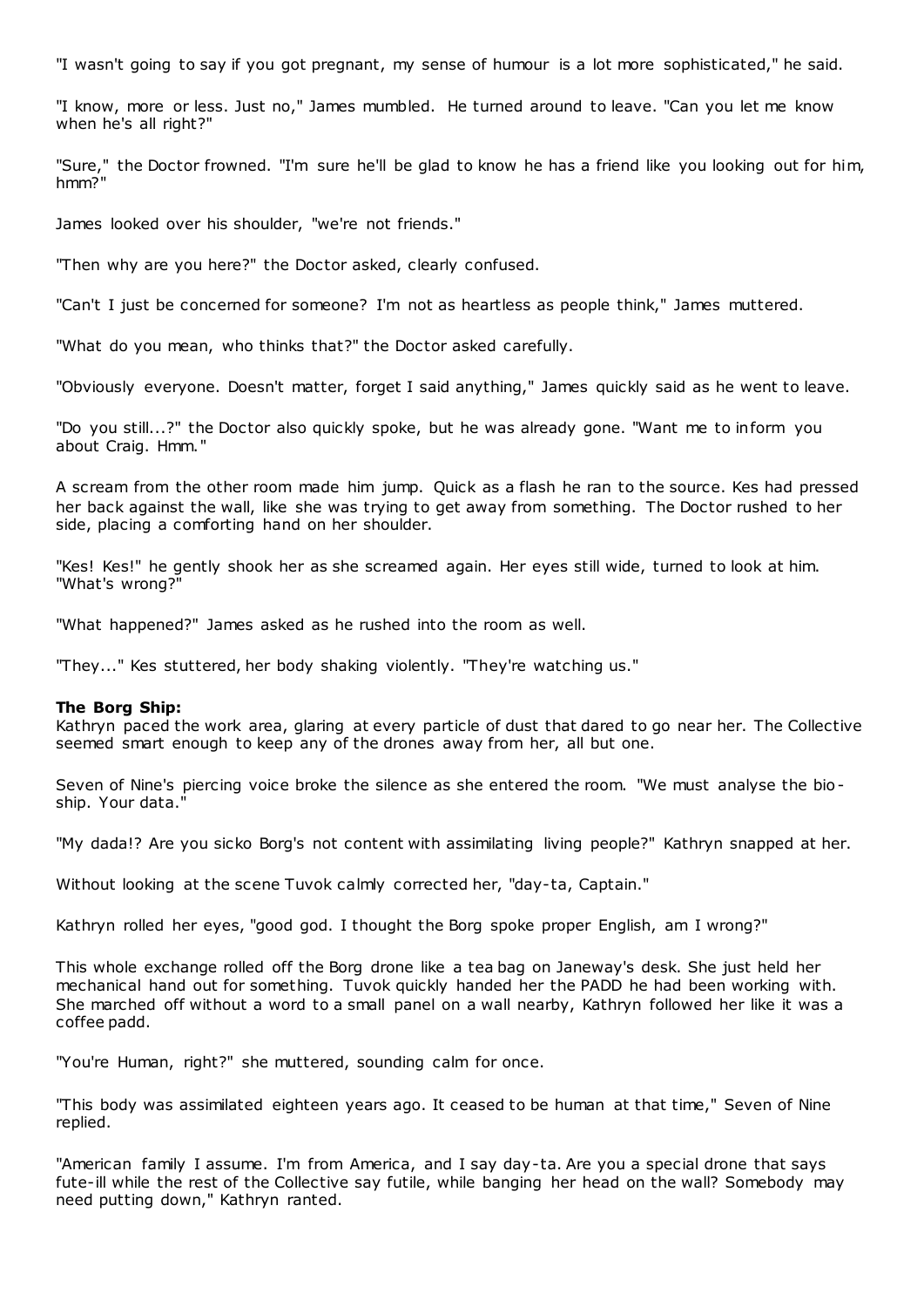"I wasn't going to say if you got pregnant, my sense of humour is a lot more sophisticated," he said.

"I know, more or less. Just no," James mumbled. He turned around to leave. "Can you let me know when he's all right?"

"Sure," the Doctor frowned. "I'm sure he'll be glad to know he has a friend like you looking out for him, hmm?"

James looked over his shoulder, "we're not friends."

"Then why are you here?" the Doctor asked, clearly confused.

"Can't I just be concerned for someone? I'm not as heartless as people think," James muttered.

"What do you mean, who thinks that?" the Doctor asked carefully.

"Obviously everyone. Doesn't matter, forget I said anything," James quickly said as he went to leave.

"Do you still...?" the Doctor also quickly spoke, but he was already gone. "Want me to inform you about Craig. Hmm."

A scream from the other room made him jump. Quick as a flash he ran to the source. Kes had pressed her back against the wall, like she was trying to get away from something. The Doctor rushed to her side, placing a comforting hand on her shoulder.

"Kes! Kes!" he gently shook her as she screamed again. Her eyes still wide, turned to look at him. "What's wrong?"

"What happened?" James asked as he rushed into the room as well.

"They..." Kes stuttered, her body shaking violently. "They're watching us."

**The Borg Ship:**
Kathryn paced the work area, glaring at every particle of dust that dared to go near her. The Collective seemed smart enough to keep any of the drones away from her, all but one.

Seven of Nine's piercing voice broke the silence as she entered the room. "We must analyse the bio-ship. Your data."

"My dada!? Are you sicko Borg's not content with assimilating living people?" Kathryn snapped at her.

Without looking at the scene Tuvok calmly corrected her, "day-ta, Captain."

Kathryn rolled her eyes, "good god. I thought the Borg spoke proper English, am I wrong?"

This whole exchange rolled off the Borg drone like a tea bag on Janeway's desk. She just held her mechanical hand out for something. Tuvok quickly handed her the PADD he had been working with. She marched off without a word to a small panel on a wall nearby, Kathryn followed her like it was a coffee padd.

"You're Human, right?" she muttered, sounding calm for once.

"This body was assimilated eighteen years ago. It ceased to be human at that time," Seven of Nine replied.

"American family I assume. I'm from America, and I say day-ta. Are you a special drone that says fute-ill while the rest of the Collective say futile, while banging her head on the wall? Somebody may need putting down," Kathryn ranted.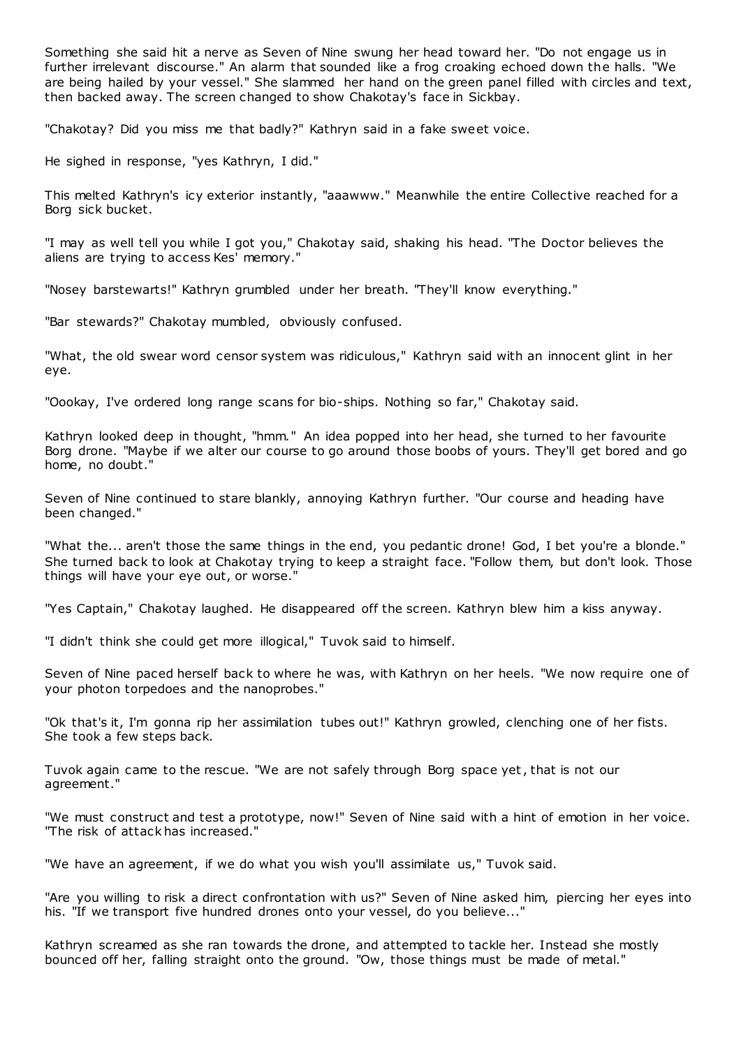Something she said hit a nerve as Seven of Nine swung her head toward her. "Do not engage us in further irrelevant discourse." An alarm that sounded like a frog croaking echoed down the halls. "We are being hailed by your vessel." She slammed her hand on the green panel filled with circles and text, then backed away. The screen changed to show Chakotay's face in Sickbay.

"Chakotay? Did you miss me that badly?" Kathryn said in a fake sweet voice.

He sighed in response, "yes Kathryn, I did."

This melted Kathryn's icy exterior instantly, "aaawww." Meanwhile the entire Collective reached for a Borg sick bucket.

"I may as well tell you while I got you," Chakotay said, shaking his head. "The Doctor believes the aliens are trying to access Kes' memory."

"Nosey barstewarts!" Kathryn grumbled under her breath. "They'll know everything."

"Bar stewards?" Chakotay mumbled, obviously confused.

"What, the old swear word censor system was ridiculous," Kathryn said with an innocent glint in her eye.

"Oookay, I've ordered long range scans for bio-ships. Nothing so far," Chakotay said.

Kathryn looked deep in thought, "hmm." An idea popped into her head, she turned to her favourite Borg drone. "Maybe if we alter our course to go around those boobs of yours. They'll get bored and go home, no doubt."

Seven of Nine continued to stare blankly, annoying Kathryn further. "Our course and heading have been changed."

"What the... aren't those the same things in the end, you pedantic drone! God, I bet you're a blonde." She turned back to look at Chakotay trying to keep a straight face. "Follow them, but don't look. Those things will have your eye out, or worse."

"Yes Captain," Chakotay laughed. He disappeared off the screen. Kathryn blew him a kiss anyway.

"I didn't think she could get more illogical," Tuvok said to himself.

Seven of Nine paced herself back to where he was, with Kathryn on her heels. "We now require one of your photon torpedoes and the nanoprobes."

"Ok that's it, I'm gonna rip her assimilation tubes out!" Kathryn growled, clenching one of her fists. She took a few steps back.

Tuvok again came to the rescue. "We are not safely through Borg space yet, that is not our agreement."

"We must construct and test a prototype, now!" Seven of Nine said with a hint of emotion in her voice. "The risk of attack has increased."

"We have an agreement, if we do what you wish you'll assimilate us," Tuvok said.

"Are you willing to risk a direct confrontation with us?" Seven of Nine asked him, piercing her eyes into his. "If we transport five hundred drones onto your vessel, do you believe..."

Kathryn screamed as she ran towards the drone, and attempted to tackle her. Instead she mostly bounced off her, falling straight onto the ground. "Ow, those things must be made of metal."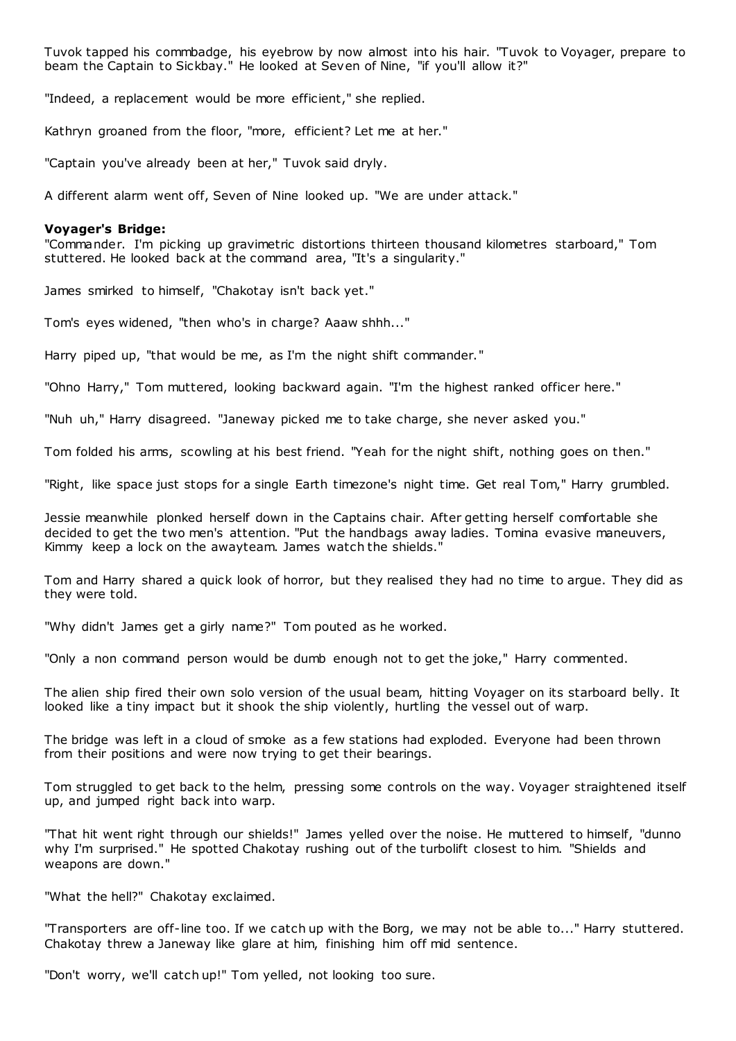Tuvok tapped his commbadge, his eyebrow by now almost into his hair. "Tuvok to Voyager, prepare to beam the Captain to Sickbay." He looked at Seven of Nine, "if you'll allow it?"

"Indeed, a replacement would be more efficient," she replied.

Kathryn groaned from the floor, "more, efficient? Let me at her."

"Captain you've already been at her," Tuvok said dryly.

A different alarm went off, Seven of Nine looked up. "We are under attack."

**Voyager's Bridge:**

"Commander. I'm picking up gravimetric distortions thirteen thousand kilometres starboard," Tom stuttered. He looked back at the command area, "It's a singularity."

James smirked to himself, "Chakotay isn't back yet."

Tom's eyes widened, "then who's in charge? Aaaw shhh..."

Harry piped up, "that would be me, as I'm the night shift commander."

"Ohno Harry," Tom muttered, looking backward again. "I'm the highest ranked officer here."

"Nuh uh," Harry disagreed. "Janeway picked me to take charge, she never asked you."

Tom folded his arms, scowling at his best friend. "Yeah for the night shift, nothing goes on then."

"Right, like space just stops for a single Earth timezone's night time. Get real Tom," Harry grumbled.

Jessie meanwhile plonked herself down in the Captains chair. After getting herself comfortable she decided to get the two men's attention. "Put the handbags away ladies. Tomina evasive maneuvers, Kimmy keep a lock on the awayteam. James watch the shields."

Tom and Harry shared a quick look of horror, but they realised they had no time to argue. They did as they were told.

"Why didn't James get a girly name?" Tom pouted as he worked.

"Only a non command person would be dumb enough not to get the joke," Harry commented.

The alien ship fired their own solo version of the usual beam, hitting Voyager on its starboard belly. It looked like a tiny impact but it shook the ship violently, hurtling the vessel out of warp.

The bridge was left in a cloud of smoke as a few stations had exploded. Everyone had been thrown from their positions and were now trying to get their bearings.

Tom struggled to get back to the helm, pressing some controls on the way. Voyager straightened itself up, and jumped right back into warp.

"That hit went right through our shields!" James yelled over the noise. He muttered to himself, "dunno why I'm surprised." He spotted Chakotay rushing out of the turbolift closest to him. "Shields and weapons are down."

"What the hell?" Chakotay exclaimed.

"Transporters are off-line too. If we catch up with the Borg, we may not be able to..." Harry stuttered. Chakotay threw a Janeway like glare at him, finishing him off mid sentence.

"Don't worry, we'll catch up!" Tom yelled, not looking too sure.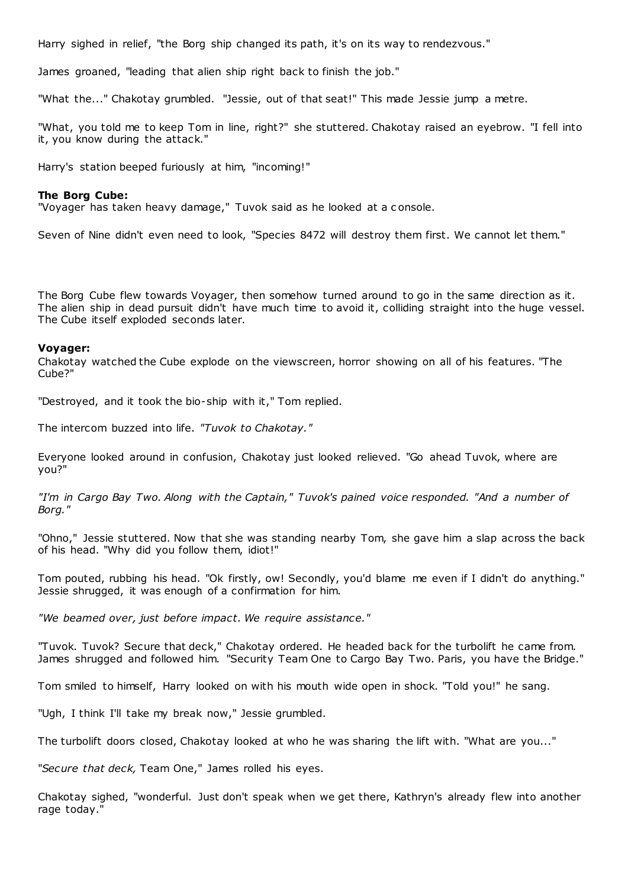Harry sighed in relief, "the Borg ship changed its path, it's on its way to rendezvous."

James groaned, "leading that alien ship right back to finish the job."

"What the..." Chakotay grumbled. "Jessie, out of that seat!" This made Jessie jump a metre.

"What, you told me to keep Tom in line, right?" she stuttered. Chakotay raised an eyebrow. "I fell into it, you know during the attack."

Harry's station beeped furiously at him, "incoming!"

**The Borg Cube:**
"Voyager has taken heavy damage," Tuvok said as he looked at a console.

Seven of Nine didn't even need to look, "Species 8472 will destroy them first. We cannot let them."

The Borg Cube flew towards Voyager, then somehow turned around to go in the same direction as it. The alien ship in dead pursuit didn't have much time to avoid it, colliding straight into the huge vessel. The Cube itself exploded seconds later.

**Voyager:**
Chakotay watched the Cube explode on the viewscreen, horror showing on all of his features. "The Cube?"

"Destroyed, and it took the bio-ship with it," Tom replied.

The intercom buzzed into life. *"Tuvok to Chakotay."*

Everyone looked around in confusion, Chakotay just looked relieved. "Go ahead Tuvok, where are you?"

*"I'm in Cargo Bay Two. Along with the Captain," Tuvok's pained voice responded. "And a number of Borg."*

"Ohno," Jessie stuttered. Now that she was standing nearby Tom, she gave him a slap across the back of his head. "Why did you follow them, idiot!"

Tom pouted, rubbing his head. "Ok firstly, ow! Secondly, you'd blame me even if I didn't do anything." Jessie shrugged, it was enough of a confirmation for him.

*"We beamed over, just before impact. We require assistance."*

"Tuvok. Tuvok? Secure that deck," Chakotay ordered. He headed back for the turbolift he came from. James shrugged and followed him. "Security Team One to Cargo Bay Two. Paris, you have the Bridge."

Tom smiled to himself, Harry looked on with his mouth wide open in shock. "Told you!" he sang.

"Ugh, I think I'll take my break now," Jessie grumbled.

The turbolift doors closed, Chakotay looked at who he was sharing the lift with. "What are you..."

"*Secure that deck,* Team One," James rolled his eyes.

Chakotay sighed, "wonderful. Just don't speak when we get there, Kathryn's already flew into another rage today."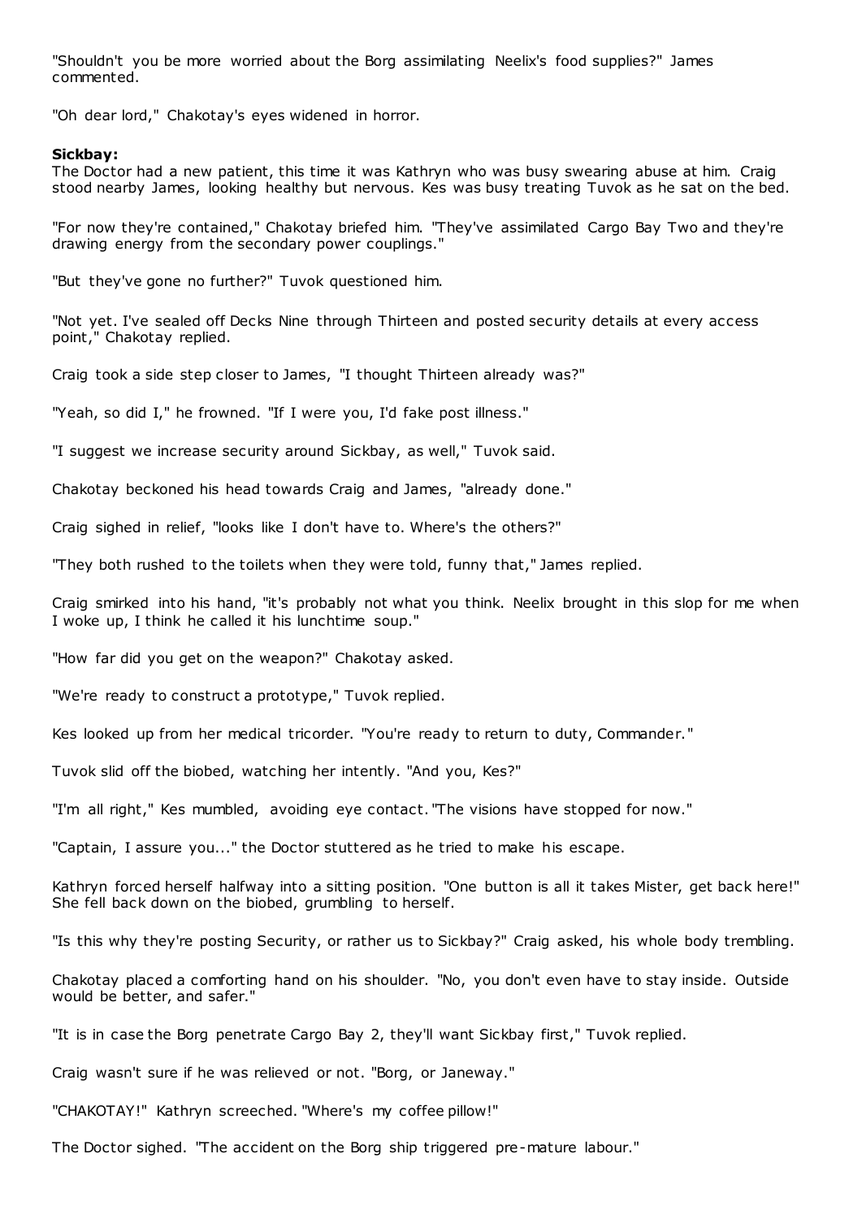"Shouldn't you be more worried about the Borg assimilating Neelix's food supplies?" James commented.

"Oh dear lord," Chakotay's eyes widened in horror.

**Sickbay:**
The Doctor had a new patient, this time it was Kathryn who was busy swearing abuse at him. Craig stood nearby James, looking healthy but nervous. Kes was busy treating Tuvok as he sat on the bed.

"For now they're contained," Chakotay briefed him. "They've assimilated Cargo Bay Two and they're drawing energy from the secondary power couplings."

"But they've gone no further?" Tuvok questioned him.

"Not yet. I've sealed off Decks Nine through Thirteen and posted security details at every access point," Chakotay replied.

Craig took a side step closer to James, "I thought Thirteen already was?"

"Yeah, so did I," he frowned. "If I were you, I'd fake post illness."

"I suggest we increase security around Sickbay, as well," Tuvok said.

Chakotay beckoned his head towards Craig and James, "already done."

Craig sighed in relief, "looks like I don't have to. Where's the others?"

"They both rushed to the toilets when they were told, funny that," James replied.

Craig smirked into his hand, "it's probably not what you think. Neelix brought in this slop for me when I woke up, I think he called it his lunchtime soup."

"How far did you get on the weapon?" Chakotay asked.

"We're ready to construct a prototype," Tuvok replied.

Kes looked up from her medical tricorder. "You're ready to return to duty, Commander."

Tuvok slid off the biobed, watching her intently. "And you, Kes?"

"I'm all right," Kes mumbled, avoiding eye contact. "The visions have stopped for now."

"Captain, I assure you..." the Doctor stuttered as he tried to make his escape.

Kathryn forced herself halfway into a sitting position. "One button is all it takes Mister, get back here!" She fell back down on the biobed, grumbling to herself.

"Is this why they're posting Security, or rather us to Sickbay?" Craig asked, his whole body trembling.

Chakotay placed a comforting hand on his shoulder. "No, you don't even have to stay inside. Outside would be better, and safer."

"It is in case the Borg penetrate Cargo Bay 2, they'll want Sickbay first," Tuvok replied.

Craig wasn't sure if he was relieved or not. "Borg, or Janeway."

"CHAKOTAY!" Kathryn screeched. "Where's my coffee pillow!"

The Doctor sighed. "The accident on the Borg ship triggered pre-mature labour."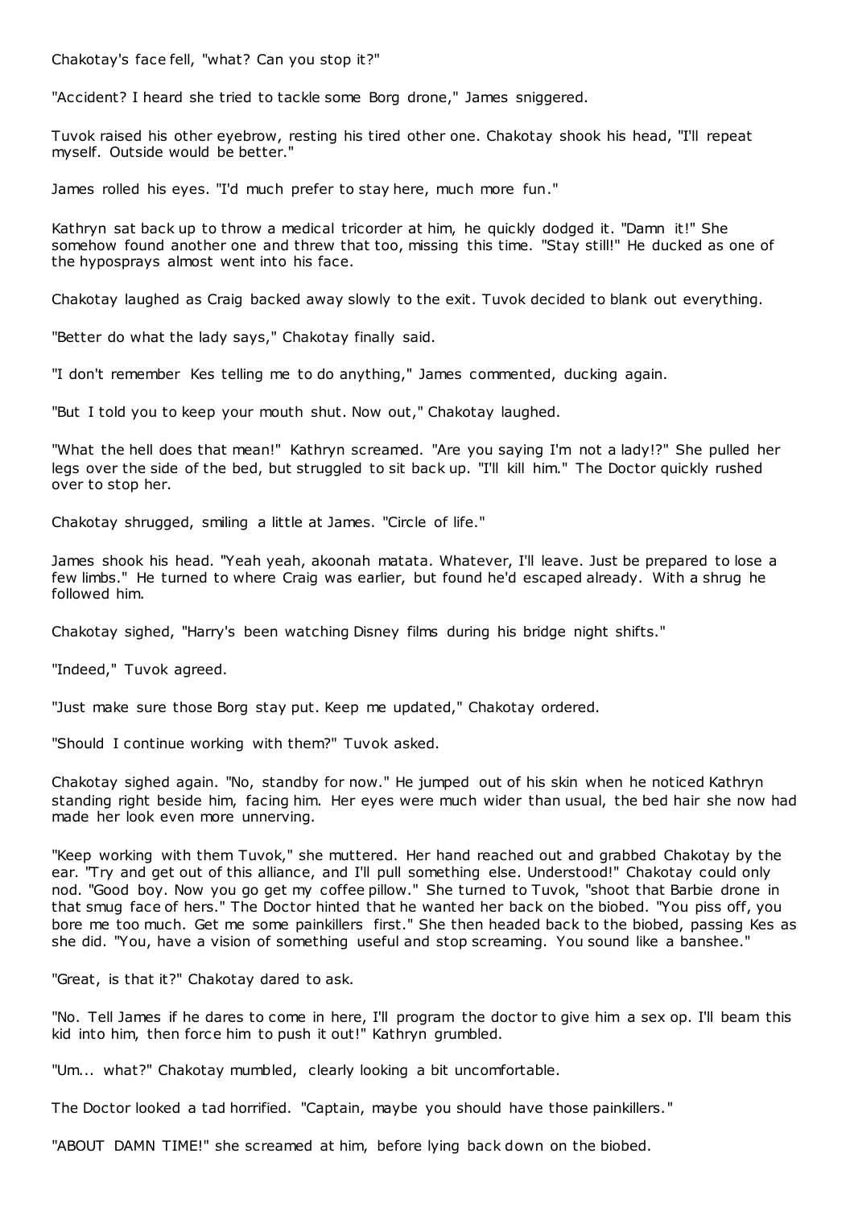Chakotay's face fell, "what? Can you stop it?"

"Accident? I heard she tried to tackle some Borg drone," James sniggered.

Tuvok raised his other eyebrow, resting his tired other one. Chakotay shook his head, "I'll repeat myself. Outside would be better."

James rolled his eyes. "I'd much prefer to stay here, much more fun."

Kathryn sat back up to throw a medical tricorder at him, he quickly dodged it. "Damn it!" She somehow found another one and threw that too, missing this time. "Stay still!" He ducked as one of the hyposprays almost went into his face.

Chakotay laughed as Craig backed away slowly to the exit. Tuvok decided to blank out everything.

"Better do what the lady says," Chakotay finally said.

"I don't remember Kes telling me to do anything," James commented, ducking again.

"But I told you to keep your mouth shut. Now out," Chakotay laughed.

"What the hell does that mean!" Kathryn screamed. "Are you saying I'm not a lady!?" She pulled her legs over the side of the bed, but struggled to sit back up. "I'll kill him." The Doctor quickly rushed over to stop her.

Chakotay shrugged, smiling a little at James. "Circle of life."

James shook his head. "Yeah yeah, akoonah matata. Whatever, I'll leave. Just be prepared to lose a few limbs." He turned to where Craig was earlier, but found he'd escaped already. With a shrug he followed him.

Chakotay sighed, "Harry's been watching Disney films during his bridge night shifts."

"Indeed," Tuvok agreed.

"Just make sure those Borg stay put. Keep me updated," Chakotay ordered.

"Should I continue working with them?" Tuvok asked.

Chakotay sighed again. "No, standby for now." He jumped out of his skin when he noticed Kathryn standing right beside him, facing him. Her eyes were much wider than usual, the bed hair she now had made her look even more unnerving.

"Keep working with them Tuvok," she muttered. Her hand reached out and grabbed Chakotay by the ear. "Try and get out of this alliance, and I'll pull something else. Understood!" Chakotay could only nod. "Good boy. Now you go get my coffee pillow." She turned to Tuvok, "shoot that Barbie drone in that smug face of hers." The Doctor hinted that he wanted her back on the biobed. "You piss off, you bore me too much. Get me some painkillers first." She then headed back to the biobed, passing Kes as she did. "You, have a vision of something useful and stop screaming. You sound like a banshee."

"Great, is that it?" Chakotay dared to ask.

"No. Tell James if he dares to come in here, I'll program the doctor to give him a sex op. I'll beam this kid into him, then force him to push it out!" Kathryn grumbled.

"Um... what?" Chakotay mumbled, clearly looking a bit uncomfortable.

The Doctor looked a tad horrified. "Captain, maybe you should have those painkillers."

"ABOUT DAMN TIME!" she screamed at him, before lying back down on the biobed.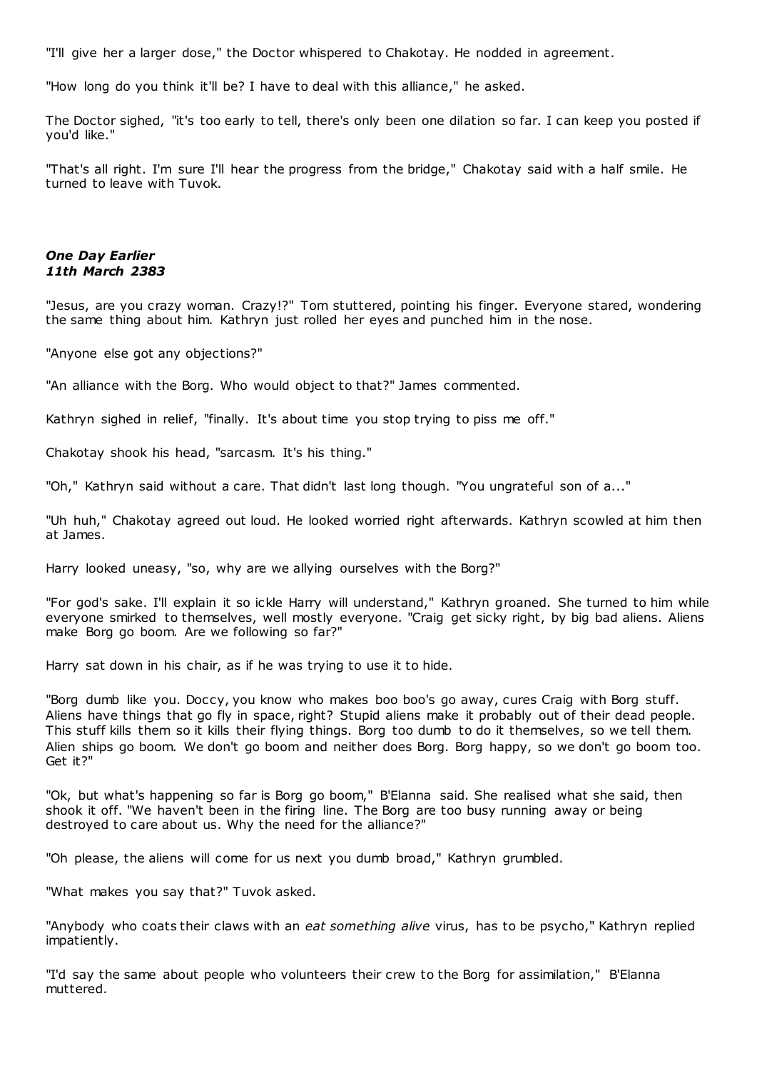"I'll give her a larger dose," the Doctor whispered to Chakotay. He nodded in agreement.

"How long do you think it'll be? I have to deal with this alliance," he asked.

The Doctor sighed, "it's too early to tell, there's only been one dilation so far. I can keep you posted if you'd like."

"That's all right. I'm sure I'll hear the progress from the bridge," Chakotay said with a half smile. He turned to leave with Tuvok.

***One Day Earlier***
***11th March 2383***

"Jesus, are you crazy woman. Crazy!?" Tom stuttered, pointing his finger. Everyone stared, wondering the same thing about him. Kathryn just rolled her eyes and punched him in the nose.

"Anyone else got any objections?"

"An alliance with the Borg. Who would object to that?" James commented.

Kathryn sighed in relief, "finally. It's about time you stop trying to piss me off."

Chakotay shook his head, "sarcasm. It's his thing."

"Oh," Kathryn said without a care. That didn't last long though. "You ungrateful son of a..."

"Uh huh," Chakotay agreed out loud. He looked worried right afterwards. Kathryn scowled at him then at James.

Harry looked uneasy, "so, why are we allying ourselves with the Borg?"

"For god's sake. I'll explain it so ickle Harry will understand," Kathryn groaned. She turned to him while everyone smirked to themselves, well mostly everyone. "Craig get sicky right, by big bad aliens. Aliens make Borg go boom. Are we following so far?"

Harry sat down in his chair, as if he was trying to use it to hide.

"Borg dumb like you. Doccy, you know who makes boo boo's go away, cures Craig with Borg stuff. Aliens have things that go fly in space, right? Stupid aliens make it probably out of their dead people. This stuff kills them so it kills their flying things. Borg too dumb to do it themselves, so we tell them. Alien ships go boom. We don't go boom and neither does Borg. Borg happy, so we don't go boom too. Get it?"

"Ok, but what's happening so far is Borg go boom," B'Elanna said. She realised what she said, then shook it off. "We haven't been in the firing line. The Borg are too busy running away or being destroyed to care about us. Why the need for the alliance?"

"Oh please, the aliens will come for us next you dumb broad," Kathryn grumbled.

"What makes you say that?" Tuvok asked.

"Anybody who coats their claws with an *eat something alive* virus, has to be psycho," Kathryn replied impatiently.

"I'd say the same about people who volunteers their crew to the Borg for assimilation," B'Elanna muttered.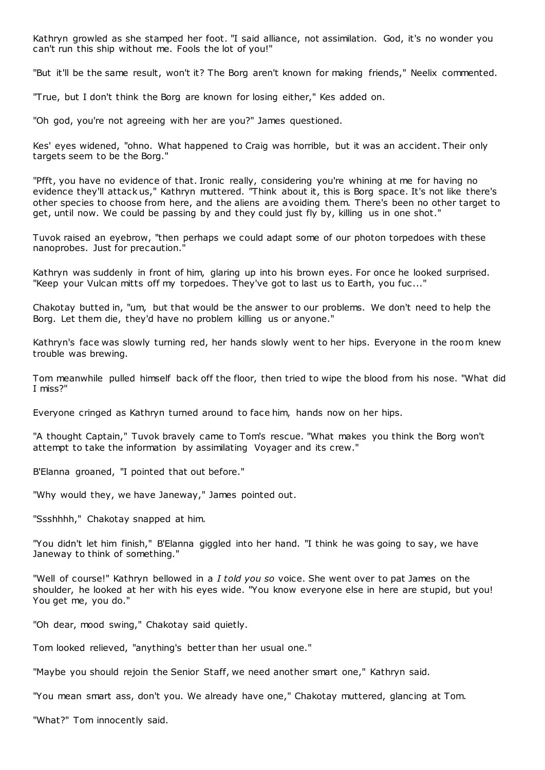Kathryn growled as she stamped her foot. "I said alliance, not assimilation. God, it's no wonder you can't run this ship without me. Fools the lot of you!"

"But it'll be the same result, won't it? The Borg aren't known for making friends," Neelix commented.

"True, but I don't think the Borg are known for losing either," Kes added on.

"Oh god, you're not agreeing with her are you?" James questioned.

Kes' eyes widened, "ohno. What happened to Craig was horrible, but it was an accident. Their only targets seem to be the Borg."

"Pfft, you have no evidence of that. Ironic really, considering you're whining at me for having no evidence they'll attack us," Kathryn muttered. "Think about it, this is Borg space. It's not like there's other species to choose from here, and the aliens are avoiding them. There's been no other target to get, until now. We could be passing by and they could just fly by, killing us in one shot."

Tuvok raised an eyebrow, "then perhaps we could adapt some of our photon torpedoes with these nanoprobes. Just for precaution."

Kathryn was suddenly in front of him, glaring up into his brown eyes. For once he looked surprised. "Keep your Vulcan mitts off my torpedoes. They've got to last us to Earth, you fuc..."

Chakotay butted in, "um, but that would be the answer to our problems. We don't need to help the Borg. Let them die, they'd have no problem killing us or anyone."

Kathryn's face was slowly turning red, her hands slowly went to her hips. Everyone in the room knew trouble was brewing.

Tom meanwhile pulled himself back off the floor, then tried to wipe the blood from his nose. "What did I miss?"

Everyone cringed as Kathryn turned around to face him, hands now on her hips.

"A thought Captain," Tuvok bravely came to Tom's rescue. "What makes you think the Borg won't attempt to take the information by assimilating Voyager and its crew."

B'Elanna groaned, "I pointed that out before."

"Why would they, we have Janeway," James pointed out.

"Ssshhhh," Chakotay snapped at him.

"You didn't let him finish," B'Elanna giggled into her hand. "I think he was going to say, we have Janeway to think of something."

"Well of course!" Kathryn bellowed in a *I told you so* voice. She went over to pat James on the shoulder, he looked at her with his eyes wide. "You know everyone else in here are stupid, but you! You get me, you do."

"Oh dear, mood swing," Chakotay said quietly.

Tom looked relieved, "anything's better than her usual one."

"Maybe you should rejoin the Senior Staff, we need another smart one," Kathryn said.

"You mean smart ass, don't you. We already have one," Chakotay muttered, glancing at Tom.

"What?" Tom innocently said.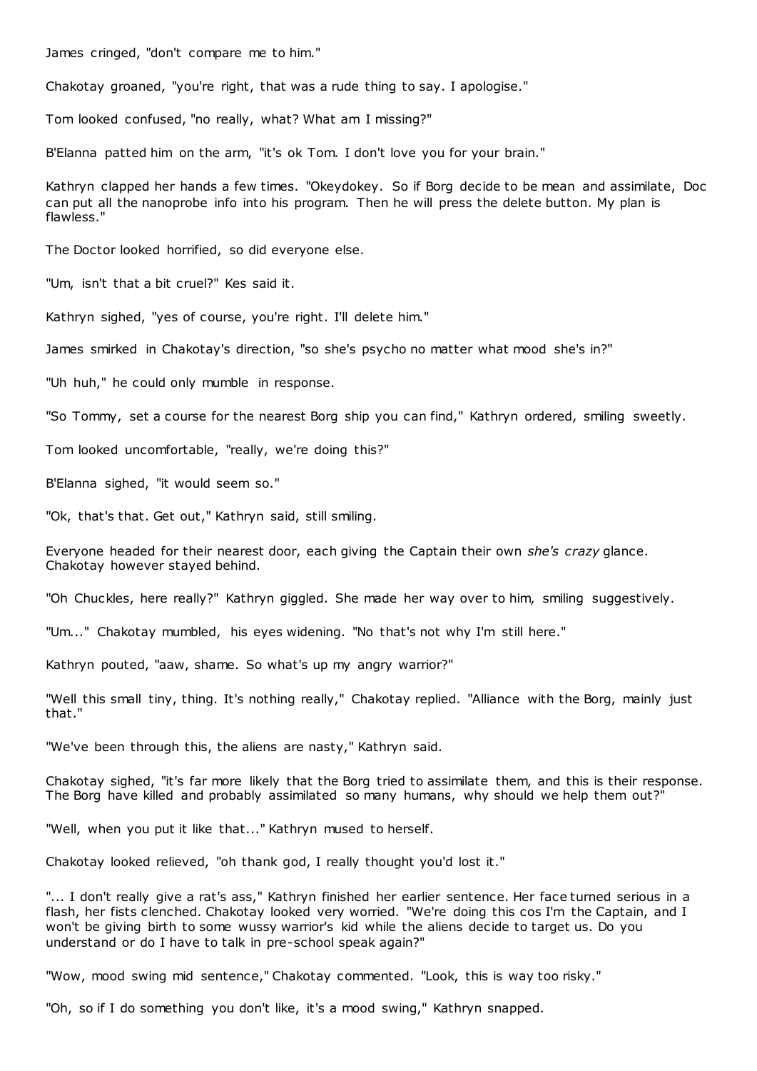James cringed, "don't compare me to him."

Chakotay groaned, "you're right, that was a rude thing to say. I apologise."

Tom looked confused, "no really, what? What am I missing?"

B'Elanna patted him on the arm, "it's ok Tom. I don't love you for your brain."

Kathryn clapped her hands a few times. "Okeydokey. So if Borg decide to be mean and assimilate, Doc can put all the nanoprobe info into his program. Then he will press the delete button. My plan is flawless."

The Doctor looked horrified, so did everyone else.

"Um, isn't that a bit cruel?" Kes said it.

Kathryn sighed, "yes of course, you're right. I'll delete him."

James smirked in Chakotay's direction, "so she's psycho no matter what mood she's in?"

"Uh huh," he could only mumble in response.

"So Tommy, set a course for the nearest Borg ship you can find," Kathryn ordered, smiling sweetly.

Tom looked uncomfortable, "really, we're doing this?"

B'Elanna sighed, "it would seem so."

"Ok, that's that. Get out," Kathryn said, still smiling.

Everyone headed for their nearest door, each giving the Captain their own *she's crazy* glance. Chakotay however stayed behind.

"Oh Chuckles, here really?" Kathryn giggled. She made her way over to him, smiling suggestively.

"Um..." Chakotay mumbled, his eyes widening. "No that's not why I'm still here."

Kathryn pouted, "aaw, shame. So what's up my angry warrior?"

"Well this small tiny, thing. It's nothing really," Chakotay replied. "Alliance with the Borg, mainly just that."

"We've been through this, the aliens are nasty," Kathryn said.

Chakotay sighed, "it's far more likely that the Borg tried to assimilate them, and this is their response. The Borg have killed and probably assimilated so many humans, why should we help them out?"

"Well, when you put it like that..." Kathryn mused to herself.

Chakotay looked relieved, "oh thank god, I really thought you'd lost it."

"... I don't really give a rat's ass," Kathryn finished her earlier sentence. Her face turned serious in a flash, her fists clenched. Chakotay looked very worried. "We're doing this cos I'm the Captain, and I won't be giving birth to some wussy warrior's kid while the aliens decide to target us. Do you understand or do I have to talk in pre-school speak again?"

"Wow, mood swing mid sentence," Chakotay commented. "Look, this is way too risky."

"Oh, so if I do something you don't like, it's a mood swing," Kathryn snapped.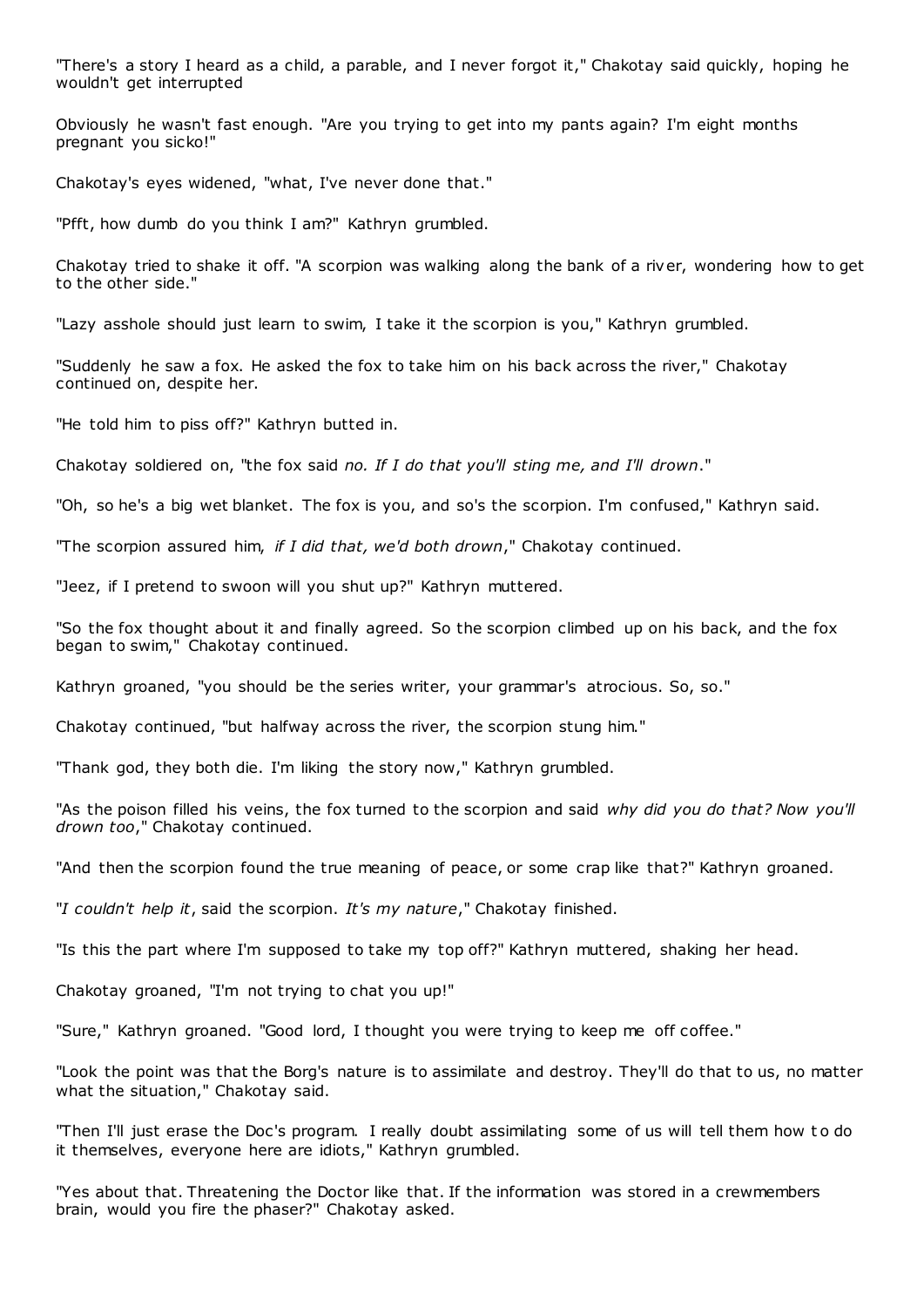"There's a story I heard as a child, a parable, and I never forgot it," Chakotay said quickly, hoping he wouldn't get interrupted

Obviously he wasn't fast enough. "Are you trying to get into my pants again? I'm eight months pregnant you sicko!"

Chakotay's eyes widened, "what, I've never done that."

"Pfft, how dumb do you think I am?" Kathryn grumbled.

Chakotay tried to shake it off. "A scorpion was walking along the bank of a river, wondering how to get to the other side."

"Lazy asshole should just learn to swim, I take it the scorpion is you," Kathryn grumbled.

"Suddenly he saw a fox. He asked the fox to take him on his back across the river," Chakotay continued on, despite her.

"He told him to piss off?" Kathryn butted in.

Chakotay soldiered on, "the fox said *no. If I do that you'll sting me, and I'll drown*."

"Oh, so he's a big wet blanket. The fox is you, and so's the scorpion. I'm confused," Kathryn said.

"The scorpion assured him, *if I did that, we'd both drown*," Chakotay continued.

"Jeez, if I pretend to swoon will you shut up?" Kathryn muttered.

"So the fox thought about it and finally agreed. So the scorpion climbed up on his back, and the fox began to swim," Chakotay continued.

Kathryn groaned, "you should be the series writer, your grammar's atrocious. So, so."

Chakotay continued, "but halfway across the river, the scorpion stung him."

"Thank god, they both die. I'm liking the story now," Kathryn grumbled.

"As the poison filled his veins, the fox turned to the scorpion and said *why did you do that? Now you'll drown too*," Chakotay continued.

"And then the scorpion found the true meaning of peace, or some crap like that?" Kathryn groaned.

"*I couldn't help it*, said the scorpion. *It's my nature*," Chakotay finished.

"Is this the part where I'm supposed to take my top off?" Kathryn muttered, shaking her head.

Chakotay groaned, "I'm not trying to chat you up!"

"Sure," Kathryn groaned. "Good lord, I thought you were trying to keep me off coffee."

"Look the point was that the Borg's nature is to assimilate and destroy. They'll do that to us, no matter what the situation," Chakotay said.

"Then I'll just erase the Doc's program. I really doubt assimilating some of us will tell them how to do it themselves, everyone here are idiots," Kathryn grumbled.

"Yes about that. Threatening the Doctor like that. If the information was stored in a crewmembers brain, would you fire the phaser?" Chakotay asked.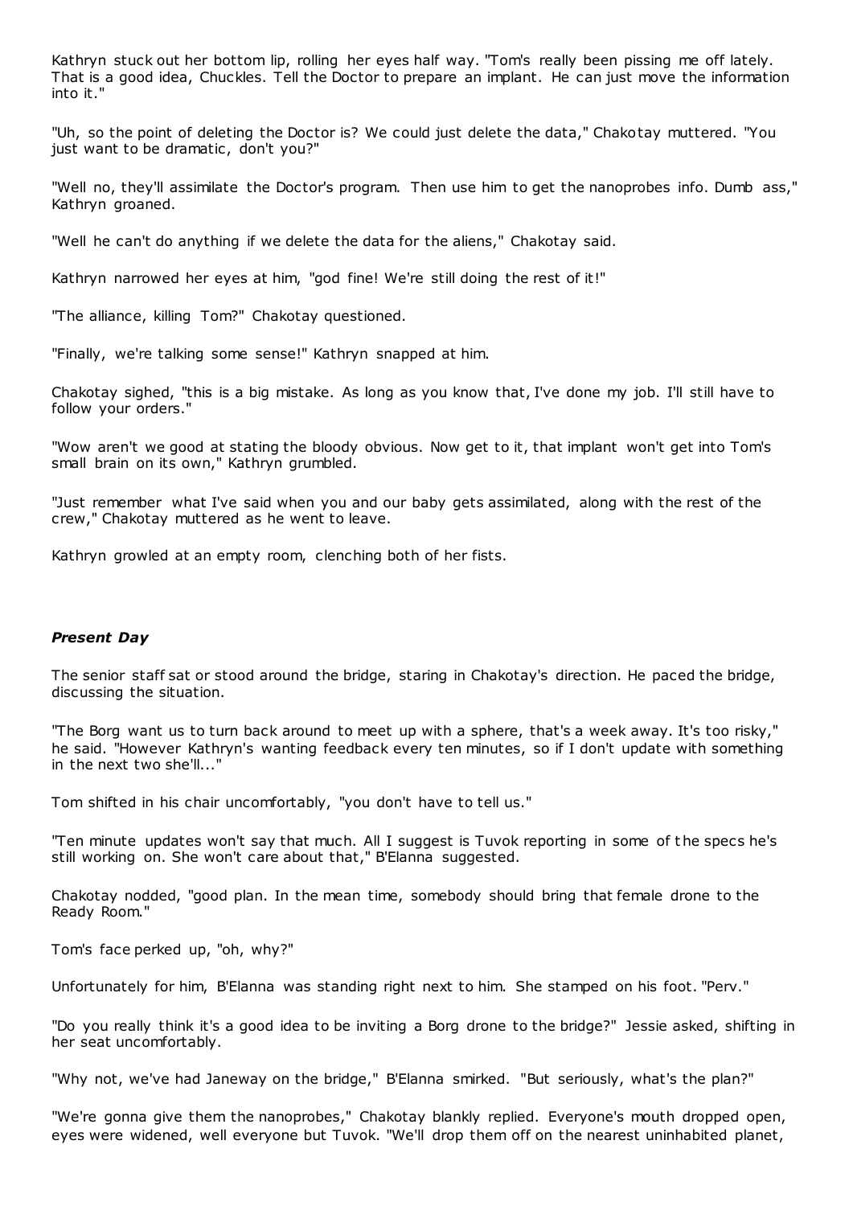Kathryn stuck out her bottom lip, rolling her eyes half way. "Tom's really been pissing me off lately. That is a good idea, Chuckles. Tell the Doctor to prepare an implant. He can just move the information into it."

"Uh, so the point of deleting the Doctor is? We could just delete the data," Chakotay muttered. "You just want to be dramatic, don't you?"

"Well no, they'll assimilate the Doctor's program. Then use him to get the nanoprobes info. Dumb ass," Kathryn groaned.

"Well he can't do anything if we delete the data for the aliens," Chakotay said.

Kathryn narrowed her eyes at him, "god fine! We're still doing the rest of it!"

"The alliance, killing Tom?" Chakotay questioned.

"Finally, we're talking some sense!" Kathryn snapped at him.

Chakotay sighed, "this is a big mistake. As long as you know that, I've done my job. I'll still have to follow your orders."

"Wow aren't we good at stating the bloody obvious. Now get to it, that implant won't get into Tom's small brain on its own," Kathryn grumbled.

"Just remember what I've said when you and our baby gets assimilated, along with the rest of the crew," Chakotay muttered as he went to leave.

Kathryn growled at an empty room, clenching both of her fists.

***Present Day***

The senior staff sat or stood around the bridge, staring in Chakotay's direction. He paced the bridge, discussing the situation.

"The Borg want us to turn back around to meet up with a sphere, that's a week away. It's too risky," he said. "However Kathryn's wanting feedback every ten minutes, so if I don't update with something in the next two she'll..."

Tom shifted in his chair uncomfortably, "you don't have to tell us."

"Ten minute updates won't say that much. All I suggest is Tuvok reporting in some of the specs he's still working on. She won't care about that," B'Elanna suggested.

Chakotay nodded, "good plan. In the mean time, somebody should bring that female drone to the Ready Room."

Tom's face perked up, "oh, why?"

Unfortunately for him, B'Elanna was standing right next to him. She stamped on his foot. "Perv."

"Do you really think it's a good idea to be inviting a Borg drone to the bridge?" Jessie asked, shifting in her seat uncomfortably.

"Why not, we've had Janeway on the bridge," B'Elanna smirked. "But seriously, what's the plan?"

"We're gonna give them the nanoprobes," Chakotay blankly replied. Everyone's mouth dropped open, eyes were widened, well everyone but Tuvok. "We'll drop them off on the nearest uninhabited planet,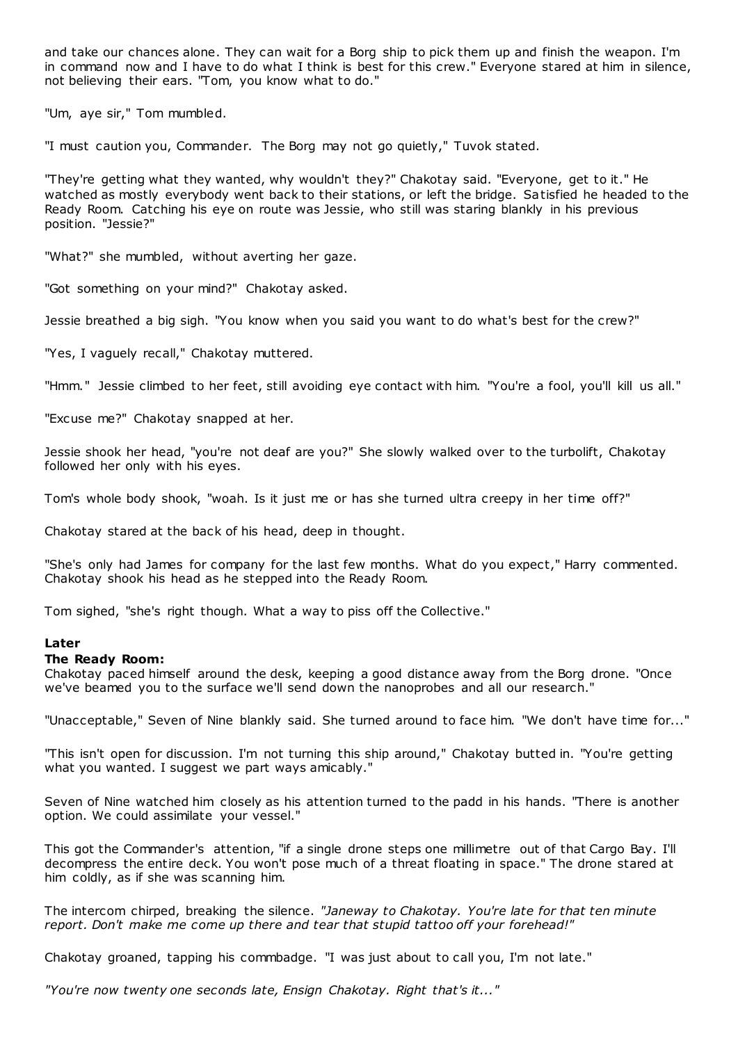and take our chances alone. They can wait for a Borg ship to pick them up and finish the weapon. I'm in command now and I have to do what I think is best for this crew." Everyone stared at him in silence, not believing their ears. "Tom, you know what to do."

"Um, aye sir," Tom mumbled.

"I must caution you, Commander. The Borg may not go quietly," Tuvok stated.

"They're getting what they wanted, why wouldn't they?" Chakotay said. "Everyone, get to it." He watched as mostly everybody went back to their stations, or left the bridge. Satisfied he headed to the Ready Room. Catching his eye on route was Jessie, who still was staring blankly in his previous position. "Jessie?"

"What?" she mumbled, without averting her gaze.

"Got something on your mind?" Chakotay asked.

Jessie breathed a big sigh. "You know when you said you want to do what's best for the crew?"

"Yes, I vaguely recall," Chakotay muttered.

"Hmm." Jessie climbed to her feet, still avoiding eye contact with him. "You're a fool, you'll kill us all."

"Excuse me?" Chakotay snapped at her.

Jessie shook her head, "you're not deaf are you?" She slowly walked over to the turbolift, Chakotay followed her only with his eyes.

Tom's whole body shook, "woah. Is it just me or has she turned ultra creepy in her time off?"

Chakotay stared at the back of his head, deep in thought.

"She's only had James for company for the last few months. What do you expect," Harry commented. Chakotay shook his head as he stepped into the Ready Room.

Tom sighed, "she's right though. What a way to piss off the Collective."

**Later**
**The Ready Room:**
Chakotay paced himself around the desk, keeping a good distance away from the Borg drone. "Once we've beamed you to the surface we'll send down the nanoprobes and all our research."

"Unacceptable," Seven of Nine blankly said. She turned around to face him. "We don't have time for..."

"This isn't open for discussion. I'm not turning this ship around," Chakotay butted in. "You're getting what you wanted. I suggest we part ways amicably."

Seven of Nine watched him closely as his attention turned to the padd in his hands. "There is another option. We could assimilate your vessel."

This got the Commander's attention, "if a single drone steps one millimetre out of that Cargo Bay. I'll decompress the entire deck. You won't pose much of a threat floating in space." The drone stared at him coldly, as if she was scanning him.

The intercom chirped, breaking the silence. *"Janeway to Chakotay. You're late for that ten minute report. Don't make me come up there and tear that stupid tattoo off your forehead!"*

Chakotay groaned, tapping his commbadge. "I was just about to call you, I'm not late."

*"You're now twenty one seconds late, Ensign Chakotay. Right that's it..."*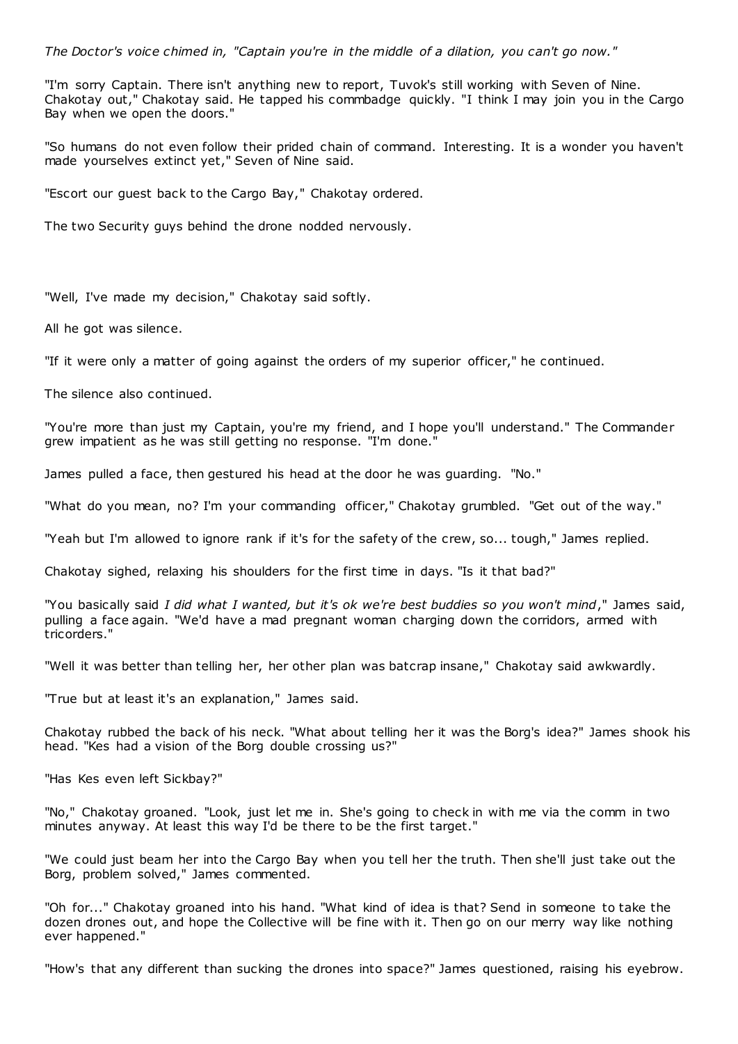*The Doctor's voice chimed in, "Captain you're in the middle of a dilation, you can't go now."*

"I'm sorry Captain. There isn't anything new to report, Tuvok's still working with Seven of Nine. Chakotay out," Chakotay said. He tapped his commbadge quickly. "I think I may join you in the Cargo Bay when we open the doors."

"So humans do not even follow their prided chain of command. Interesting. It is a wonder you haven't made yourselves extinct yet," Seven of Nine said.

"Escort our guest back to the Cargo Bay," Chakotay ordered.

The two Security guys behind the drone nodded nervously.

"Well, I've made my decision," Chakotay said softly.

All he got was silence.

"If it were only a matter of going against the orders of my superior officer," he continued.

The silence also continued.

"You're more than just my Captain, you're my friend, and I hope you'll understand." The Commander grew impatient as he was still getting no response. "I'm done."

James pulled a face, then gestured his head at the door he was guarding. "No."

"What do you mean, no? I'm your commanding officer," Chakotay grumbled. "Get out of the way."

"Yeah but I'm allowed to ignore rank if it's for the safety of the crew, so... tough," James replied.

Chakotay sighed, relaxing his shoulders for the first time in days. "Is it that bad?"

"You basically said *I did what I wanted, but it's ok we're best buddies so you won't mind*," James said, pulling a face again. "We'd have a mad pregnant woman charging down the corridors, armed with tricorders."

"Well it was better than telling her, her other plan was batcrap insane," Chakotay said awkwardly.

"True but at least it's an explanation," James said.

Chakotay rubbed the back of his neck. "What about telling her it was the Borg's idea?" James shook his head. "Kes had a vision of the Borg double crossing us?"

"Has Kes even left Sickbay?"

"No," Chakotay groaned. "Look, just let me in. She's going to check in with me via the comm in two minutes anyway. At least this way I'd be there to be the first target."

"We could just beam her into the Cargo Bay when you tell her the truth. Then she'll just take out the Borg, problem solved," James commented.

"Oh for..." Chakotay groaned into his hand. "What kind of idea is that? Send in someone to take the dozen drones out, and hope the Collective will be fine with it. Then go on our merry way like nothing ever happened."

"How's that any different than sucking the drones into space?" James questioned, raising his eyebrow.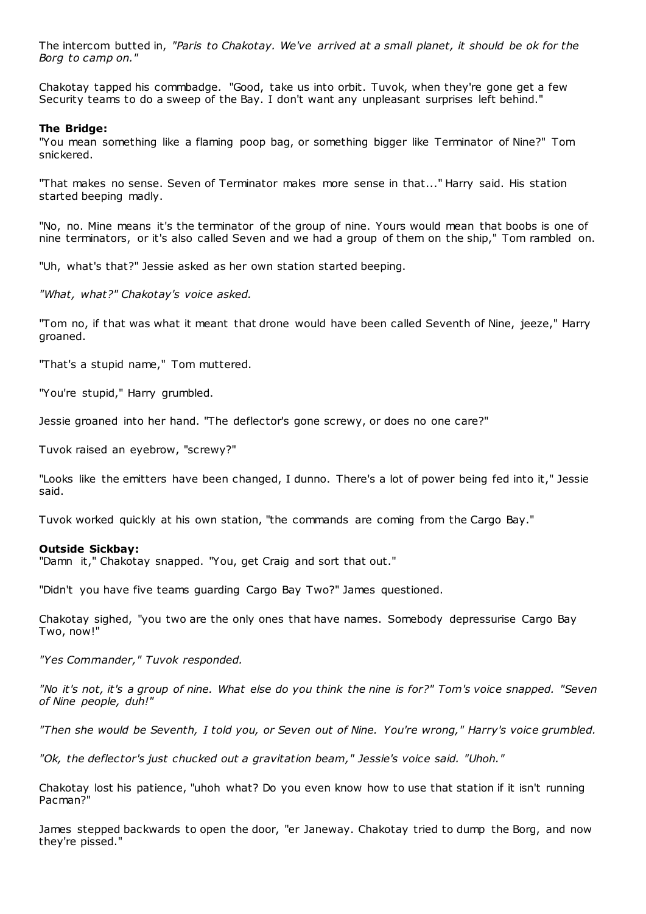The intercom butted in, *"Paris to Chakotay. We've arrived at a small planet, it should be ok for the Borg to camp on."*

Chakotay tapped his commbadge. "Good, take us into orbit. Tuvok, when they're gone get a few Security teams to do a sweep of the Bay. I don't want any unpleasant surprises left behind."

**The Bridge:**

"You mean something like a flaming poop bag, or something bigger like Terminator of Nine?" Tom snickered.

"That makes no sense. Seven of Terminator makes more sense in that..." Harry said. His station started beeping madly.

"No, no. Mine means it's the terminator of the group of nine. Yours would mean that boobs is one of nine terminators, or it's also called Seven and we had a group of them on the ship," Tom rambled on.

"Uh, what's that?" Jessie asked as her own station started beeping.

*"What, what?" Chakotay's voice asked.*

"Tom no, if that was what it meant that drone would have been called Seventh of Nine, jeeze," Harry groaned.

"That's a stupid name," Tom muttered.

"You're stupid," Harry grumbled.

Jessie groaned into her hand. "The deflector's gone screwy, or does no one care?"

Tuvok raised an eyebrow, "screwy?"

"Looks like the emitters have been changed, I dunno. There's a lot of power being fed into it," Jessie said.

Tuvok worked quickly at his own station, "the commands are coming from the Cargo Bay."

**Outside Sickbay:**

"Damn it," Chakotay snapped. "You, get Craig and sort that out."

"Didn't you have five teams guarding Cargo Bay Two?" James questioned.

Chakotay sighed, "you two are the only ones that have names. Somebody depressurise Cargo Bay Two, now!"

*"Yes Commander," Tuvok responded.*

*"No it's not, it's a group of nine. What else do you think the nine is for?" Tom's voice snapped. "Seven of Nine people, duh!"*

*"Then she would be Seventh, I told you, or Seven out of Nine. You're wrong," Harry's voice grumbled.*

*"Ok, the deflector's just chucked out a gravitation beam," Jessie's voice said. "Uhoh."*

Chakotay lost his patience, "uhoh what? Do you even know how to use that station if it isn't running Pacman?"

James stepped backwards to open the door, "er Janeway. Chakotay tried to dump the Borg, and now they're pissed."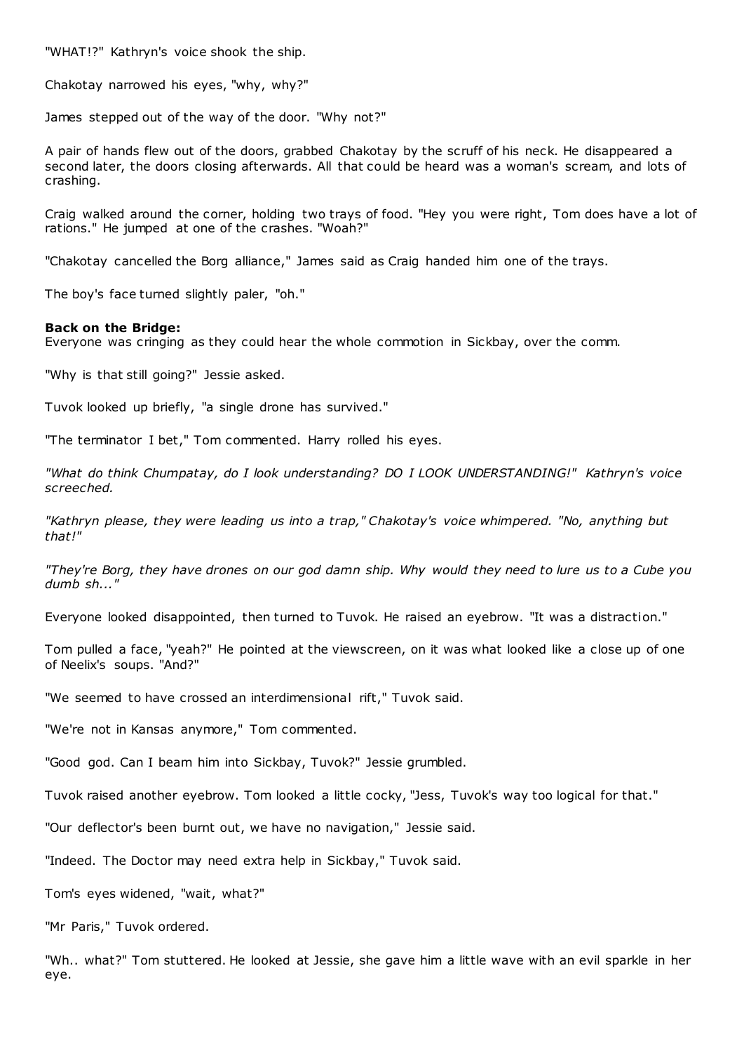"WHAT!?" Kathryn's voice shook the ship.

Chakotay narrowed his eyes, "why, why?"

James stepped out of the way of the door. "Why not?"

A pair of hands flew out of the doors, grabbed Chakotay by the scruff of his neck. He disappeared a second later, the doors closing afterwards. All that could be heard was a woman's scream, and lots of crashing.

Craig walked around the corner, holding two trays of food. "Hey you were right, Tom does have a lot of rations." He jumped at one of the crashes. "Woah?"

"Chakotay cancelled the Borg alliance," James said as Craig handed him one of the trays.

The boy's face turned slightly paler, "oh."

**Back on the Bridge:**
Everyone was cringing as they could hear the whole commotion in Sickbay, over the comm.

"Why is that still going?" Jessie asked.

Tuvok looked up briefly, "a single drone has survived."

"The terminator I bet," Tom commented. Harry rolled his eyes.

*"What do think Chumpatay, do I look understanding? DO I LOOK UNDERSTANDING!" Kathryn's voice screeched.*

*"Kathryn please, they were leading us into a trap," Chakotay's voice whimpered. "No, anything but that!"*

*"They're Borg, they have drones on our god damn ship. Why would they need to lure us to a Cube you dumb sh..."*

Everyone looked disappointed, then turned to Tuvok. He raised an eyebrow. "It was a distraction."

Tom pulled a face, "yeah?" He pointed at the viewscreen, on it was what looked like a close up of one of Neelix's soups. "And?"

"We seemed to have crossed an interdimensional rift," Tuvok said.

"We're not in Kansas anymore," Tom commented.

"Good god. Can I beam him into Sickbay, Tuvok?" Jessie grumbled.

Tuvok raised another eyebrow. Tom looked a little cocky, "Jess, Tuvok's way too logical for that."

"Our deflector's been burnt out, we have no navigation," Jessie said.

"Indeed. The Doctor may need extra help in Sickbay," Tuvok said.

Tom's eyes widened, "wait, what?"

"Mr Paris," Tuvok ordered.

"Wh.. what?" Tom stuttered. He looked at Jessie, she gave him a little wave with an evil sparkle in her eye.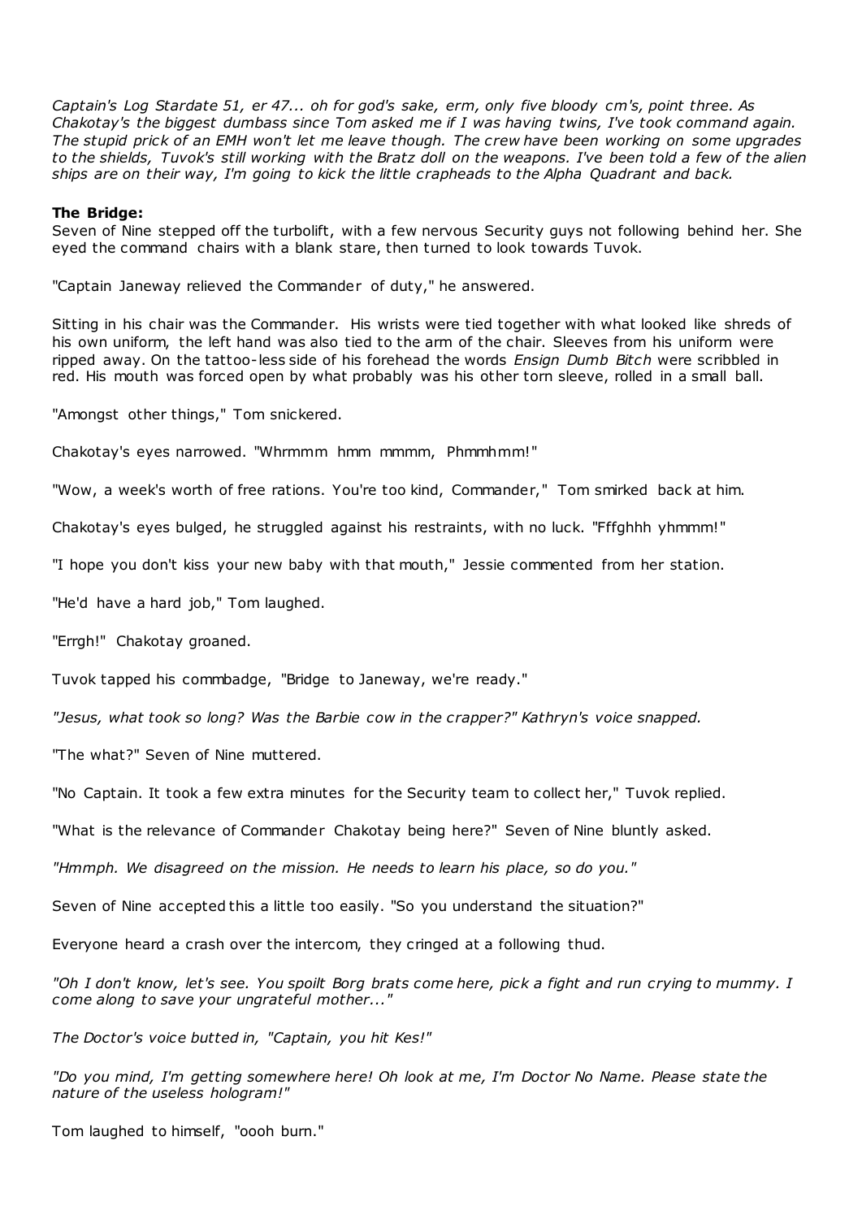*Captain's Log Stardate 51, er 47... oh for god's sake, erm, only five bloody cm's, point three. As Chakotay's the biggest dumbass since Tom asked me if I was having twins, I've took command again. The stupid prick of an EMH won't let me leave though. The crew have been working on some upgrades to the shields, Tuvok's still working with the Bratz doll on the weapons. I've been told a few of the alien ships are on their way, I'm going to kick the little crapheads to the Alpha Quadrant and back.*

**The Bridge:**

Seven of Nine stepped off the turbolift, with a few nervous Security guys not following behind her. She eyed the command chairs with a blank stare, then turned to look towards Tuvok.

"Captain Janeway relieved the Commander of duty," he answered.

Sitting in his chair was the Commander. His wrists were tied together with what looked like shreds of his own uniform, the left hand was also tied to the arm of the chair. Sleeves from his uniform were ripped away. On the tattoo-less side of his forehead the words *Ensign Dumb Bitch* were scribbled in red. His mouth was forced open by what probably was his other torn sleeve, rolled in a small ball.

"Amongst other things," Tom snickered.

Chakotay's eyes narrowed. "Whrmmm hmm mmmm, Phmmhmm!"

"Wow, a week's worth of free rations. You're too kind, Commander," Tom smirked back at him.

Chakotay's eyes bulged, he struggled against his restraints, with no luck. "Fffghhh yhmmm!"

"I hope you don't kiss your new baby with that mouth," Jessie commented from her station.

"He'd have a hard job," Tom laughed.

"Errgh!" Chakotay groaned.

Tuvok tapped his commbadge, "Bridge to Janeway, we're ready."

*"Jesus, what took so long? Was the Barbie cow in the crapper?" Kathryn's voice snapped.*

"The what?" Seven of Nine muttered.

"No Captain. It took a few extra minutes for the Security team to collect her," Tuvok replied.

"What is the relevance of Commander Chakotay being here?" Seven of Nine bluntly asked.

*"Hmmph. We disagreed on the mission. He needs to learn his place, so do you."*

Seven of Nine accepted this a little too easily. "So you understand the situation?"

Everyone heard a crash over the intercom, they cringed at a following thud.

*"Oh I don't know, let's see. You spoilt Borg brats come here, pick a fight and run crying to mummy. I come along to save your ungrateful mother..."*

*The Doctor's voice butted in, "Captain, you hit Kes!"*

*"Do you mind, I'm getting somewhere here! Oh look at me, I'm Doctor No Name. Please state the nature of the useless hologram!"*

Tom laughed to himself, "oooh burn."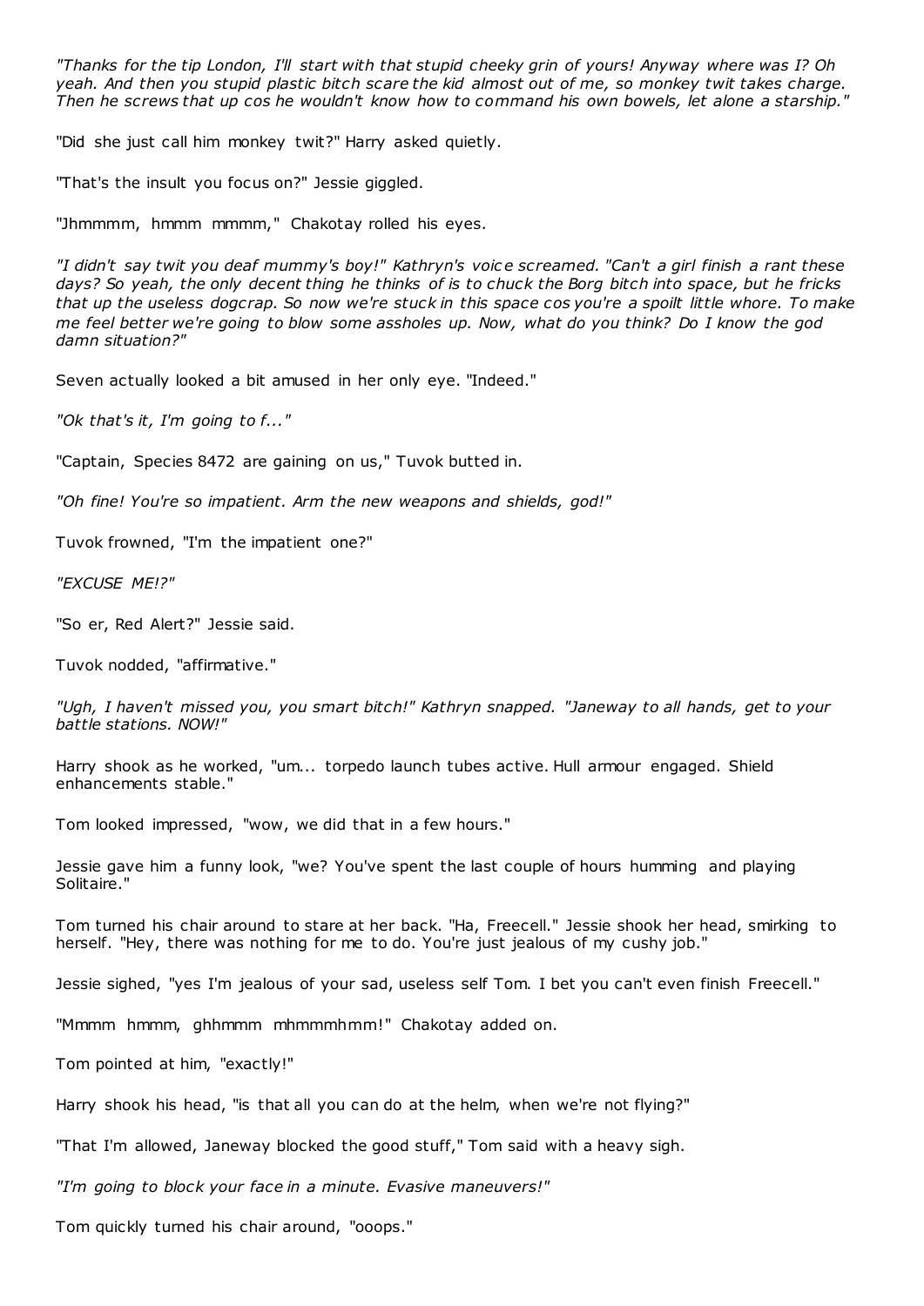*"Thanks for the tip London, I'll start with that stupid cheeky grin of yours! Anyway where was I? Oh yeah. And then you stupid plastic bitch scare the kid almost out of me, so monkey twit takes charge. Then he screws that up cos he wouldn't know how to command his own bowels, let alone a starship."*

"Did she just call him monkey twit?" Harry asked quietly.

"That's the insult you focus on?" Jessie giggled.

"Jhmmmm, hmmm mmmm," Chakotay rolled his eyes.

*"I didn't say twit you deaf mummy's boy!" Kathryn's voice screamed. "Can't a girl finish a rant these days? So yeah, the only decent thing he thinks of is to chuck the Borg bitch into space, but he fricks that up the useless dogcrap. So now we're stuck in this space cos you're a spoilt little whore. To make me feel better we're going to blow some assholes up. Now, what do you think? Do I know the god damn situation?"*

Seven actually looked a bit amused in her only eye. "Indeed."

*"Ok that's it, I'm going to f..."*

"Captain, Species 8472 are gaining on us," Tuvok butted in.

*"Oh fine! You're so impatient. Arm the new weapons and shields, god!"*

Tuvok frowned, "I'm the impatient one?"

*"EXCUSE ME!?"*

"So er, Red Alert?" Jessie said.

Tuvok nodded, "affirmative."

*"Ugh, I haven't missed you, you smart bitch!" Kathryn snapped. "Janeway to all hands, get to your battle stations. NOW!"*

Harry shook as he worked, "um... torpedo launch tubes active. Hull armour engaged. Shield enhancements stable."

Tom looked impressed, "wow, we did that in a few hours."

Jessie gave him a funny look, "we? You've spent the last couple of hours humming and playing Solitaire."

Tom turned his chair around to stare at her back. "Ha, Freecell." Jessie shook her head, smirking to herself. "Hey, there was nothing for me to do. You're just jealous of my cushy job."

Jessie sighed, "yes I'm jealous of your sad, useless self Tom. I bet you can't even finish Freecell."

"Mmmm hmmm, ghhmmm mhmmmhmm!" Chakotay added on.

Tom pointed at him, "exactly!"

Harry shook his head, "is that all you can do at the helm, when we're not flying?"

"That I'm allowed, Janeway blocked the good stuff," Tom said with a heavy sigh.

*"I'm going to block your face in a minute. Evasive maneuvers!"*

Tom quickly turned his chair around, "ooops."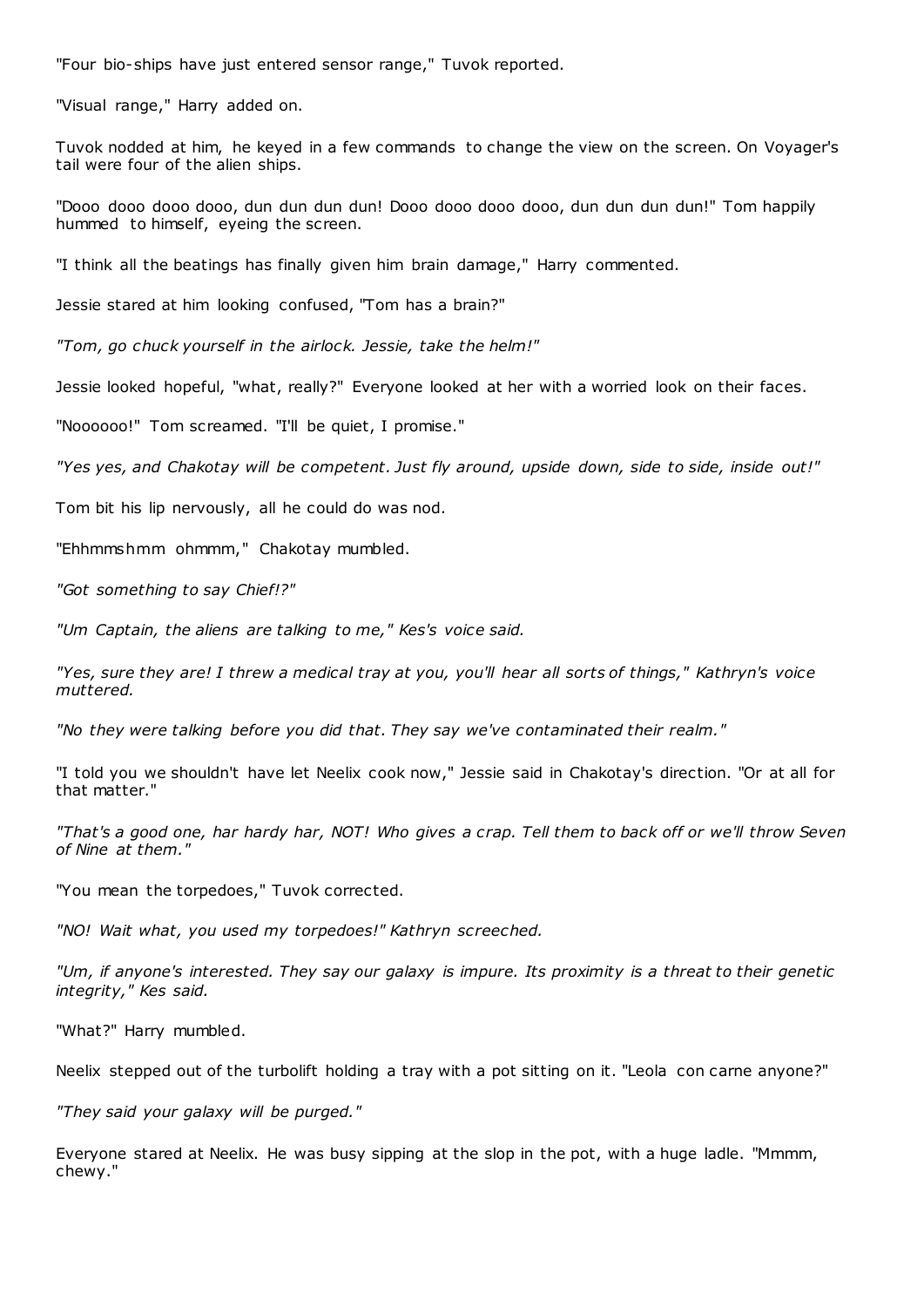"Four bio-ships have just entered sensor range," Tuvok reported.

"Visual range," Harry added on.

Tuvok nodded at him, he keyed in a few commands to change the view on the screen. On Voyager's tail were four of the alien ships.

"Dooo dooo dooo dooo, dun dun dun dun! Dooo dooo dooo dooo, dun dun dun dun!" Tom happily hummed to himself, eyeing the screen.

"I think all the beatings has finally given him brain damage," Harry commented.

Jessie stared at him looking confused, "Tom has a brain?"

*"Tom, go chuck yourself in the airlock. Jessie, take the helm!"*

Jessie looked hopeful, "what, really?" Everyone looked at her with a worried look on their faces.

"Noooooo!" Tom screamed. "I'll be quiet, I promise."

*"Yes yes, and Chakotay will be competent. Just fly around, upside down, side to side, inside out!"*

Tom bit his lip nervously, all he could do was nod.

"Ehhmmshmm ohmmm," Chakotay mumbled.

*"Got something to say Chief!?"*

*"Um Captain, the aliens are talking to me," Kes's voice said.*

*"Yes, sure they are! I threw a medical tray at you, you'll hear all sorts of things," Kathryn's voice muttered.*

*"No they were talking before you did that. They say we've contaminated their realm."*

"I told you we shouldn't have let Neelix cook now," Jessie said in Chakotay's direction. "Or at all for that matter."

*"That's a good one, har hardy har, NOT! Who gives a crap. Tell them to back off or we'll throw Seven of Nine at them."*

"You mean the torpedoes," Tuvok corrected.

*"NO! Wait what, you used my torpedoes!" Kathryn screeched.*

*"Um, if anyone's interested. They say our galaxy is impure. Its proximity is a threat to their genetic integrity," Kes said.*

"What?" Harry mumbled.

Neelix stepped out of the turbolift holding a tray with a pot sitting on it. "Leola con carne anyone?"

*"They said your galaxy will be purged."*

Everyone stared at Neelix. He was busy sipping at the slop in the pot, with a huge ladle. "Mmmm, chewy."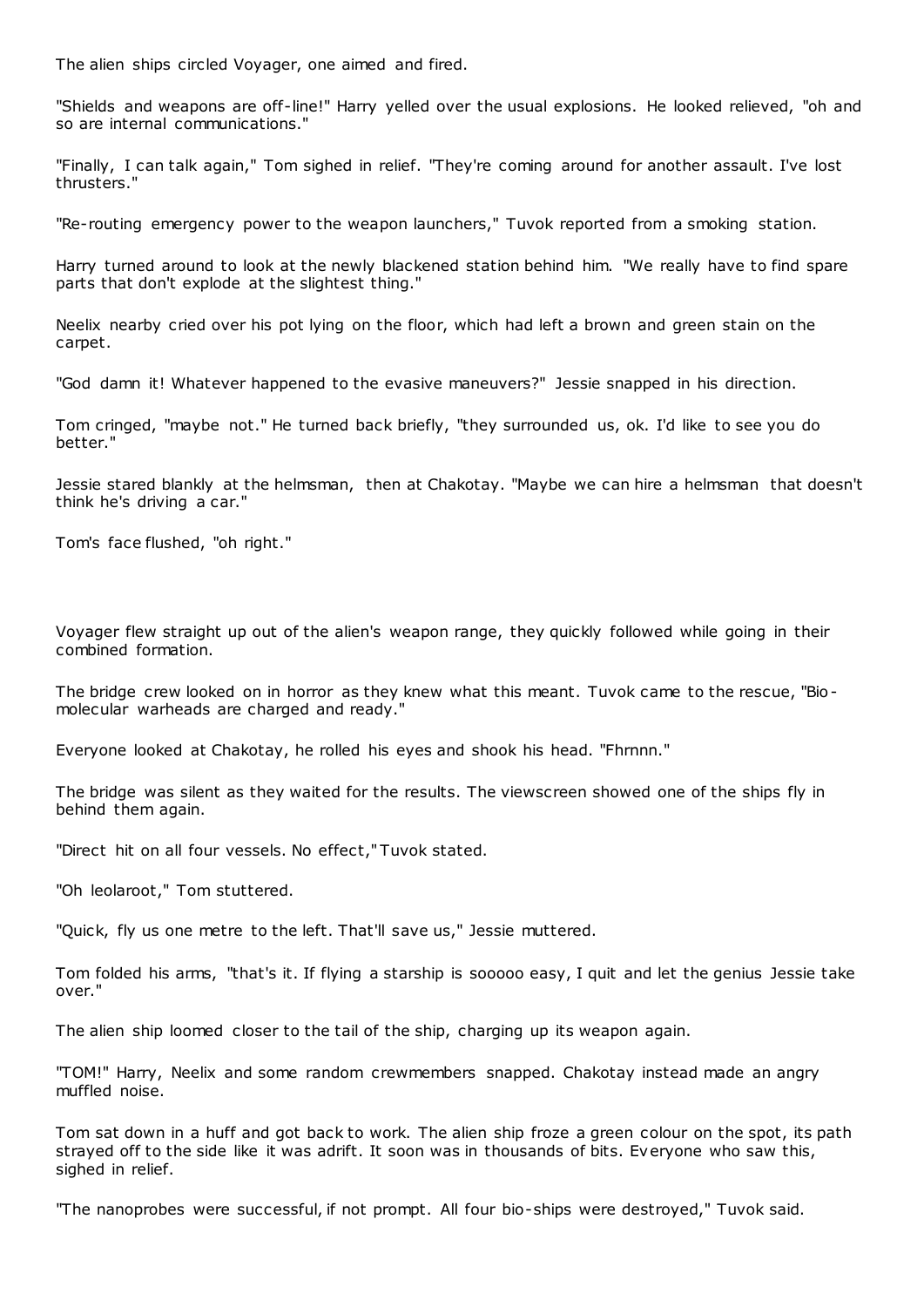The alien ships circled Voyager, one aimed and fired.

"Shields and weapons are off-line!" Harry yelled over the usual explosions. He looked relieved, "oh and so are internal communications."

"Finally, I can talk again," Tom sighed in relief. "They're coming around for another assault. I've lost thrusters."

"Re-routing emergency power to the weapon launchers," Tuvok reported from a smoking station.

Harry turned around to look at the newly blackened station behind him. "We really have to find spare parts that don't explode at the slightest thing."

Neelix nearby cried over his pot lying on the floor, which had left a brown and green stain on the carpet.

"God damn it! Whatever happened to the evasive maneuvers?" Jessie snapped in his direction.

Tom cringed, "maybe not." He turned back briefly, "they surrounded us, ok. I'd like to see you do better."

Jessie stared blankly at the helmsman, then at Chakotay. "Maybe we can hire a helmsman that doesn't think he's driving a car."

Tom's face flushed, "oh right."

Voyager flew straight up out of the alien's weapon range, they quickly followed while going in their combined formation.

The bridge crew looked on in horror as they knew what this meant. Tuvok came to the rescue, "Bio-molecular warheads are charged and ready."

Everyone looked at Chakotay, he rolled his eyes and shook his head. "Fhrnnn."

The bridge was silent as they waited for the results. The viewscreen showed one of the ships fly in behind them again.

"Direct hit on all four vessels. No effect," Tuvok stated.

"Oh leolaroot," Tom stuttered.

"Quick, fly us one metre to the left. That'll save us," Jessie muttered.

Tom folded his arms, "that's it. If flying a starship is sooooo easy, I quit and let the genius Jessie take over."

The alien ship loomed closer to the tail of the ship, charging up its weapon again.

"TOM!" Harry, Neelix and some random crewmembers snapped. Chakotay instead made an angry muffled noise.

Tom sat down in a huff and got back to work. The alien ship froze a green colour on the spot, its path strayed off to the side like it was adrift. It soon was in thousands of bits. Everyone who saw this, sighed in relief.

"The nanoprobes were successful, if not prompt. All four bio-ships were destroyed," Tuvok said.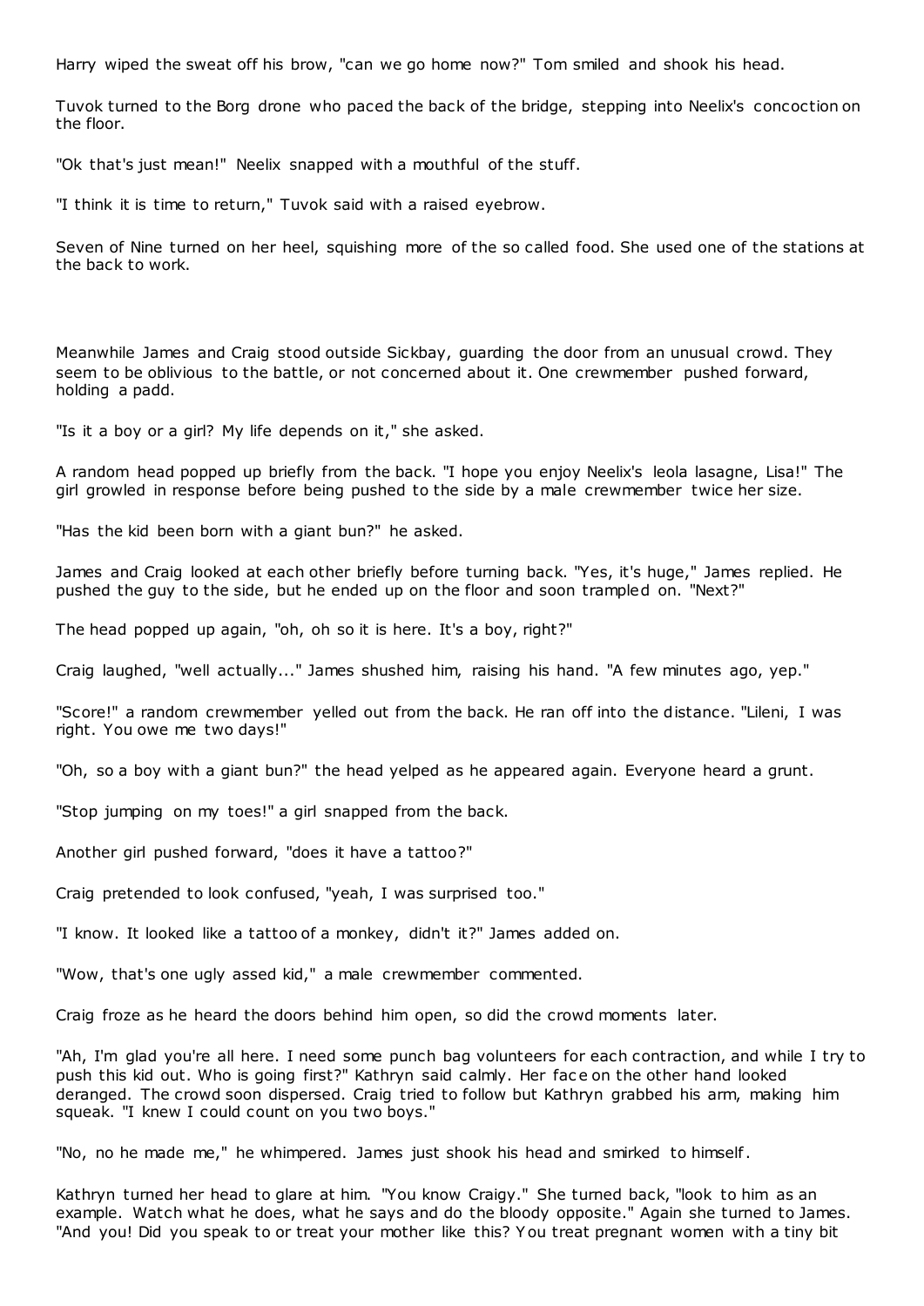Harry wiped the sweat off his brow, "can we go home now?" Tom smiled and shook his head.

Tuvok turned to the Borg drone who paced the back of the bridge, stepping into Neelix's concoction on the floor.

"Ok that's just mean!" Neelix snapped with a mouthful of the stuff.

"I think it is time to return," Tuvok said with a raised eyebrow.

Seven of Nine turned on her heel, squishing more of the so called food. She used one of the stations at the back to work.

Meanwhile James and Craig stood outside Sickbay, guarding the door from an unusual crowd. They seem to be oblivious to the battle, or not concerned about it. One crewmember pushed forward, holding a padd.

"Is it a boy or a girl? My life depends on it," she asked.

A random head popped up briefly from the back. "I hope you enjoy Neelix's leola lasagne, Lisa!" The girl growled in response before being pushed to the side by a male crewmember twice her size.

"Has the kid been born with a giant bun?" he asked.

James and Craig looked at each other briefly before turning back. "Yes, it's huge," James replied. He pushed the guy to the side, but he ended up on the floor and soon trampled on. "Next?"

The head popped up again, "oh, oh so it is here. It's a boy, right?"

Craig laughed, "well actually..." James shushed him, raising his hand. "A few minutes ago, yep."

"Score!" a random crewmember yelled out from the back. He ran off into the distance. "Lileni, I was right. You owe me two days!"

"Oh, so a boy with a giant bun?" the head yelped as he appeared again. Everyone heard a grunt.

"Stop jumping on my toes!" a girl snapped from the back.

Another girl pushed forward, "does it have a tattoo?"

Craig pretended to look confused, "yeah, I was surprised too."

"I know. It looked like a tattoo of a monkey, didn't it?" James added on.

"Wow, that's one ugly assed kid," a male crewmember commented.

Craig froze as he heard the doors behind him open, so did the crowd moments later.

"Ah, I'm glad you're all here. I need some punch bag volunteers for each contraction, and while I try to push this kid out. Who is going first?" Kathryn said calmly. Her face on the other hand looked deranged. The crowd soon dispersed. Craig tried to follow but Kathryn grabbed his arm, making him squeak. "I knew I could count on you two boys."

"No, no he made me," he whimpered. James just shook his head and smirked to himself.

Kathryn turned her head to glare at him. "You know Craigy." She turned back, "look to him as an example. Watch what he does, what he says and do the bloody opposite." Again she turned to James. "And you! Did you speak to or treat your mother like this? You treat pregnant women with a tiny bit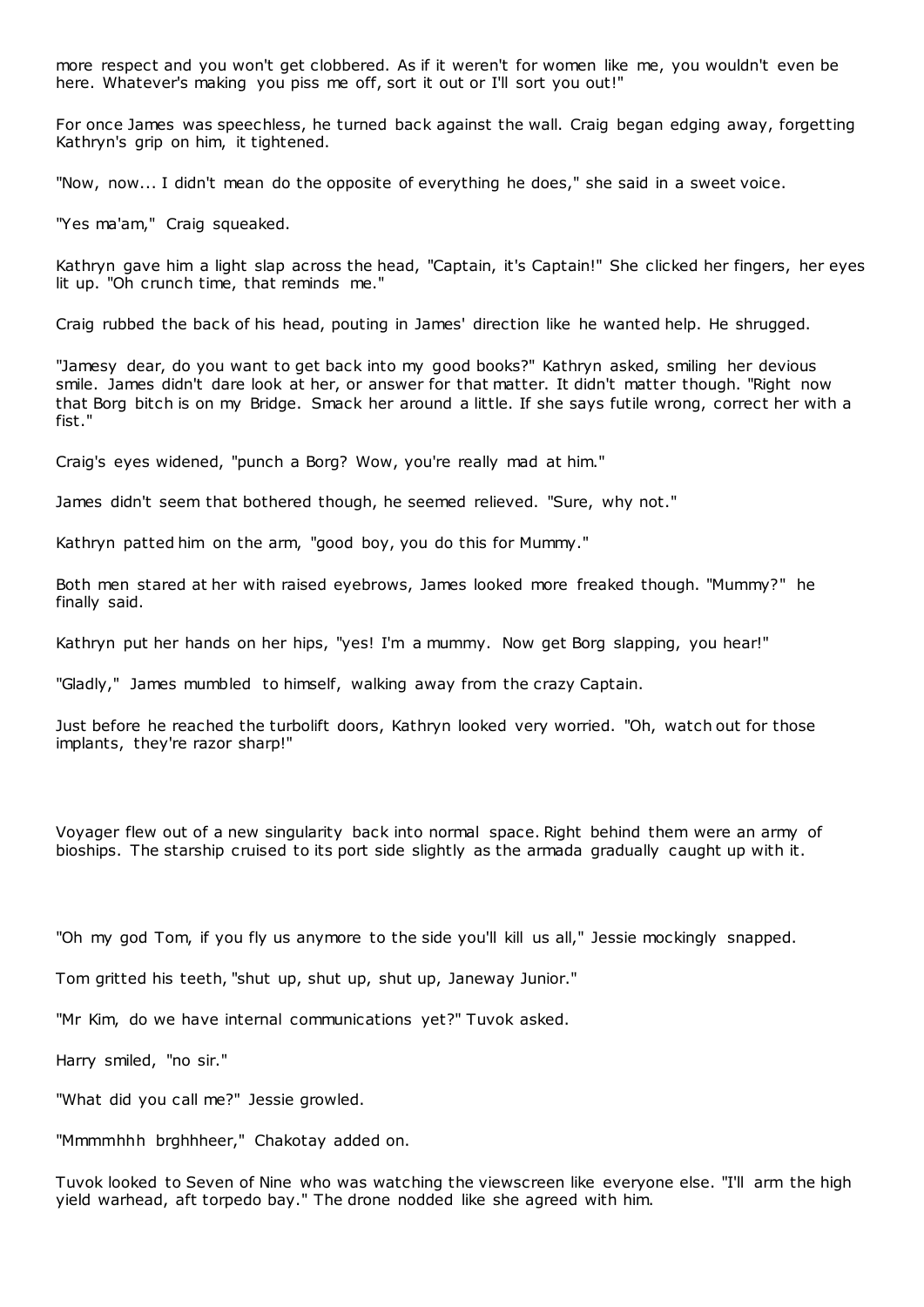more respect and you won't get clobbered. As if it weren't for women like me, you wouldn't even be here. Whatever's making you piss me off, sort it out or I'll sort you out!"

For once James was speechless, he turned back against the wall. Craig began edging away, forgetting Kathryn's grip on him, it tightened.

"Now, now... I didn't mean do the opposite of everything he does," she said in a sweet voice.

"Yes ma'am," Craig squeaked.

Kathryn gave him a light slap across the head, "Captain, it's Captain!" She clicked her fingers, her eyes lit up. "Oh crunch time, that reminds me."

Craig rubbed the back of his head, pouting in James' direction like he wanted help. He shrugged.

"Jamesy dear, do you want to get back into my good books?" Kathryn asked, smiling her devious smile. James didn't dare look at her, or answer for that matter. It didn't matter though. "Right now that Borg bitch is on my Bridge. Smack her around a little. If she says futile wrong, correct her with a fist."

Craig's eyes widened, "punch a Borg? Wow, you're really mad at him."

James didn't seem that bothered though, he seemed relieved. "Sure, why not."

Kathryn patted him on the arm, "good boy, you do this for Mummy."

Both men stared at her with raised eyebrows, James looked more freaked though. "Mummy?" he finally said.

Kathryn put her hands on her hips, "yes! I'm a mummy. Now get Borg slapping, you hear!"

"Gladly," James mumbled to himself, walking away from the crazy Captain.

Just before he reached the turbolift doors, Kathryn looked very worried. "Oh, watch out for those implants, they're razor sharp!"

Voyager flew out of a new singularity back into normal space. Right behind them were an army of bioships. The starship cruised to its port side slightly as the armada gradually caught up with it.

"Oh my god Tom, if you fly us anymore to the side you'll kill us all," Jessie mockingly snapped.

Tom gritted his teeth, "shut up, shut up, shut up, Janeway Junior."

"Mr Kim, do we have internal communications yet?" Tuvok asked.

Harry smiled, "no sir."

"What did you call me?" Jessie growled.

"Mmmmhhh brghhheer," Chakotay added on.

Tuvok looked to Seven of Nine who was watching the viewscreen like everyone else. "I'll arm the high yield warhead, aft torpedo bay." The drone nodded like she agreed with him.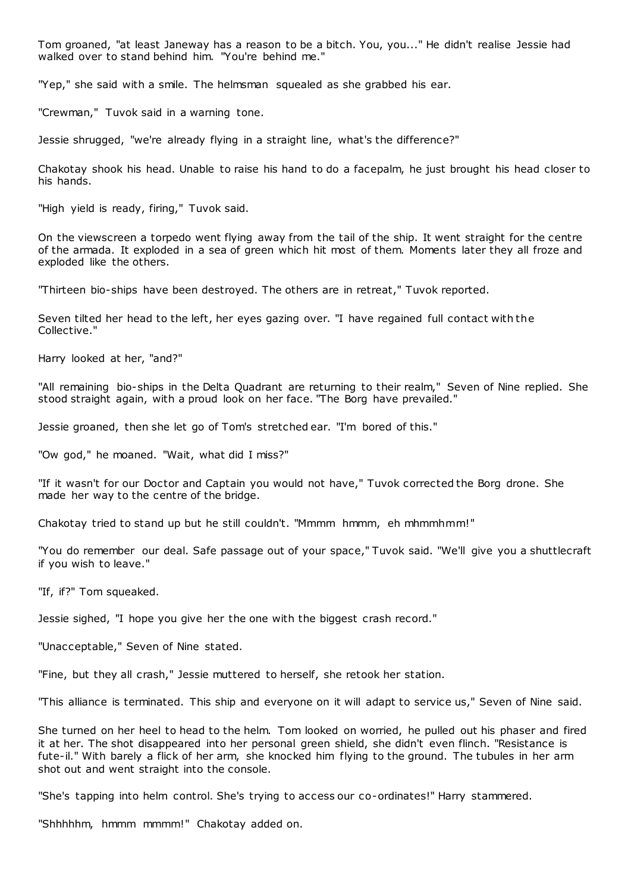Tom groaned, "at least Janeway has a reason to be a bitch. You, you..." He didn't realise Jessie had walked over to stand behind him. "You're behind me."

"Yep," she said with a smile. The helmsman squealed as she grabbed his ear.

"Crewman," Tuvok said in a warning tone.

Jessie shrugged, "we're already flying in a straight line, what's the difference?"

Chakotay shook his head. Unable to raise his hand to do a facepalm, he just brought his head closer to his hands.

"High yield is ready, firing," Tuvok said.

On the viewscreen a torpedo went flying away from the tail of the ship. It went straight for the centre of the armada. It exploded in a sea of green which hit most of them. Moments later they all froze and exploded like the others.

"Thirteen bio-ships have been destroyed. The others are in retreat," Tuvok reported.

Seven tilted her head to the left, her eyes gazing over. "I have regained full contact with the Collective."

Harry looked at her, "and?"

"All remaining bio-ships in the Delta Quadrant are returning to their realm," Seven of Nine replied. She stood straight again, with a proud look on her face. "The Borg have prevailed."

Jessie groaned, then she let go of Tom's stretched ear. "I'm bored of this."

"Ow god," he moaned. "Wait, what did I miss?"

"If it wasn't for our Doctor and Captain you would not have," Tuvok corrected the Borg drone. She made her way to the centre of the bridge.

Chakotay tried to stand up but he still couldn't. "Mmmm hmmm, eh mhmmhmm!"

"You do remember our deal. Safe passage out of your space," Tuvok said. "We'll give you a shuttlecraft if you wish to leave."

"If, if?" Tom squeaked.

Jessie sighed, "I hope you give her the one with the biggest crash record."

"Unacceptable," Seven of Nine stated.

"Fine, but they all crash," Jessie muttered to herself, she retook her station.

"This alliance is terminated. This ship and everyone on it will adapt to service us," Seven of Nine said.

She turned on her heel to head to the helm. Tom looked on worried, he pulled out his phaser and fired it at her. The shot disappeared into her personal green shield, she didn't even flinch. "Resistance is fute-il." With barely a flick of her arm, she knocked him flying to the ground. The tubules in her arm shot out and went straight into the console.

"She's tapping into helm control. She's trying to access our co-ordinates!" Harry stammered.

"Shhhhhm, hmmm mmmm!" Chakotay added on.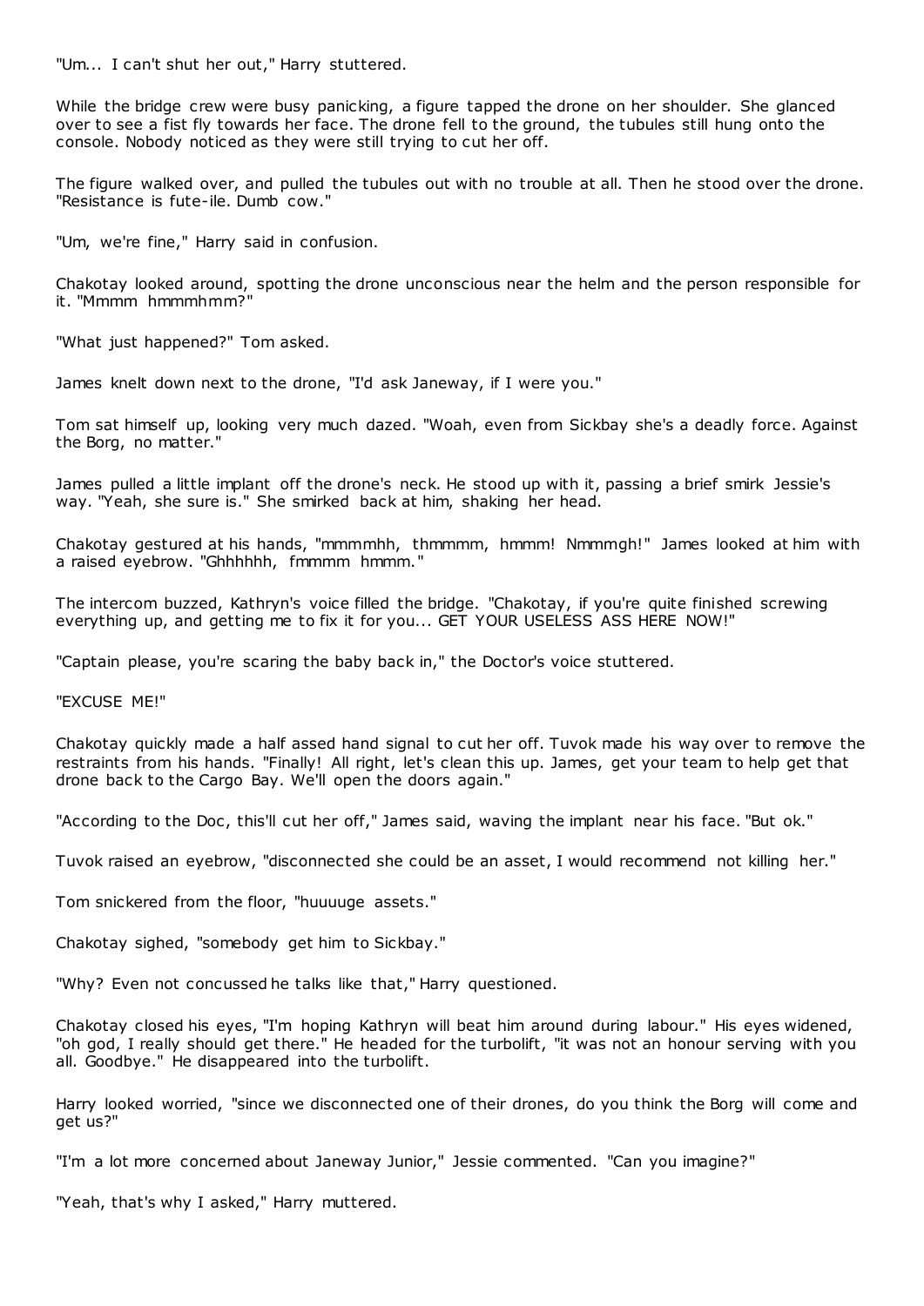"Um... I can't shut her out," Harry stuttered.

While the bridge crew were busy panicking, a figure tapped the drone on her shoulder. She glanced over to see a fist fly towards her face. The drone fell to the ground, the tubules still hung onto the console. Nobody noticed as they were still trying to cut her off.

The figure walked over, and pulled the tubules out with no trouble at all. Then he stood over the drone. "Resistance is fute-ile. Dumb cow."

"Um, we're fine," Harry said in confusion.

Chakotay looked around, spotting the drone unconscious near the helm and the person responsible for it. "Mmmm hmmmhmm?"

"What just happened?" Tom asked.

James knelt down next to the drone, "I'd ask Janeway, if I were you."

Tom sat himself up, looking very much dazed. "Woah, even from Sickbay she's a deadly force. Against the Borg, no matter."

James pulled a little implant off the drone's neck. He stood up with it, passing a brief smirk Jessie's way. "Yeah, she sure is." She smirked back at him, shaking her head.

Chakotay gestured at his hands, "mmmmhh, thmmmm, hmmm! Nmmmgh!" James looked at him with a raised eyebrow. "Ghhhhhh, fmmmm hmmm."

The intercom buzzed, Kathryn's voice filled the bridge. "Chakotay, if you're quite finished screwing everything up, and getting me to fix it for you... GET YOUR USELESS ASS HERE NOW!"

"Captain please, you're scaring the baby back in," the Doctor's voice stuttered.

"EXCUSE ME!"

Chakotay quickly made a half assed hand signal to cut her off. Tuvok made his way over to remove the restraints from his hands. "Finally! All right, let's clean this up. James, get your team to help get that drone back to the Cargo Bay. We'll open the doors again."

"According to the Doc, this'll cut her off," James said, waving the implant near his face. "But ok."

Tuvok raised an eyebrow, "disconnected she could be an asset, I would recommend not killing her."

Tom snickered from the floor, "huuuuge assets."

Chakotay sighed, "somebody get him to Sickbay."

"Why? Even not concussed he talks like that," Harry questioned.

Chakotay closed his eyes, "I'm hoping Kathryn will beat him around during labour." His eyes widened, "oh god, I really should get there." He headed for the turbolift, "it was not an honour serving with you all. Goodbye." He disappeared into the turbolift.

Harry looked worried, "since we disconnected one of their drones, do you think the Borg will come and get us?"

"I'm a lot more concerned about Janeway Junior," Jessie commented. "Can you imagine?"

"Yeah, that's why I asked," Harry muttered.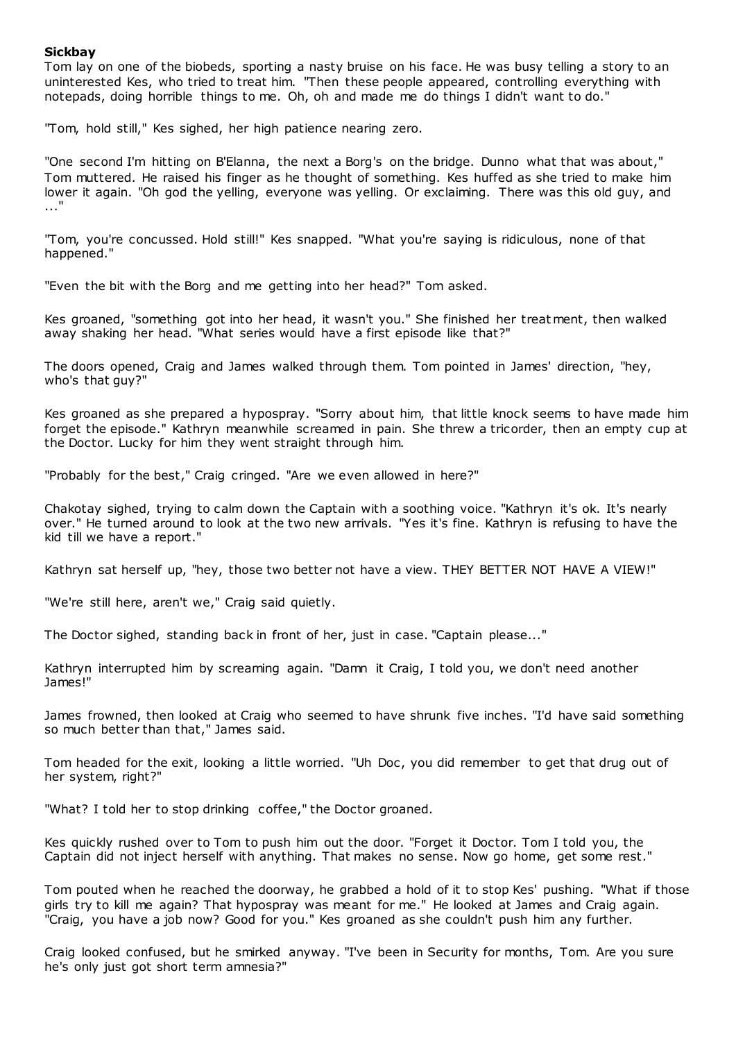**Sickbay**

Tom lay on one of the biobeds, sporting a nasty bruise on his face. He was busy telling a story to an uninterested Kes, who tried to treat him. "Then these people appeared, controlling everything with notepads, doing horrible things to me. Oh, oh and made me do things I didn't want to do."

"Tom, hold still," Kes sighed, her high patience nearing zero.

"One second I'm hitting on B'Elanna, the next a Borg's on the bridge. Dunno what that was about," Tom muttered. He raised his finger as he thought of something. Kes huffed as she tried to make him lower it again. "Oh god the yelling, everyone was yelling. Or exclaiming. There was this old guy, and ..."

"Tom, you're concussed. Hold still!" Kes snapped. "What you're saying is ridiculous, none of that happened."

"Even the bit with the Borg and me getting into her head?" Tom asked.

Kes groaned, "something got into her head, it wasn't you." She finished her treatment, then walked away shaking her head. "What series would have a first episode like that?"

The doors opened, Craig and James walked through them. Tom pointed in James' direction, "hey, who's that guy?"

Kes groaned as she prepared a hypospray. "Sorry about him, that little knock seems to have made him forget the episode." Kathryn meanwhile screamed in pain. She threw a tricorder, then an empty cup at the Doctor. Lucky for him they went straight through him.

"Probably for the best," Craig cringed. "Are we even allowed in here?"

Chakotay sighed, trying to calm down the Captain with a soothing voice. "Kathryn it's ok. It's nearly over." He turned around to look at the two new arrivals. "Yes it's fine. Kathryn is refusing to have the kid till we have a report."

Kathryn sat herself up, "hey, those two better not have a view. THEY BETTER NOT HAVE A VIEW!"

"We're still here, aren't we," Craig said quietly.

The Doctor sighed, standing back in front of her, just in case. "Captain please..."

Kathryn interrupted him by screaming again. "Damn it Craig, I told you, we don't need another James!"

James frowned, then looked at Craig who seemed to have shrunk five inches. "I'd have said something so much better than that," James said.

Tom headed for the exit, looking a little worried. "Uh Doc, you did remember to get that drug out of her system, right?"

"What? I told her to stop drinking coffee," the Doctor groaned.

Kes quickly rushed over to Tom to push him out the door. "Forget it Doctor. Tom I told you, the Captain did not inject herself with anything. That makes no sense. Now go home, get some rest."

Tom pouted when he reached the doorway, he grabbed a hold of it to stop Kes' pushing. "What if those girls try to kill me again? That hypospray was meant for me." He looked at James and Craig again. "Craig, you have a job now? Good for you." Kes groaned as she couldn't push him any further.

Craig looked confused, but he smirked anyway. "I've been in Security for months, Tom. Are you sure he's only just got short term amnesia?"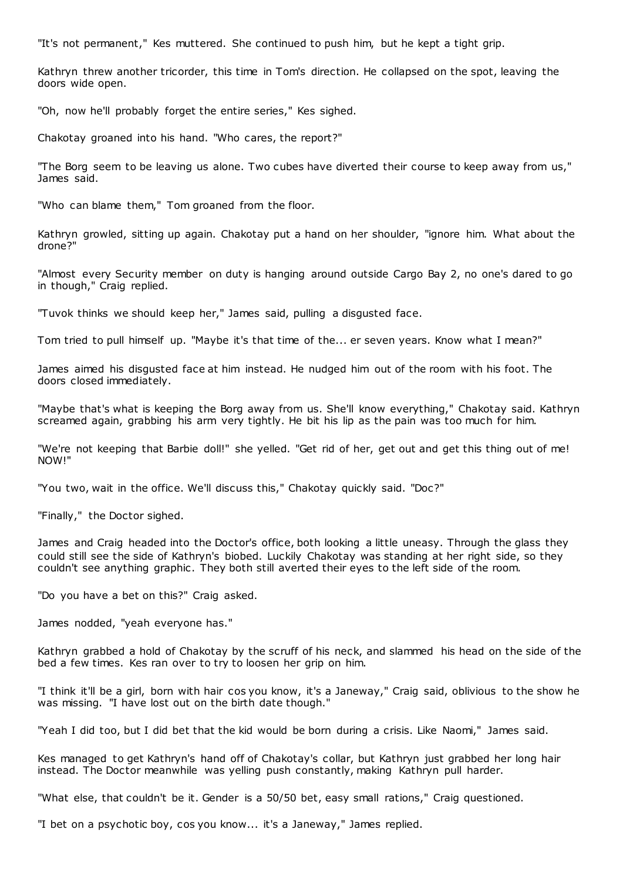"It's not permanent," Kes muttered. She continued to push him, but he kept a tight grip.

Kathryn threw another tricorder, this time in Tom's direction. He collapsed on the spot, leaving the doors wide open.

"Oh, now he'll probably forget the entire series," Kes sighed.

Chakotay groaned into his hand. "Who cares, the report?"

"The Borg seem to be leaving us alone. Two cubes have diverted their course to keep away from us," James said.

"Who can blame them," Tom groaned from the floor.

Kathryn growled, sitting up again. Chakotay put a hand on her shoulder, "ignore him. What about the drone?"

"Almost every Security member on duty is hanging around outside Cargo Bay 2, no one's dared to go in though," Craig replied.

"Tuvok thinks we should keep her," James said, pulling a disgusted face.

Tom tried to pull himself up. "Maybe it's that time of the... er seven years. Know what I mean?"

James aimed his disgusted face at him instead. He nudged him out of the room with his foot. The doors closed immediately.

"Maybe that's what is keeping the Borg away from us. She'll know everything," Chakotay said. Kathryn screamed again, grabbing his arm very tightly. He bit his lip as the pain was too much for him.

"We're not keeping that Barbie doll!" she yelled. "Get rid of her, get out and get this thing out of me! NOW!"

"You two, wait in the office. We'll discuss this," Chakotay quickly said. "Doc?"

"Finally," the Doctor sighed.

James and Craig headed into the Doctor's office, both looking a little uneasy. Through the glass they could still see the side of Kathryn's biobed. Luckily Chakotay was standing at her right side, so they couldn't see anything graphic. They both still averted their eyes to the left side of the room.

"Do you have a bet on this?" Craig asked.

James nodded, "yeah everyone has."

Kathryn grabbed a hold of Chakotay by the scruff of his neck, and slammed his head on the side of the bed a few times. Kes ran over to try to loosen her grip on him.

"I think it'll be a girl, born with hair cos you know, it's a Janeway," Craig said, oblivious to the show he was missing. "I have lost out on the birth date though."

"Yeah I did too, but I did bet that the kid would be born during a crisis. Like Naomi," James said.

Kes managed to get Kathryn's hand off of Chakotay's collar, but Kathryn just grabbed her long hair instead. The Doctor meanwhile was yelling push constantly, making Kathryn pull harder.

"What else, that couldn't be it. Gender is a 50/50 bet, easy small rations," Craig questioned.

"I bet on a psychotic boy, cos you know... it's a Janeway," James replied.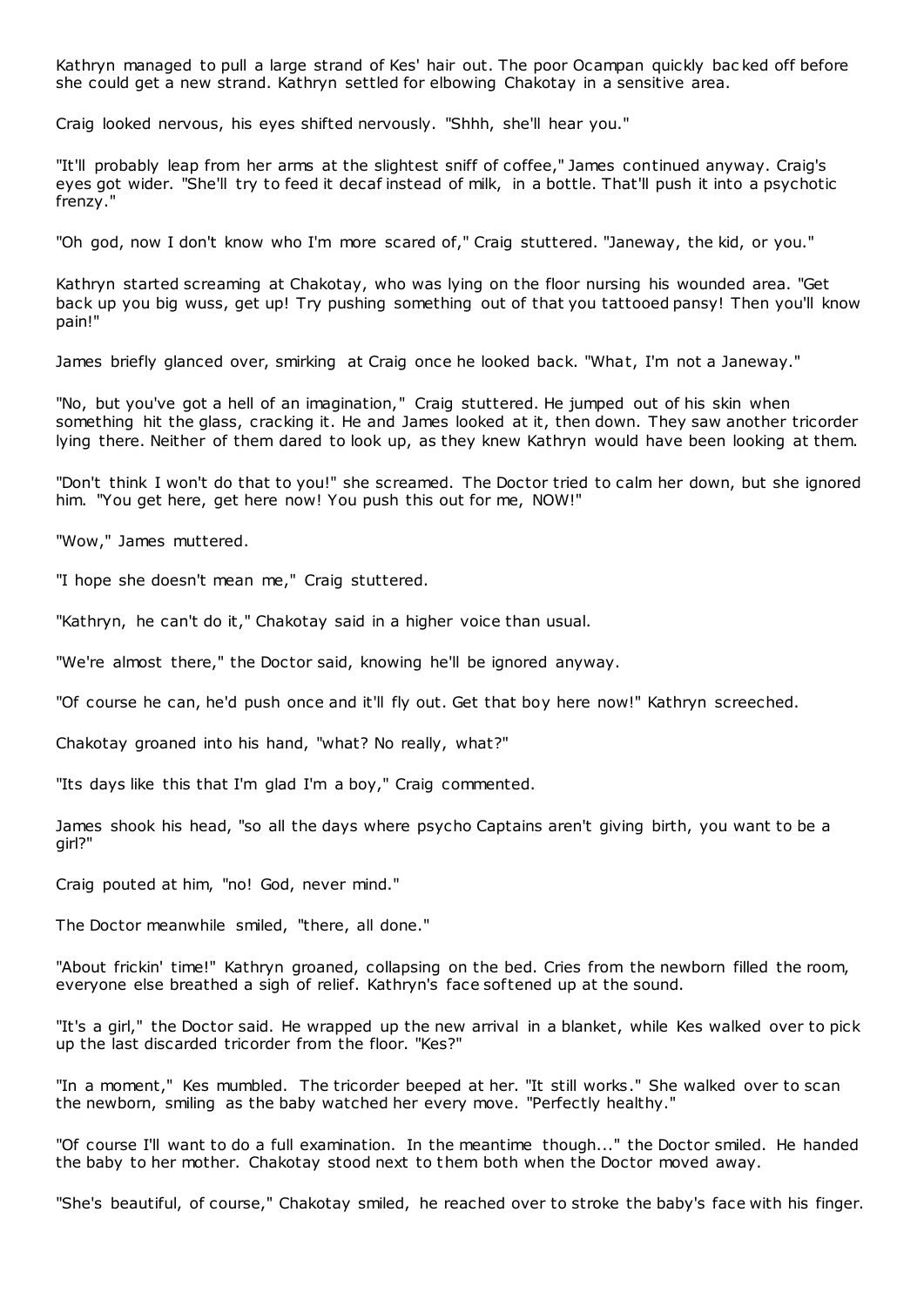Kathryn managed to pull a large strand of Kes' hair out. The poor Ocampan quickly backed off before she could get a new strand. Kathryn settled for elbowing Chakotay in a sensitive area.

Craig looked nervous, his eyes shifted nervously. "Shhh, she'll hear you."

"It'll probably leap from her arms at the slightest sniff of coffee," James continued anyway. Craig's eyes got wider. "She'll try to feed it decaf instead of milk, in a bottle. That'll push it into a psychotic frenzy."

"Oh god, now I don't know who I'm more scared of," Craig stuttered. "Janeway, the kid, or you."

Kathryn started screaming at Chakotay, who was lying on the floor nursing his wounded area. "Get back up you big wuss, get up! Try pushing something out of that you tattooed pansy! Then you'll know pain!"

James briefly glanced over, smirking at Craig once he looked back. "What, I'm not a Janeway."

"No, but you've got a hell of an imagination," Craig stuttered. He jumped out of his skin when something hit the glass, cracking it. He and James looked at it, then down. They saw another tricorder lying there. Neither of them dared to look up, as they knew Kathryn would have been looking at them.

"Don't think I won't do that to you!" she screamed. The Doctor tried to calm her down, but she ignored him. "You get here, get here now! You push this out for me, NOW!"

"Wow," James muttered.

"I hope she doesn't mean me," Craig stuttered.

"Kathryn, he can't do it," Chakotay said in a higher voice than usual.

"We're almost there," the Doctor said, knowing he'll be ignored anyway.

"Of course he can, he'd push once and it'll fly out. Get that boy here now!" Kathryn screeched.

Chakotay groaned into his hand, "what? No really, what?"

"Its days like this that I'm glad I'm a boy," Craig commented.

James shook his head, "so all the days where psycho Captains aren't giving birth, you want to be a girl?"

Craig pouted at him, "no! God, never mind."

The Doctor meanwhile smiled, "there, all done."

"About frickin' time!" Kathryn groaned, collapsing on the bed. Cries from the newborn filled the room, everyone else breathed a sigh of relief. Kathryn's face softened up at the sound.

"It's a girl," the Doctor said. He wrapped up the new arrival in a blanket, while Kes walked over to pick up the last discarded tricorder from the floor. "Kes?"

"In a moment," Kes mumbled. The tricorder beeped at her. "It still works." She walked over to scan the newborn, smiling as the baby watched her every move. "Perfectly healthy."

"Of course I'll want to do a full examination. In the meantime though..." the Doctor smiled. He handed the baby to her mother. Chakotay stood next to them both when the Doctor moved away.

"She's beautiful, of course," Chakotay smiled, he reached over to stroke the baby's face with his finger.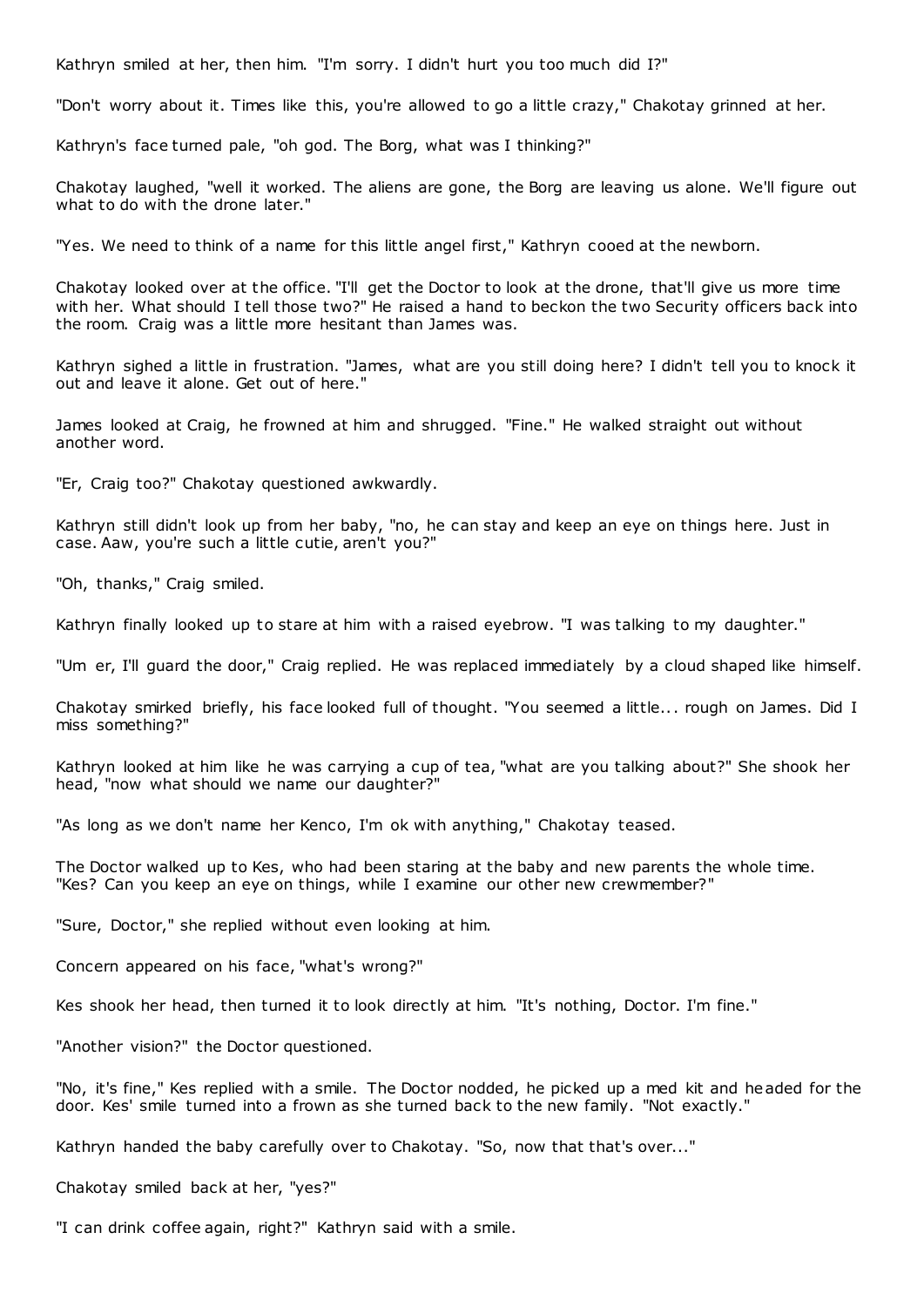Kathryn smiled at her, then him. "I'm sorry. I didn't hurt you too much did I?"

"Don't worry about it. Times like this, you're allowed to go a little crazy," Chakotay grinned at her.

Kathryn's face turned pale, "oh god. The Borg, what was I thinking?"

Chakotay laughed, "well it worked. The aliens are gone, the Borg are leaving us alone. We'll figure out what to do with the drone later."

"Yes. We need to think of a name for this little angel first," Kathryn cooed at the newborn.

Chakotay looked over at the office. "I'll get the Doctor to look at the drone, that'll give us more time with her. What should I tell those two?" He raised a hand to beckon the two Security officers back into the room. Craig was a little more hesitant than James was.

Kathryn sighed a little in frustration. "James, what are you still doing here? I didn't tell you to knock it out and leave it alone. Get out of here."

James looked at Craig, he frowned at him and shrugged. "Fine." He walked straight out without another word.

"Er, Craig too?" Chakotay questioned awkwardly.

Kathryn still didn't look up from her baby, "no, he can stay and keep an eye on things here. Just in case. Aaw, you're such a little cutie, aren't you?"

"Oh, thanks," Craig smiled.

Kathryn finally looked up to stare at him with a raised eyebrow. "I was talking to my daughter."

"Um er, I'll guard the door," Craig replied. He was replaced immediately by a cloud shaped like himself.

Chakotay smirked briefly, his face looked full of thought. "You seemed a little... rough on James. Did I miss something?"

Kathryn looked at him like he was carrying a cup of tea, "what are you talking about?" She shook her head, "now what should we name our daughter?"

"As long as we don't name her Kenco, I'm ok with anything," Chakotay teased.

The Doctor walked up to Kes, who had been staring at the baby and new parents the whole time. "Kes? Can you keep an eye on things, while I examine our other new crewmember?"

"Sure, Doctor," she replied without even looking at him.

Concern appeared on his face, "what's wrong?"

Kes shook her head, then turned it to look directly at him. "It's nothing, Doctor. I'm fine."

"Another vision?" the Doctor questioned.

"No, it's fine," Kes replied with a smile. The Doctor nodded, he picked up a med kit and headed for the door. Kes' smile turned into a frown as she turned back to the new family. "Not exactly."

Kathryn handed the baby carefully over to Chakotay. "So, now that that's over..."

Chakotay smiled back at her, "yes?"

"I can drink coffee again, right?" Kathryn said with a smile.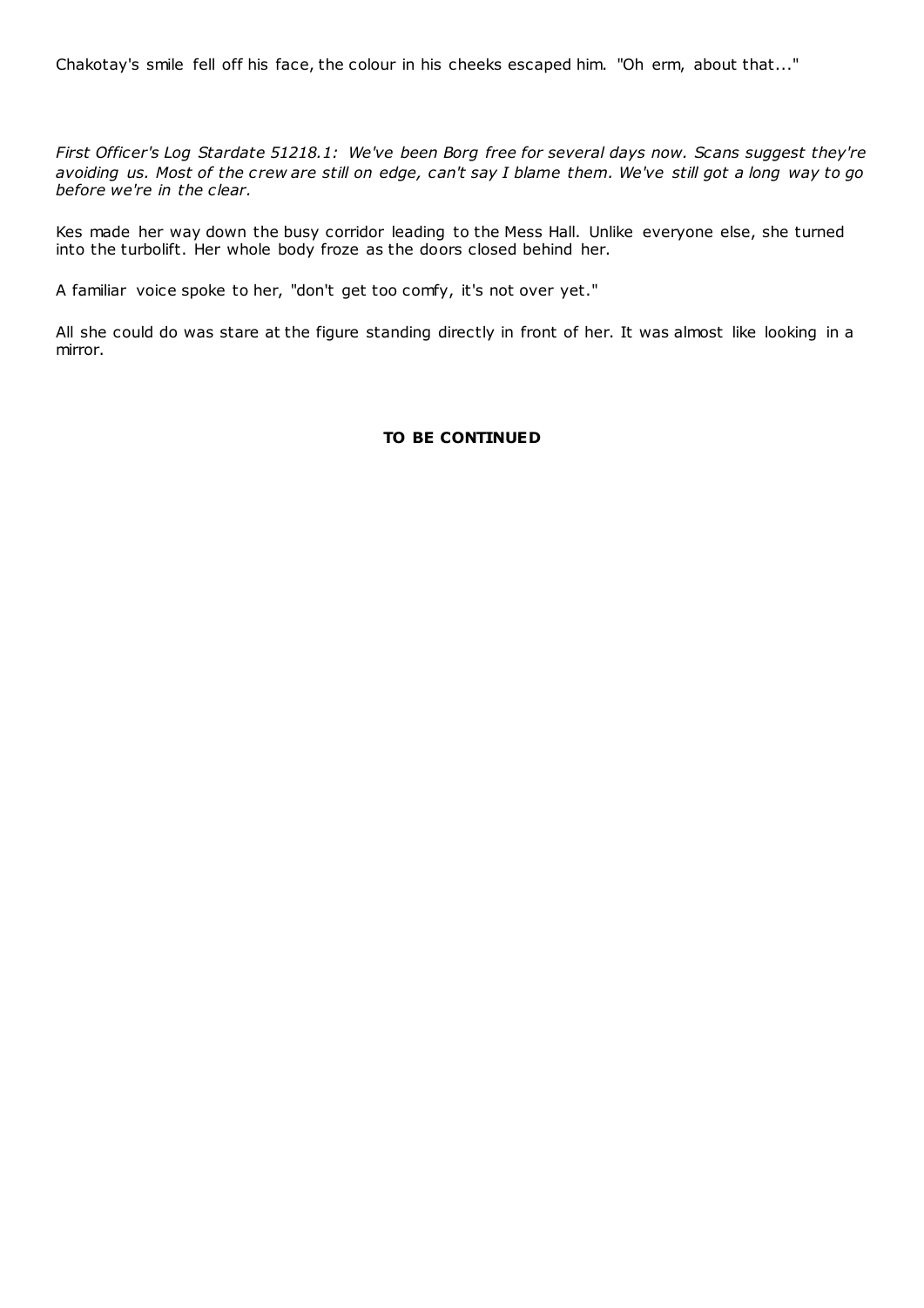Chakotay's smile fell off his face, the colour in his cheeks escaped him. "Oh erm, about that..."

*First Officer's Log Stardate 51218.1: We've been Borg free for several days now. Scans suggest they're avoiding us. Most of the crew are still on edge, can't say I blame them. We've still got a long way to go before we're in the clear.*

Kes made her way down the busy corridor leading to the Mess Hall. Unlike everyone else, she turned into the turbolift. Her whole body froze as the doors closed behind her.

A familiar voice spoke to her, "don't get too comfy, it's not over yet."

All she could do was stare at the figure standing directly in front of her. It was almost like looking in a mirror.

**TO BE CONTINUED**